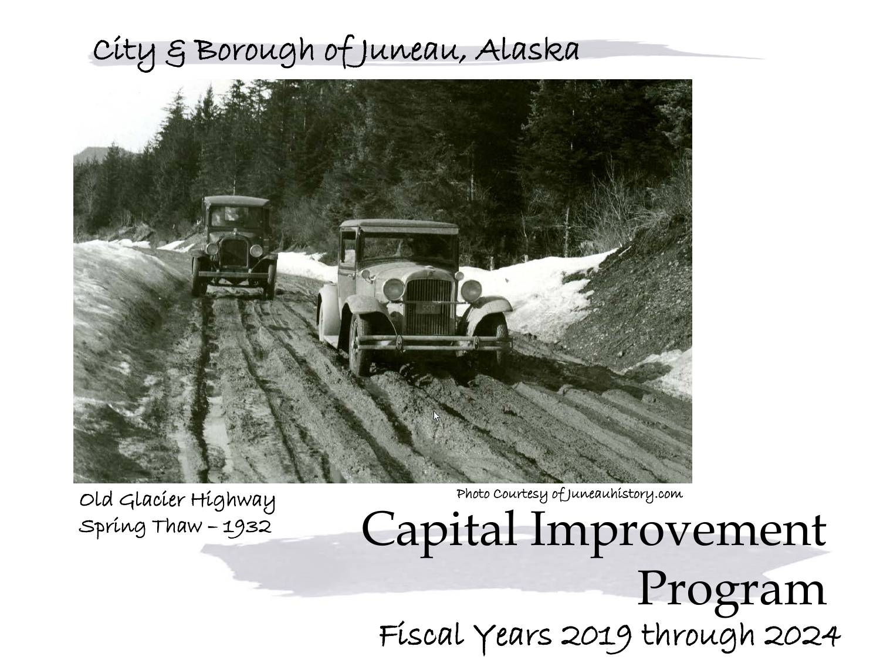# City & Borough of Juneau, Alaska

Old Glacier Highway
Spring Thaw – 1932

Photo Courtesy of Juneauhistory.com

# Capital Improvement Program

## Fiscal Years 2019 through 2024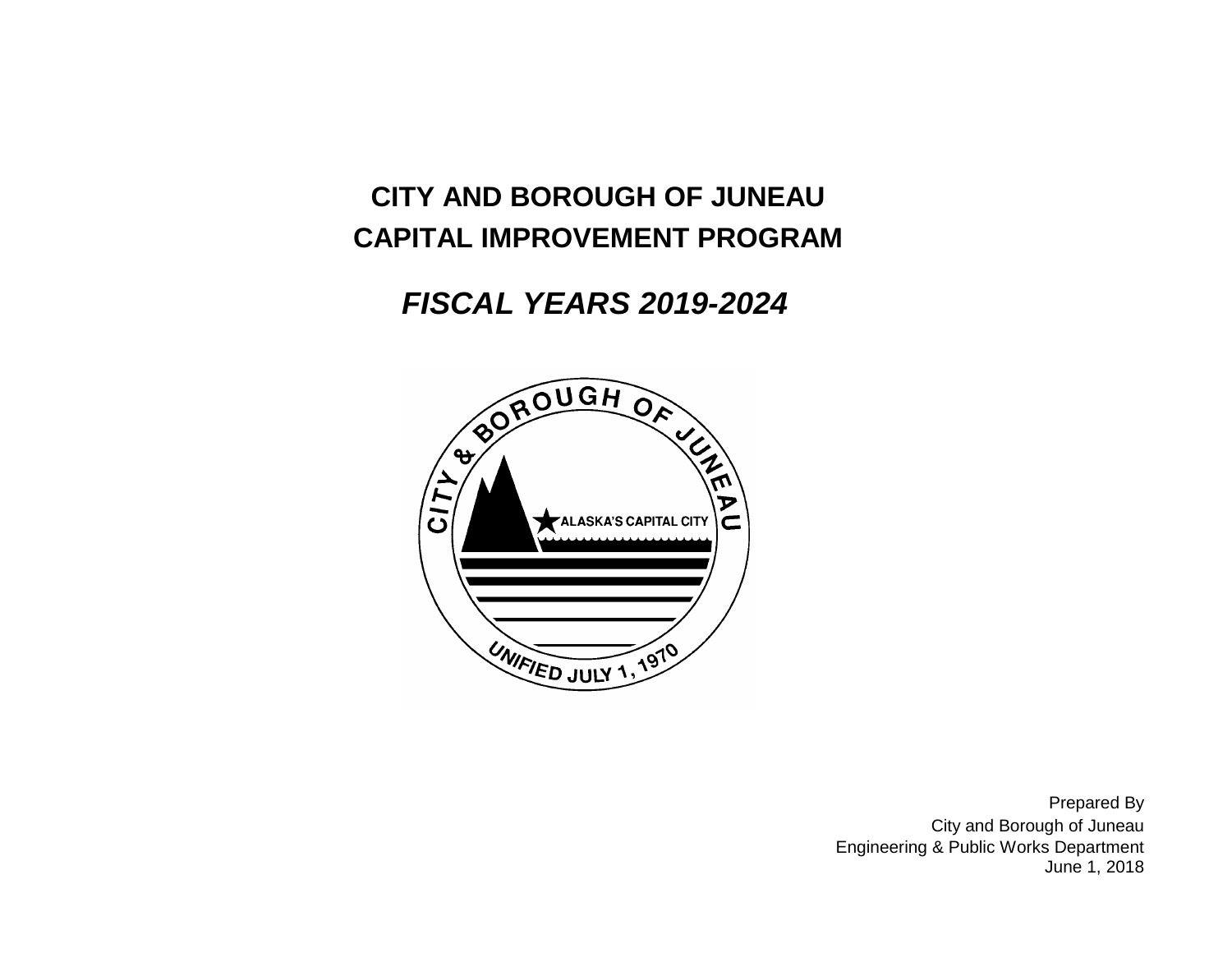# CITY AND BOROUGH OF JUNEAU
# CAPITAL IMPROVEMENT PROGRAM

## *FISCAL YEARS 2019-2024*

Prepared By
City and Borough of Juneau
Engineering & Public Works Department
June 1, 2018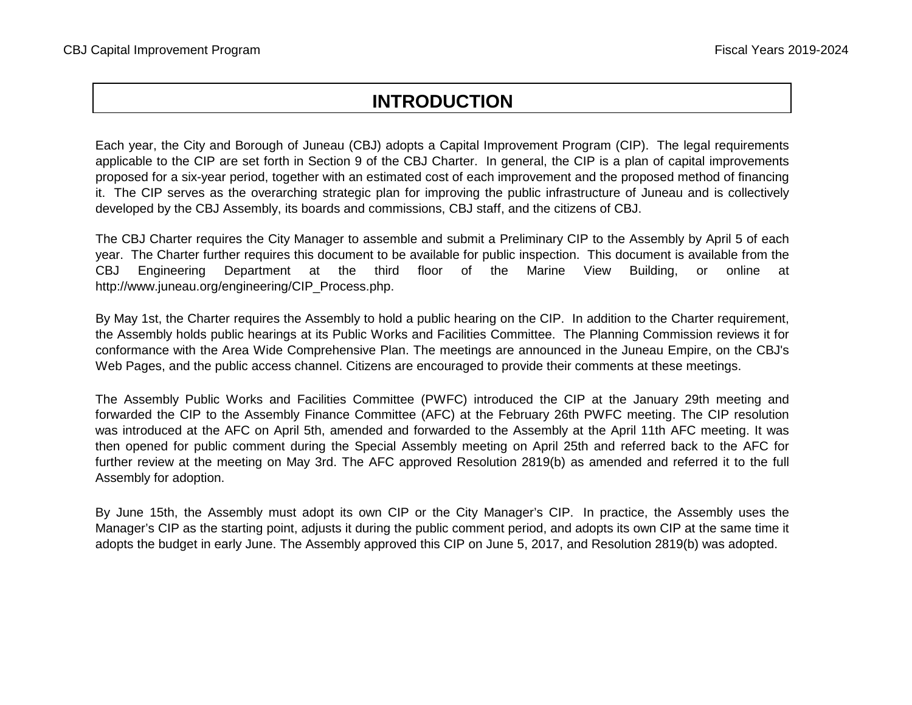# INTRODUCTION

Each year, the City and Borough of Juneau (CBJ) adopts a Capital Improvement Program (CIP). The legal requirements applicable to the CIP are set forth in Section 9 of the CBJ Charter. In general, the CIP is a plan of capital improvements proposed for a six-year period, together with an estimated cost of each improvement and the proposed method of financing it. The CIP serves as the overarching strategic plan for improving the public infrastructure of Juneau and is collectively developed by the CBJ Assembly, its boards and commissions, CBJ staff, and the citizens of CBJ.

The CBJ Charter requires the City Manager to assemble and submit a Preliminary CIP to the Assembly by April 5 of each year. The Charter further requires this document to be available for public inspection. This document is available from the CBJ Engineering Department at the third floor of the Marine View Building, or online at http://www.juneau.org/engineering/CIP_Process.php.

By May 1st, the Charter requires the Assembly to hold a public hearing on the CIP. In addition to the Charter requirement, the Assembly holds public hearings at its Public Works and Facilities Committee. The Planning Commission reviews it for conformance with the Area Wide Comprehensive Plan. The meetings are announced in the Juneau Empire, on the CBJ's Web Pages, and the public access channel. Citizens are encouraged to provide their comments at these meetings.

The Assembly Public Works and Facilities Committee (PWFC) introduced the CIP at the January 29th meeting and forwarded the CIP to the Assembly Finance Committee (AFC) at the February 26th PWFC meeting. The CIP resolution was introduced at the AFC on April 5th, amended and forwarded to the Assembly at the April 11th AFC meeting. It was then opened for public comment during the Special Assembly meeting on April 25th and referred back to the AFC for further review at the meeting on May 3rd. The AFC approved Resolution 2819(b) as amended and referred it to the full Assembly for adoption.

By June 15th, the Assembly must adopt its own CIP or the City Manager's CIP. In practice, the Assembly uses the Manager's CIP as the starting point, adjusts it during the public comment period, and adopts its own CIP at the same time it adopts the budget in early June. The Assembly approved this CIP on June 5, 2017, and Resolution 2819(b) was adopted.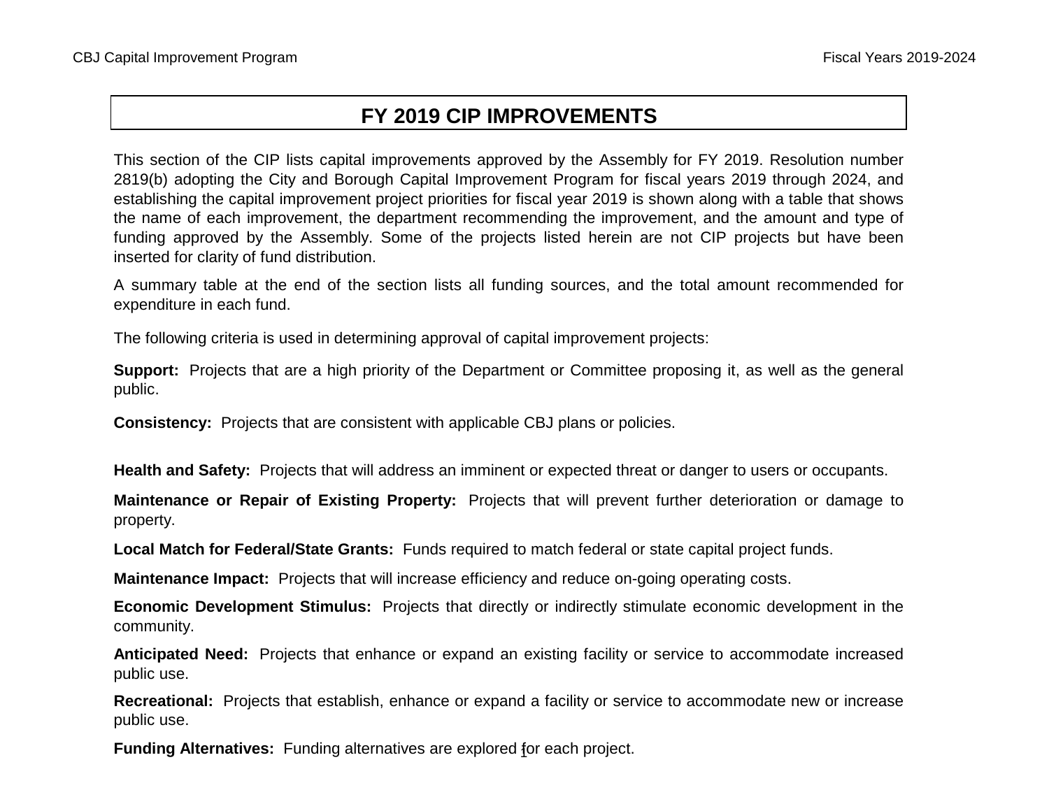# FY 2019 CIP IMPROVEMENTS

This section of the CIP lists capital improvements approved by the Assembly for FY 2019. Resolution number 2819(b) adopting the City and Borough Capital Improvement Program for fiscal years 2019 through 2024, and establishing the capital improvement project priorities for fiscal year 2019 is shown along with a table that shows the name of each improvement, the department recommending the improvement, and the amount and type of funding approved by the Assembly. Some of the projects listed herein are not CIP projects but have been inserted for clarity of fund distribution.

A summary table at the end of the section lists all funding sources, and the total amount recommended for expenditure in each fund.

The following criteria is used in determining approval of capital improvement projects:

**Support:** Projects that are a high priority of the Department or Committee proposing it, as well as the general public.

**Consistency:** Projects that are consistent with applicable CBJ plans or policies.

**Health and Safety:** Projects that will address an imminent or expected threat or danger to users or occupants.

**Maintenance or Repair of Existing Property:** Projects that will prevent further deterioration or damage to property.

**Local Match for Federal/State Grants:** Funds required to match federal or state capital project funds.

**Maintenance Impact:** Projects that will increase efficiency and reduce on-going operating costs.

**Economic Development Stimulus:** Projects that directly or indirectly stimulate economic development in the community.

**Anticipated Need:** Projects that enhance or expand an existing facility or service to accommodate increased public use.

**Recreational:** Projects that establish, enhance or expand a facility or service to accommodate new or increase public use.

**Funding Alternatives:** Funding alternatives are explored for each project.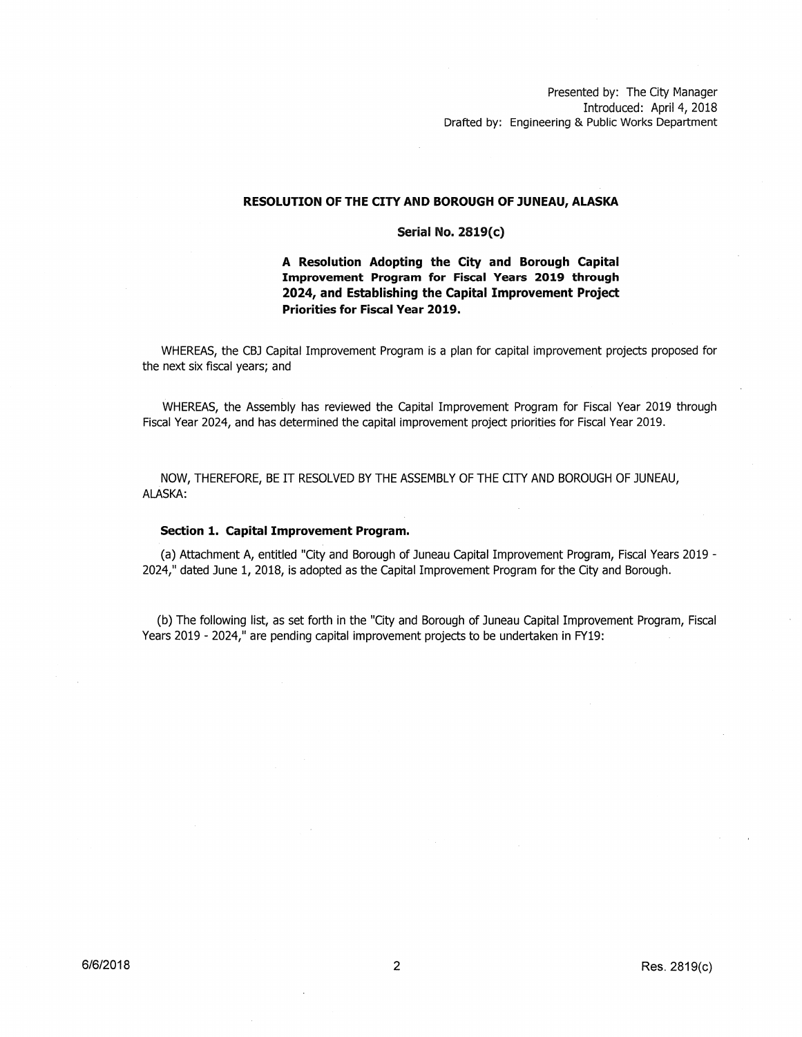Presented by: The City Manager
Introduced: April 4, 2018
Drafted by: Engineering & Public Works Department

**RESOLUTION OF THE CITY AND BOROUGH OF JUNEAU, ALASKA**

**Serial No. 2819(c)**

**A Resolution Adopting the City and Borough Capital Improvement Program for Fiscal Years 2019 through 2024, and Establishing the Capital Improvement Project Priorities for Fiscal Year 2019.**

WHEREAS, the CBJ Capital Improvement Program is a plan for capital improvement projects proposed for the next six fiscal years; and

WHEREAS, the Assembly has reviewed the Capital Improvement Program for Fiscal Year 2019 through Fiscal Year 2024, and has determined the capital improvement project priorities for Fiscal Year 2019.

NOW, THEREFORE, BE IT RESOLVED BY THE ASSEMBLY OF THE CITY AND BOROUGH OF JUNEAU, ALASKA:

**Section 1. Capital Improvement Program.**

(a) Attachment A, entitled "City and Borough of Juneau Capital Improvement Program, Fiscal Years 2019 - 2024," dated June 1, 2018, is adopted as the Capital Improvement Program for the City and Borough.

(b) The following list, as set forth in the "City and Borough of Juneau Capital Improvement Program, Fiscal Years 2019 - 2024," are pending capital improvement projects to be undertaken in FY19: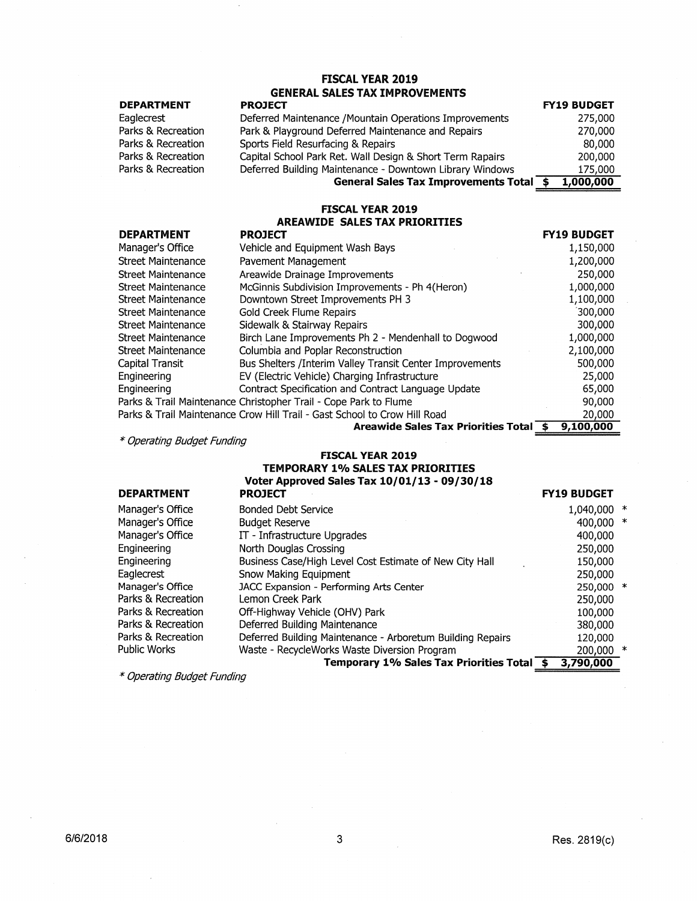## FISCAL YEAR 2019
## GENERAL SALES TAX IMPROVEMENTS

| DEPARTMENT | PROJECT | FY19 BUDGET |
|---|---|---|
| Eaglecrest | Deferred Maintenance /Mountain Operations Improvements | 275,000 |
| Parks & Recreation | Park & Playground Deferred Maintenance and Repairs | 270,000 |
| Parks & Recreation | Sports Field Resurfacing & Repairs | 80,000 |
| Parks & Recreation | Capital School Park Ret. Wall Design & Short Term Repairs | 200,000 |
| Parks & Recreation | Deferred Building Maintenance - Downtown Library Windows | 175,000 |
| | **General Sales Tax Improvements Total** | **$ 1,000,000** |

## FISCAL YEAR 2019
## AREAWIDE SALES TAX PRIORITIES

| DEPARTMENT | PROJECT | FY19 BUDGET |
|---|---|---|
| Manager's Office | Vehicle and Equipment Wash Bays | 1,150,000 |
| Street Maintenance | Pavement Management | 1,200,000 |
| Street Maintenance | Areawide Drainage Improvements | 250,000 |
| Street Maintenance | McGinnis Subdivision Improvements - Ph 4(Heron) | 1,000,000 |
| Street Maintenance | Downtown Street Improvements PH 3 | 1,100,000 |
| Street Maintenance | Gold Creek Flume Repairs | 300,000 |
| Street Maintenance | Sidewalk & Stairway Repairs | 300,000 |
| Street Maintenance | Birch Lane Improvements Ph 2 - Mendenhall to Dogwood | 1,000,000 |
| Street Maintenance | Columbia and Poplar Reconstruction | 2,100,000 |
| Capital Transit | Bus Shelters /Interim Valley Transit Center Improvements | 500,000 |
| Engineering | EV (Electric Vehicle) Charging Infrastructure | 25,000 |
| Engineering | Contract Specification and Contract Language Update | 65,000 |
| Parks & Trail Maintenance | Christopher Trail - Cope Park to Flume | 90,000 |
| Parks & Trail Maintenance | Crow Hill Trail - Gast School to Crow Hill Road | 20,000 |
| | **Areawide Sales Tax Priorities Total** | **$ 9,100,000** |

*\* Operating Budget Funding*

## FISCAL YEAR 2019
## TEMPORARY 1% SALES TAX PRIORITIES
### Voter Approved Sales Tax 10/01/13 - 09/30/18

| DEPARTMENT | PROJECT | FY19 BUDGET | |
|---|---|---|---|
| Manager's Office | Bonded Debt Service | 1,040,000 | * |
| Manager's Office | Budget Reserve | 400,000 | * |
| Manager's Office | IT - Infrastructure Upgrades | 400,000 | |
| Engineering | North Douglas Crossing | 250,000 | |
| Engineering | Business Case/High Level Cost Estimate of New City Hall | 150,000 | |
| Eaglecrest | Snow Making Equipment | 250,000 | |
| Manager's Office | JACC Expansion - Performing Arts Center | 250,000 | * |
| Parks & Recreation | Lemon Creek Park | 250,000 | |
| Parks & Recreation | Off-Highway Vehicle (OHV) Park | 100,000 | |
| Parks & Recreation | Deferred Building Maintenance | 380,000 | |
| Parks & Recreation | Deferred Building Maintenance - Arboretum Building Repairs | 120,000 | |
| Public Works | Waste - RecycleWorks Waste Diversion Program | 200,000 | * |
| | **Temporary 1% Sales Tax Priorities Total** | **$ 3,790,000** | |

*\* Operating Budget Funding*

6/6/2018 Res. 2819(c)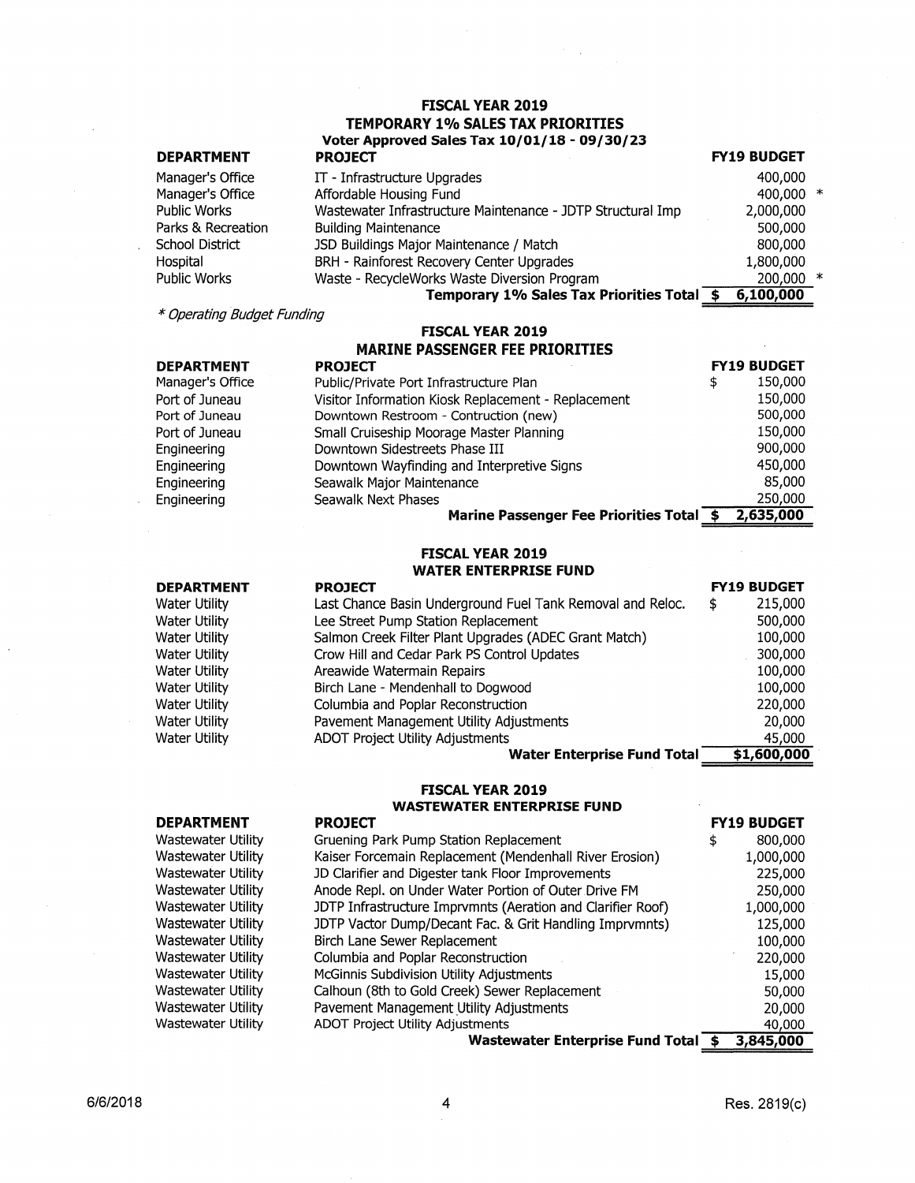## FISCAL YEAR 2019
## TEMPORARY 1% SALES TAX PRIORITIES
### Voter Approved Sales Tax 10/01/18 - 09/30/23

| DEPARTMENT | PROJECT | FY19 BUDGET |
|---|---|---|
| Manager's Office | IT - Infrastructure Upgrades | 400,000 |
| Manager's Office | Affordable Housing Fund | 400,000 * |
| Public Works | Wastewater Infrastructure Maintenance - JDTP Structural Imp | 2,000,000 |
| Parks & Recreation | Building Maintenance | 500,000 |
| School District | JSD Buildings Major Maintenance / Match | 800,000 |
| Hospital | BRH - Rainforest Recovery Center Upgrades | 1,800,000 |
| Public Works | Waste - RecycleWorks Waste Diversion Program | 200,000 * |
| | **Temporary 1% Sales Tax Priorities Total** | **$ 6,100,000** |

*\* Operating Budget Funding*

## FISCAL YEAR 2019
## MARINE PASSENGER FEE PRIORITIES

| DEPARTMENT | PROJECT | FY19 BUDGET |
|---|---|---|
| Manager's Office | Public/Private Port Infrastructure Plan | $ 150,000 |
| Port of Juneau | Visitor Information Kiosk Replacement - Replacement | 150,000 |
| Port of Juneau | Downtown Restroom - Contruction (new) | 500,000 |
| Port of Juneau | Small Cruiseship Moorage Master Planning | 150,000 |
| Engineering | Downtown Sidestreets Phase III | 900,000 |
| Engineering | Downtown Wayfinding and Interpretive Signs | 450,000 |
| Engineering | Seawalk Major Maintenance | 85,000 |
| Engineering | Seawalk Next Phases | 250,000 |
| | **Marine Passenger Fee Priorities Total** | **$ 2,635,000** |

## FISCAL YEAR 2019
## WATER ENTERPRISE FUND

| DEPARTMENT | PROJECT | FY19 BUDGET |
|---|---|---|
| Water Utility | Last Chance Basin Underground Fuel Tank Removal and Reloc. | $ 215,000 |
| Water Utility | Lee Street Pump Station Replacement | 500,000 |
| Water Utility | Salmon Creek Filter Plant Upgrades (ADEC Grant Match) | 100,000 |
| Water Utility | Crow Hill and Cedar Park PS Control Updates | 300,000 |
| Water Utility | Areawide Watermain Repairs | 100,000 |
| Water Utility | Birch Lane - Mendenhall to Dogwood | 100,000 |
| Water Utility | Columbia and Poplar Reconstruction | 220,000 |
| Water Utility | Pavement Management Utility Adjustments | 20,000 |
| Water Utility | ADOT Project Utility Adjustments | 45,000 |
| | **Water Enterprise Fund Total** | **$1,600,000** |

## FISCAL YEAR 2019
## WASTEWATER ENTERPRISE FUND

| DEPARTMENT | PROJECT | FY19 BUDGET |
|---|---|---|
| Wastewater Utility | Gruening Park Pump Station Replacement | $ 800,000 |
| Wastewater Utility | Kaiser Forcemain Replacement (Mendenhall River Erosion) | 1,000,000 |
| Wastewater Utility | JD Clarifier and Digester tank Floor Improvements | 225,000 |
| Wastewater Utility | Anode Repl. on Under Water Portion of Outer Drive FM | 250,000 |
| Wastewater Utility | JDTP Infrastructure Imprvmnts (Aeration and Clarifier Roof) | 1,000,000 |
| Wastewater Utility | JDTP Vactor Dump/Decant Fac. & Grit Handling Imprvmnts) | 125,000 |
| Wastewater Utility | Birch Lane Sewer Replacement | 100,000 |
| Wastewater Utility | Columbia and Poplar Reconstruction | 220,000 |
| Wastewater Utility | McGinnis Subdivision Utility Adjustments | 15,000 |
| Wastewater Utility | Calhoun (8th to Gold Creek) Sewer Replacement | 50,000 |
| Wastewater Utility | Pavement Management Utility Adjustments | 20,000 |
| Wastewater Utility | ADOT Project Utility Adjustments | 40,000 |
| | **Wastewater Enterprise Fund Total** | **$ 3,845,000** |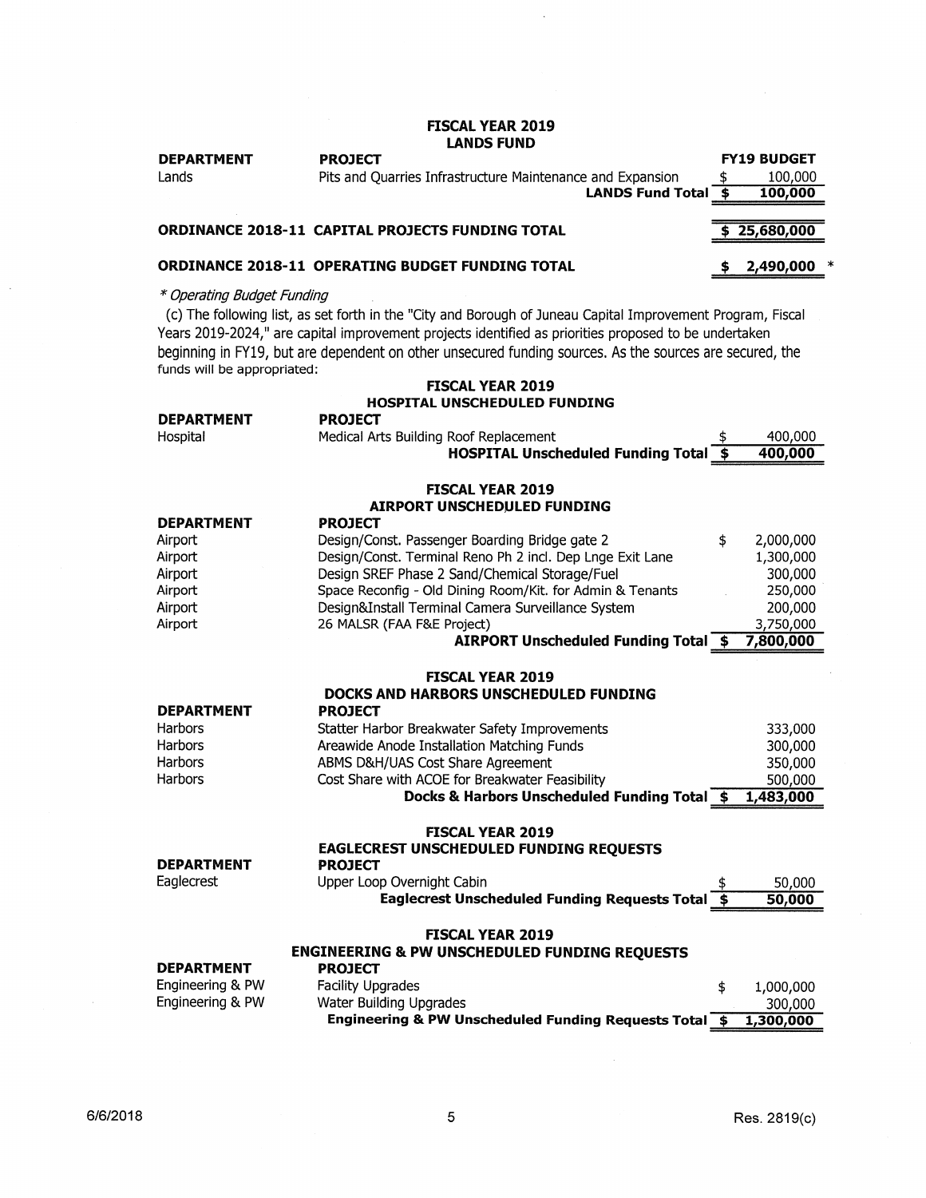## FISCAL YEAR 2019
### LANDS FUND

| DEPARTMENT | PROJECT | FY19 BUDGET |
|---|---|---|
| Lands | Pits and Quarries Infrastructure Maintenance and Expansion | $ 100,000 |
| | **LANDS Fund Total** | **$ 100,000** |

**ORDINANCE 2018-11 CAPITAL PROJECTS FUNDING TOTAL** **$ 25,680,000**

**ORDINANCE 2018-11 OPERATING BUDGET FUNDING TOTAL** **$ 2,490,000** *

*\* Operating Budget Funding*

(c) The following list, as set forth in the "City and Borough of Juneau Capital Improvement Program, Fiscal Years 2019-2024," are capital improvement projects identified as priorities proposed to be undertaken beginning in FY19, but are dependent on other unsecured funding sources. As the sources are secured, the funds will be appropriated:

## FISCAL YEAR 2019
### HOSPITAL UNSCHEDULED FUNDING

| DEPARTMENT | PROJECT | |
|---|---|---|
| Hospital | Medical Arts Building Roof Replacement | $ 400,000 |
| | **HOSPITAL Unscheduled Funding Total** | **$ 400,000** |

## FISCAL YEAR 2019
### AIRPORT UNSCHEDULED FUNDING

| DEPARTMENT | PROJECT | |
|---|---|---|
| Airport | Design/Const. Passenger Boarding Bridge gate 2 | $ 2,000,000 |
| Airport | Design/Const. Terminal Reno Ph 2 incl. Dep Lnge Exit Lane | 1,300,000 |
| Airport | Design SREF Phase 2 Sand/Chemical Storage/Fuel | 300,000 |
| Airport | Space Reconfig - Old Dining Room/Kit. for Admin & Tenants | 250,000 |
| Airport | Design&Install Terminal Camera Surveillance System | 200,000 |
| Airport | 26 MALSR (FAA F&E Project) | 3,750,000 |
| | **AIRPORT Unscheduled Funding Total** | **$ 7,800,000** |

## FISCAL YEAR 2019
### DOCKS AND HARBORS UNSCHEDULED FUNDING

| DEPARTMENT | PROJECT | |
|---|---|---|
| Harbors | Statter Harbor Breakwater Safety Improvements | 333,000 |
| Harbors | Areawide Anode Installation Matching Funds | 300,000 |
| Harbors | ABMS D&H/UAS Cost Share Agreement | 350,000 |
| Harbors | Cost Share with ACOE for Breakwater Feasibility | 500,000 |
| | **Docks & Harbors Unscheduled Funding Total** | **$ 1,483,000** |

## FISCAL YEAR 2019
### EAGLECREST UNSCHEDULED FUNDING REQUESTS

| DEPARTMENT | PROJECT | |
|---|---|---|
| Eaglecrest | Upper Loop Overnight Cabin | $ 50,000 |
| | **Eaglecrest Unscheduled Funding Requests Total** | **$ 50,000** |

## FISCAL YEAR 2019
### ENGINEERING & PW UNSCHEDULED FUNDING REQUESTS

| DEPARTMENT | PROJECT | |
|---|---|---|
| Engineering & PW | Facility Upgrades | $ 1,000,000 |
| Engineering & PW | Water Building Upgrades | 300,000 |
| | **Engineering & PW Unscheduled Funding Requests Total** | **$ 1,300,000** |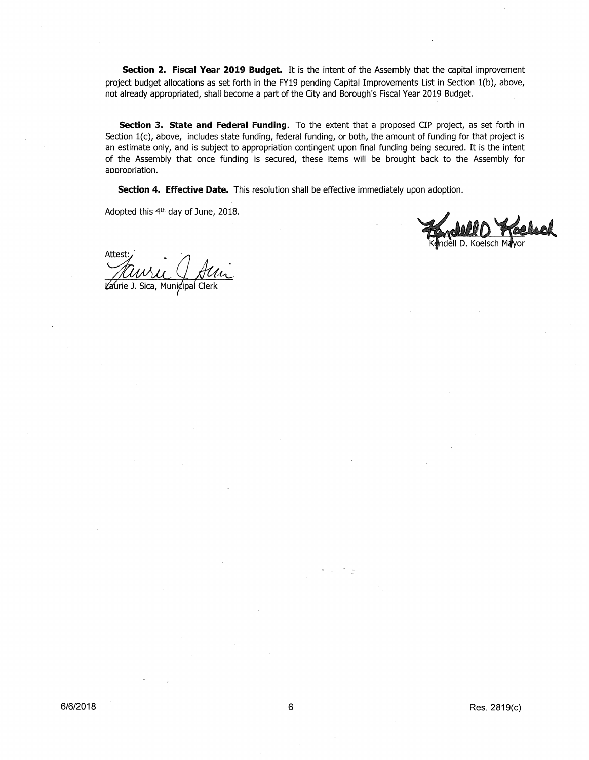**Section 2. Fiscal Year 2019 Budget.** It is the intent of the Assembly that the capital improvement project budget allocations as set forth in the FY19 pending Capital Improvements List in Section 1(b), above, not already appropriated, shall become a part of the City and Borough's Fiscal Year 2019 Budget.

**Section 3. State and Federal Funding**. To the extent that a proposed CIP project, as set forth in Section 1(c), above, includes state funding, federal funding, or both, the amount of funding for that project is an estimate only, and is subject to appropriation contingent upon final funding being secured. It is the intent of the Assembly that once funding is secured, these items will be brought back to the Assembly for appropriation.

**Section 4. Effective Date.** This resolution shall be effective immediately upon adoption.

Adopted this 4th day of June, 2018.

Kendell D. Koelsch Mayor

Attest:

Laurie J. Sica, Municipal Clerk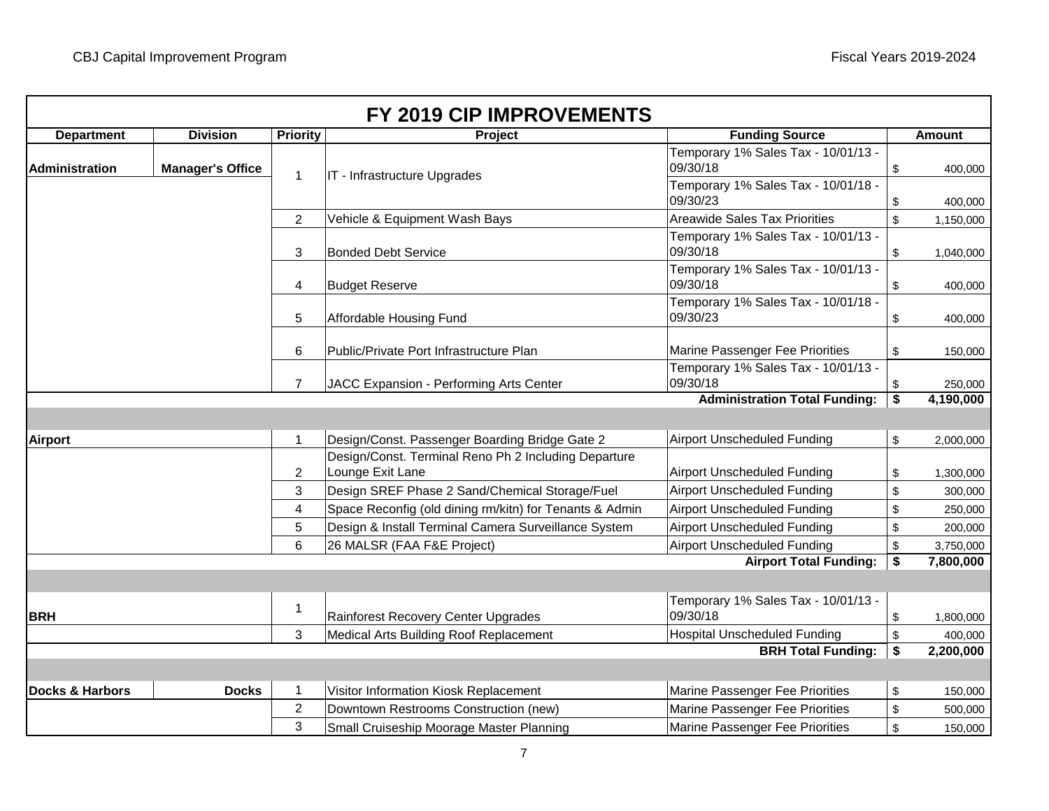# FY 2019 CIP IMPROVEMENTS

| Department | Division | Priority | Project | Funding Source | Amount |
|---|---|---|---|---|---|
| Administration | Manager's Office | 1 | IT - Infrastructure Upgrades | Temporary 1% Sales Tax - 10/01/13 - 09/30/18 | $ 400,000 |
| | | | | Temporary 1% Sales Tax - 10/01/18 - 09/30/23 | $ 400,000 |
| | | 2 | Vehicle & Equipment Wash Bays | Areawide Sales Tax Priorities | $ 1,150,000 |
| | | 3 | Bonded Debt Service | Temporary 1% Sales Tax - 10/01/13 - 09/30/18 | $ 1,040,000 |
| | | 4 | Budget Reserve | Temporary 1% Sales Tax - 10/01/13 - 09/30/18 | $ 400,000 |
| | | 5 | Affordable Housing Fund | Temporary 1% Sales Tax - 10/01/18 - 09/30/23 | $ 400,000 |
| | | 6 | Public/Private Port Infrastructure Plan | Marine Passenger Fee Priorities | $ 150,000 |
| | | 7 | JACC Expansion - Performing Arts Center | Temporary 1% Sales Tax - 10/01/13 - 09/30/18 | $ 250,000 |
| | | | | **Administration Total Funding:** | **$ 4,190,000** |
| | | | | | |
| Airport | | 1 | Design/Const. Passenger Boarding Bridge Gate 2 | Airport Unscheduled Funding | $ 2,000,000 |
| | | 2 | Design/Const. Terminal Reno Ph 2 Including Departure Lounge Exit Lane | Airport Unscheduled Funding | $ 1,300,000 |
| | | 3 | Design SREF Phase 2 Sand/Chemical Storage/Fuel | Airport Unscheduled Funding | $ 300,000 |
| | | 4 | Space Reconfig (old dining rm/kitn) for Tenants & Admin | Airport Unscheduled Funding | $ 250,000 |
| | | 5 | Design & Install Terminal Camera Surveillance System | Airport Unscheduled Funding | $ 200,000 |
| | | 6 | 26 MALSR (FAA F&E Project) | Airport Unscheduled Funding | $ 3,750,000 |
| | | | | **Airport Total Funding:** | **$ 7,800,000** |
| | | | | | |
| BRH | | 1 | Rainforest Recovery Center Upgrades | Temporary 1% Sales Tax - 10/01/13 - 09/30/18 | $ 1,800,000 |
| | | 3 | Medical Arts Building Roof Replacement | Hospital Unscheduled Funding | $ 400,000 |
| | | | | **BRH Total Funding:** | **$ 2,200,000** |
| | | | | | |
| Docks & Harbors | Docks | 1 | Visitor Information Kiosk Replacement | Marine Passenger Fee Priorities | $ 150,000 |
| | | 2 | Downtown Restrooms Construction (new) | Marine Passenger Fee Priorities | $ 500,000 |
| | | 3 | Small Cruiseship Moorage Master Planning | Marine Passenger Fee Priorities | $ 150,000 |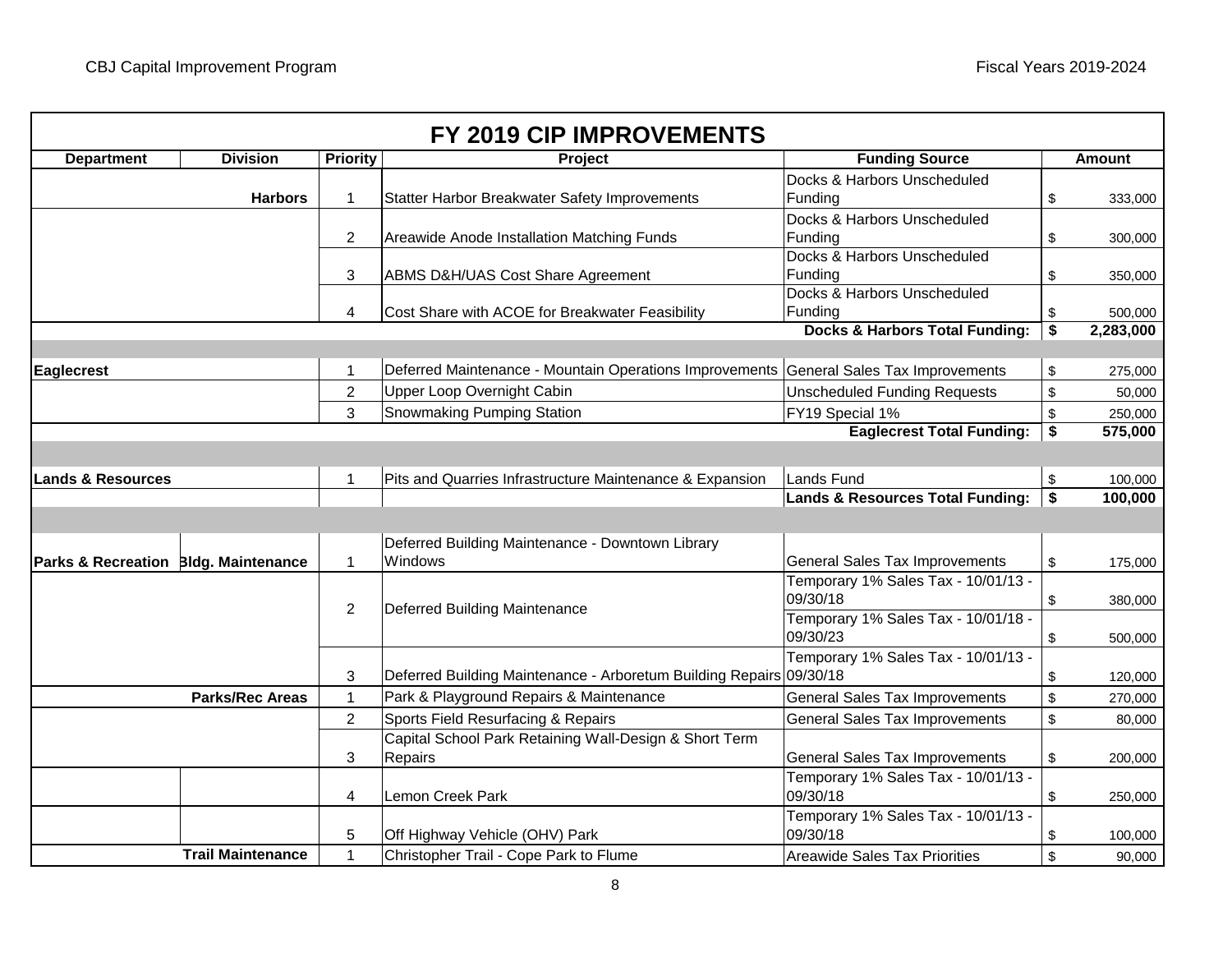## FY 2019 CIP IMPROVEMENTS

| Department | Division | Priority | Project | Funding Source | Amount |
|---|---|---|---|---|---|
| | Harbors | 1 | Statter Harbor Breakwater Safety Improvements | Docks & Harbors Unscheduled Funding | $ 333,000 |
| | | 2 | Areawide Anode Installation Matching Funds | Docks & Harbors Unscheduled Funding | $ 300,000 |
| | | 3 | ABMS D&H/UAS Cost Share Agreement | Docks & Harbors Unscheduled Funding | $ 350,000 |
| | | 4 | Cost Share with ACOE for Breakwater Feasibility | Docks & Harbors Unscheduled Funding | $ 500,000 |
| | | | | **Docks & Harbors Total Funding:** | **$ 2,283,000** |
| | | | | | |
| **Eaglecrest** | | 1 | Deferred Maintenance - Mountain Operations Improvements | General Sales Tax Improvements | $ 275,000 |
| | | 2 | Upper Loop Overnight Cabin | Unscheduled Funding Requests | $ 50,000 |
| | | 3 | Snowmaking Pumping Station | FY19 Special 1% | $ 250,000 |
| | | | | **Eaglecrest Total Funding:** | **$ 575,000** |
| | | | | | |
| **Lands & Resources** | | 1 | Pits and Quarries Infrastructure Maintenance & Expansion | Lands Fund | $ 100,000 |
| | | | | **Lands & Resources Total Funding:** | **$ 100,000** |
| | | | | | |
| **Parks & Recreation** | **Bldg. Maintenance** | 1 | Deferred Building Maintenance - Downtown Library Windows | General Sales Tax Improvements | $ 175,000 |
| | | 2 | Deferred Building Maintenance | Temporary 1% Sales Tax - 10/01/13 - 09/30/18 | $ 380,000 |
| | | | | Temporary 1% Sales Tax - 10/01/18 - 09/30/23 | $ 500,000 |
| | | 3 | Deferred Building Maintenance - Arboretum Building Repairs | Temporary 1% Sales Tax - 10/01/13 - 09/30/18 | $ 120,000 |
| | **Parks/Rec Areas** | 1 | Park & Playground Repairs & Maintenance | General Sales Tax Improvements | $ 270,000 |
| | | 2 | Sports Field Resurfacing & Repairs | General Sales Tax Improvements | $ 80,000 |
| | | 3 | Capital School Park Retaining Wall-Design & Short Term Repairs | General Sales Tax Improvements | $ 200,000 |
| | | 4 | Lemon Creek Park | Temporary 1% Sales Tax - 10/01/13 - 09/30/18 | $ 250,000 |
| | | 5 | Off Highway Vehicle (OHV) Park | Temporary 1% Sales Tax - 10/01/13 - 09/30/18 | $ 100,000 |
| | **Trail Maintenance** | 1 | Christopher Trail - Cope Park to Flume | Areawide Sales Tax Priorities | $ 90,000 |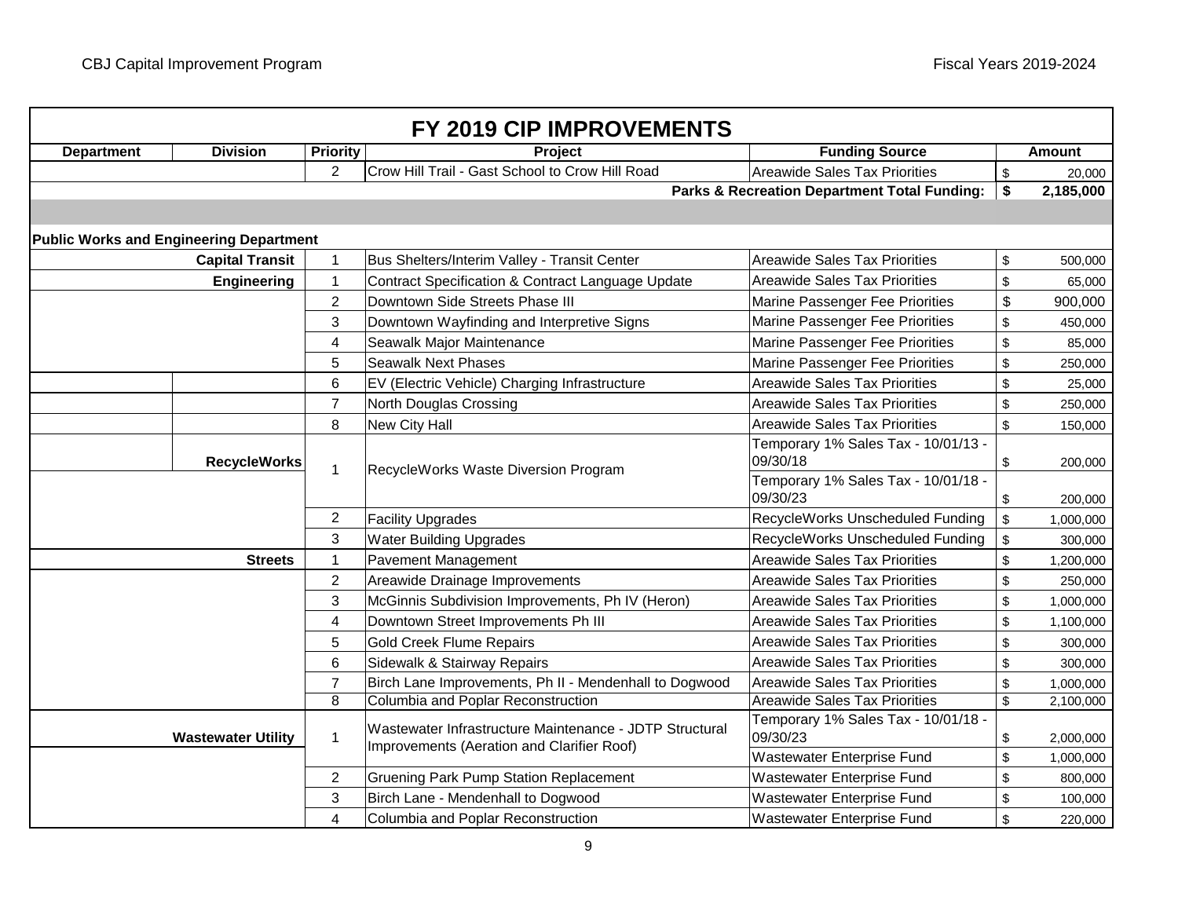## FY 2019 CIP IMPROVEMENTS

| Department | Division | Priority | Project | Funding Source | Amount |
|---|---|---|---|---|---|
| | | 2 | Crow Hill Trail - Gast School to Crow Hill Road | Areawide Sales Tax Priorities | $ 20,000 |
| | | | | **Parks & Recreation Department Total Funding:** | **$ 2,185,000** |
| | | | | | |
| **Public Works and Engineering Department** | | | | | |
| | **Capital Transit** | 1 | Bus Shelters/Interim Valley - Transit Center | Areawide Sales Tax Priorities | $ 500,000 |
| | **Engineering** | 1 | Contract Specification & Contract Language Update | Areawide Sales Tax Priorities | $ 65,000 |
| | | 2 | Downtown Side Streets Phase III | Marine Passenger Fee Priorities | $ 900,000 |
| | | 3 | Downtown Wayfinding and Interpretive Signs | Marine Passenger Fee Priorities | $ 450,000 |
| | | 4 | Seawalk Major Maintenance | Marine Passenger Fee Priorities | $ 85,000 |
| | | 5 | Seawalk Next Phases | Marine Passenger Fee Priorities | $ 250,000 |
| | | 6 | EV (Electric Vehicle) Charging Infrastructure | Areawide Sales Tax Priorities | $ 25,000 |
| | | 7 | North Douglas Crossing | Areawide Sales Tax Priorities | $ 250,000 |
| | | 8 | New City Hall | Areawide Sales Tax Priorities | $ 150,000 |
| | **RecycleWorks** | 1 | RecycleWorks Waste Diversion Program | Temporary 1% Sales Tax - 10/01/13 - 09/30/18 | $ 200,000 |
| | | | | Temporary 1% Sales Tax - 10/01/18 - 09/30/23 | $ 200,000 |
| | | 2 | Facility Upgrades | RecycleWorks Unscheduled Funding | $ 1,000,000 |
| | | 3 | Water Building Upgrades | RecycleWorks Unscheduled Funding | $ 300,000 |
| | **Streets** | 1 | Pavement Management | Areawide Sales Tax Priorities | $ 1,200,000 |
| | | 2 | Areawide Drainage Improvements | Areawide Sales Tax Priorities | $ 250,000 |
| | | 3 | McGinnis Subdivision Improvements, Ph IV (Heron) | Areawide Sales Tax Priorities | $ 1,000,000 |
| | | 4 | Downtown Street Improvements Ph III | Areawide Sales Tax Priorities | $ 1,100,000 |
| | | 5 | Gold Creek Flume Repairs | Areawide Sales Tax Priorities | $ 300,000 |
| | | 6 | Sidewalk & Stairway Repairs | Areawide Sales Tax Priorities | $ 300,000 |
| | | 7 | Birch Lane Improvements, Ph II - Mendenhall to Dogwood | Areawide Sales Tax Priorities | $ 1,000,000 |
| | | 8 | Columbia and Poplar Reconstruction | Areawide Sales Tax Priorities | $ 2,100,000 |
| | **Wastewater Utility** | 1 | Wastewater Infrastructure Maintenance - JDTP Structural Improvements (Aeration and Clarifier Roof) | Temporary 1% Sales Tax - 10/01/18 - 09/30/23 | $ 2,000,000 |
| | | | | Wastewater Enterprise Fund | $ 1,000,000 |
| | | 2 | Gruening Park Pump Station Replacement | Wastewater Enterprise Fund | $ 800,000 |
| | | 3 | Birch Lane - Mendenhall to Dogwood | Wastewater Enterprise Fund | $ 100,000 |
| | | 4 | Columbia and Poplar Reconstruction | Wastewater Enterprise Fund | $ 220,000 |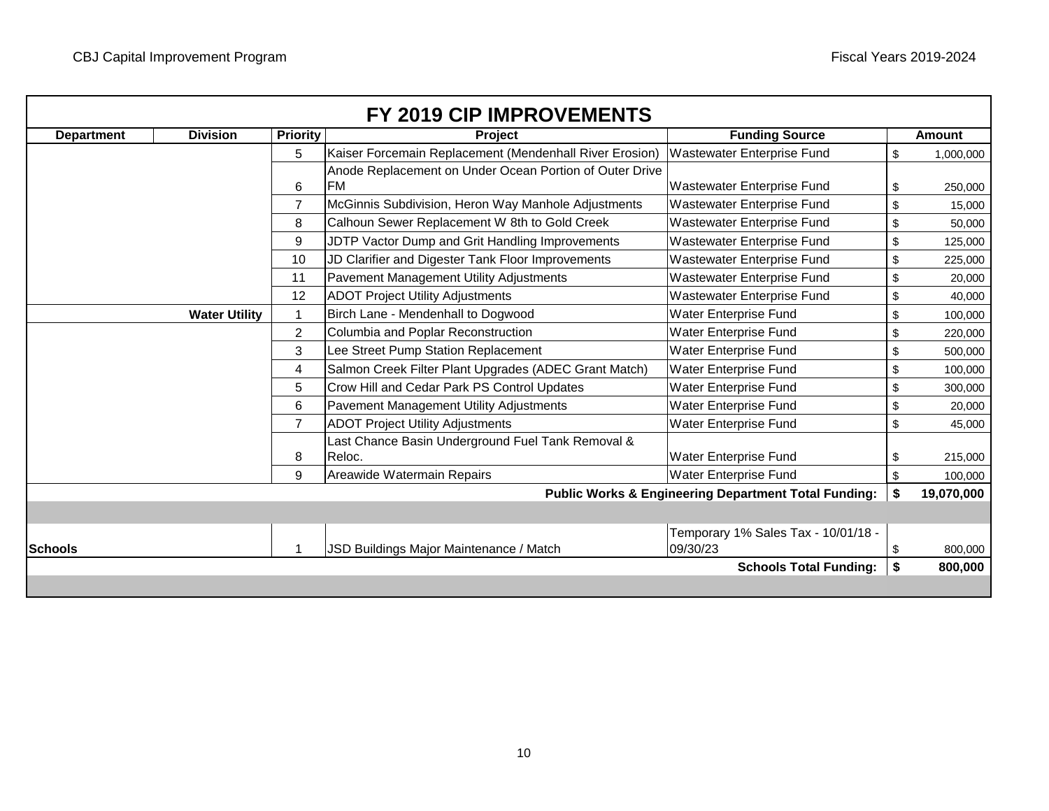## FY 2019 CIP IMPROVEMENTS

| Department | Division | Priority | Project | Funding Source | Amount |
|---|---|---|---|---|---|
| | | 5 | Kaiser Forcemain Replacement (Mendenhall River Erosion) | Wastewater Enterprise Fund | $ 1,000,000 |
| | | 6 | Anode Replacement on Under Ocean Portion of Outer Drive FM | Wastewater Enterprise Fund | $ 250,000 |
| | | 7 | McGinnis Subdivision, Heron Way Manhole Adjustments | Wastewater Enterprise Fund | $ 15,000 |
| | | 8 | Calhoun Sewer Replacement W 8th to Gold Creek | Wastewater Enterprise Fund | $ 50,000 |
| | | 9 | JDTP Vactor Dump and Grit Handling Improvements | Wastewater Enterprise Fund | $ 125,000 |
| | | 10 | JD Clarifier and Digester Tank Floor Improvements | Wastewater Enterprise Fund | $ 225,000 |
| | | 11 | Pavement Management Utility Adjustments | Wastewater Enterprise Fund | $ 20,000 |
| | | 12 | ADOT Project Utility Adjustments | Wastewater Enterprise Fund | $ 40,000 |
| | **Water Utility** | 1 | Birch Lane - Mendenhall to Dogwood | Water Enterprise Fund | $ 100,000 |
| | | 2 | Columbia and Poplar Reconstruction | Water Enterprise Fund | $ 220,000 |
| | | 3 | Lee Street Pump Station Replacement | Water Enterprise Fund | $ 500,000 |
| | | 4 | Salmon Creek Filter Plant Upgrades (ADEC Grant Match) | Water Enterprise Fund | $ 100,000 |
| | | 5 | Crow Hill and Cedar Park PS Control Updates | Water Enterprise Fund | $ 300,000 |
| | | 6 | Pavement Management Utility Adjustments | Water Enterprise Fund | $ 20,000 |
| | | 7 | ADOT Project Utility Adjustments | Water Enterprise Fund | $ 45,000 |
| | | 8 | Last Chance Basin Underground Fuel Tank Removal & Reloc. | Water Enterprise Fund | $ 215,000 |
| | | 9 | Areawide Watermain Repairs | Water Enterprise Fund | $ 100,000 |
| | | | | **Public Works & Engineering Department Total Funding:** | **$ 19,070,000** |
| | | | | | |
| **Schools** | | 1 | JSD Buildings Major Maintenance / Match | Temporary 1% Sales Tax - 10/01/18 - 09/30/23 | $ 800,000 |
| | | | | **Schools Total Funding:** | **$ 800,000** |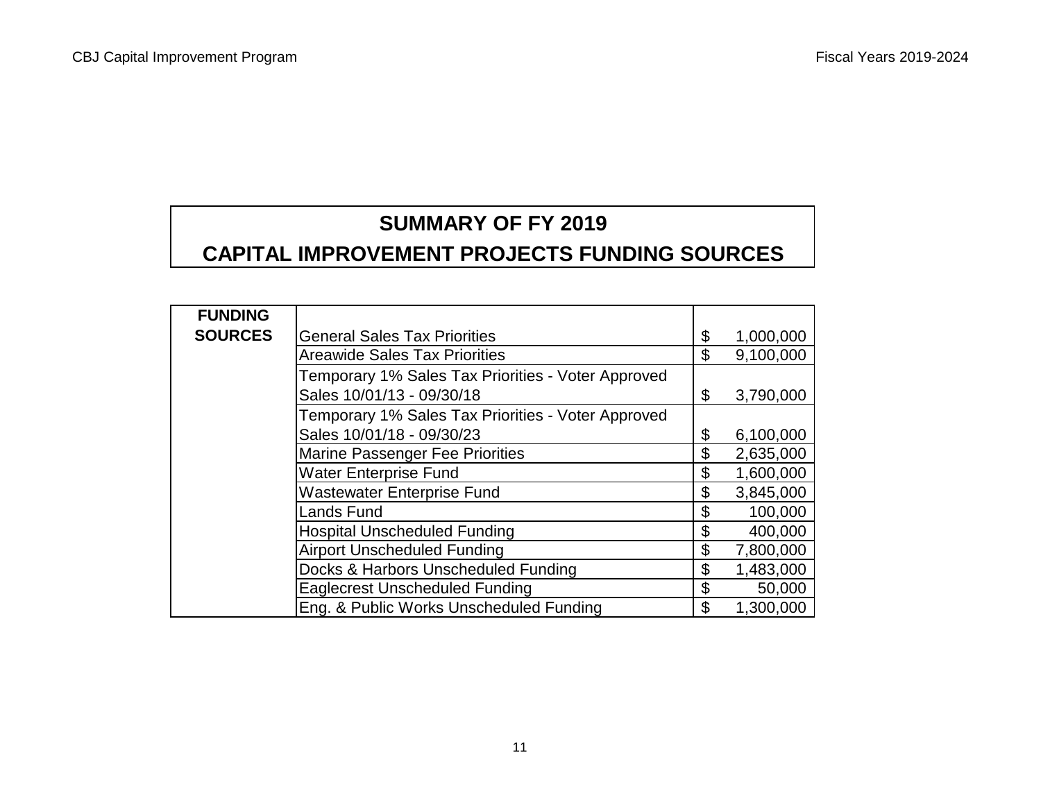## SUMMARY OF FY 2019

## CAPITAL IMPROVEMENT PROJECTS FUNDING SOURCES

| FUNDING SOURCES | | |
|---|---|---|
| | General Sales Tax Priorities | $ 1,000,000 |
| | Areawide Sales Tax Priorities | $ 9,100,000 |
| | Temporary 1% Sales Tax Priorities - Voter Approved Sales 10/01/13 - 09/30/18 | $ 3,790,000 |
| | Temporary 1% Sales Tax Priorities - Voter Approved Sales 10/01/18 - 09/30/23 | $ 6,100,000 |
| | Marine Passenger Fee Priorities | $ 2,635,000 |
| | Water Enterprise Fund | $ 1,600,000 |
| | Wastewater Enterprise Fund | $ 3,845,000 |
| | Lands Fund | $ 100,000 |
| | Hospital Unscheduled Funding | $ 400,000 |
| | Airport Unscheduled Funding | $ 7,800,000 |
| | Docks & Harbors Unscheduled Funding | $ 1,483,000 |
| | Eaglecrest Unscheduled Funding | $ 50,000 |
| | Eng. & Public Works Unscheduled Funding | $ 1,300,000 |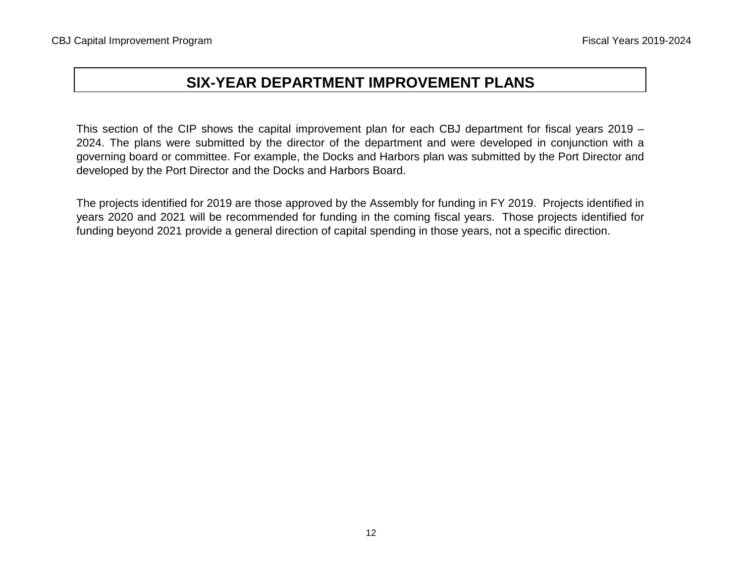# SIX-YEAR DEPARTMENT IMPROVEMENT PLANS

This section of the CIP shows the capital improvement plan for each CBJ department for fiscal years 2019 – 2024. The plans were submitted by the director of the department and were developed in conjunction with a governing board or committee. For example, the Docks and Harbors plan was submitted by the Port Director and developed by the Port Director and the Docks and Harbors Board.

The projects identified for 2019 are those approved by the Assembly for funding in FY 2019. Projects identified in years 2020 and 2021 will be recommended for funding in the coming fiscal years. Those projects identified for funding beyond 2021 provide a general direction of capital spending in those years, not a specific direction.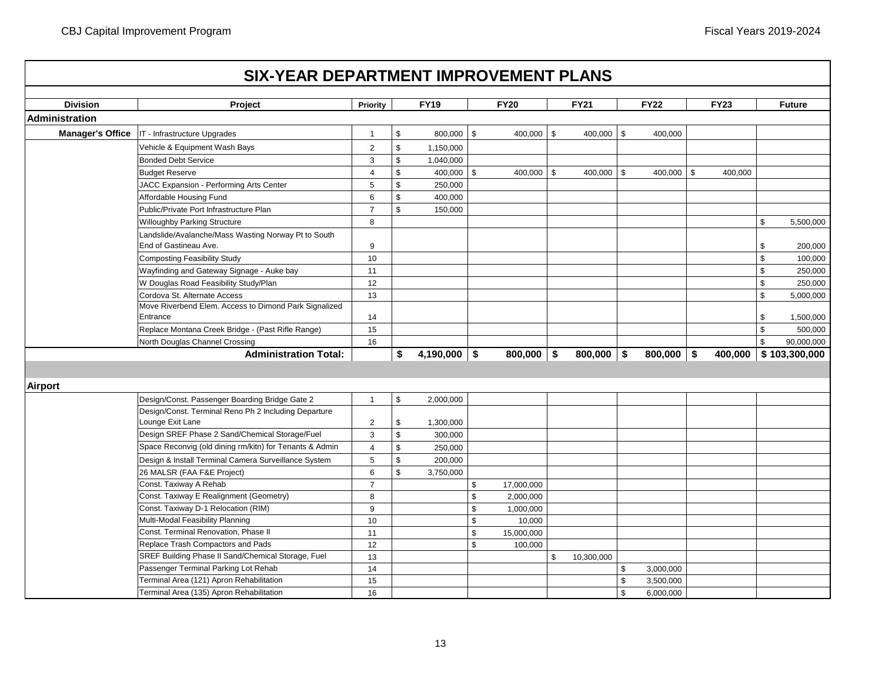# SIX-YEAR DEPARTMENT IMPROVEMENT PLANS

| Division | Project | Priority | FY19 | FY20 | FY21 | FY22 | FY23 | Future |
|---|---|---|---|---|---|---|---|---|
| **Administration** | | | | | | | | |
| **Manager's Office** | IT - Infrastructure Upgrades | 1 | $ 800,000 | $ 400,000 | $ 400,000 | $ 400,000 | | |
| | Vehicle & Equipment Wash Bays | 2 | $ 1,150,000 | | | | | |
| | Bonded Debt Service | 3 | $ 1,040,000 | | | | | |
| | Budget Reserve | 4 | $ 400,000 | $ 400,000 | $ 400,000 | $ 400,000 | $ 400,000 | |
| | JACC Expansion - Performing Arts Center | 5 | $ 250,000 | | | | | |
| | Affordable Housing Fund | 6 | $ 400,000 | | | | | |
| | Public/Private Port Infrastructure Plan | 7 | $ 150,000 | | | | | |
| | Willoughby Parking Structure | 8 | | | | | | $ 5,500,000 |
| | Landslide/Avalanche/Mass Wasting Norway Pt to South End of Gastineau Ave. | 9 | | | | | | $ 200,000 |
| | Composting Feasibility Study | 10 | | | | | | $ 100,000 |
| | Wayfinding and Gateway Signage - Auke bay | 11 | | | | | | $ 250,000 |
| | W Douglas Road Feasibility Study/Plan | 12 | | | | | | $ 250,000 |
| | Cordova St. Alternate Access | 13 | | | | | | $ 5,000,000 |
| | Move Riverbend Elem. Access to Dimond Park Signalized Entrance | 14 | | | | | | $ 1,500,000 |
| | Replace Montana Creek Bridge - (Past Rifle Range) | 15 | | | | | | $ 500,000 |
| | North Douglas Channel Crossing | 16 | | | | | | $ 90,000,000 |
| | **Administration Total:** | | **$ 4,190,000** | **$ 800,000** | **$ 800,000** | **$ 800,000** | **$ 400,000** | **$ 103,300,000** |
| **Airport** | | | | | | | | |
| | Design/Const. Passenger Boarding Bridge Gate 2 | 1 | $ 2,000,000 | | | | | |
| | Design/Const. Terminal Reno Ph 2 Including Departure Lounge Exit Lane | 2 | $ 1,300,000 | | | | | |
| | Design SREF Phase 2 Sand/Chemical Storage/Fuel | 3 | $ 300,000 | | | | | |
| | Space Reconvig (old dining rm/kitn) for Tenants & Admin | 4 | $ 250,000 | | | | | |
| | Design & Install Terminal Camera Surveillance System | 5 | $ 200,000 | | | | | |
| | 26 MALSR (FAA F&E Project) | 6 | $ 3,750,000 | | | | | |
| | Const. Taxiway A Rehab | 7 | | $ 17,000,000 | | | | |
| | Const. Taxiway E Realignment (Geometry) | 8 | | $ 2,000,000 | | | | |
| | Const. Taxiway D-1 Relocation (RIM) | 9 | | $ 1,000,000 | | | | |
| | Multi-Modal Feasibility Planning | 10 | | $ 10,000 | | | | |
| | Const. Terminal Renovation, Phase II | 11 | | $ 15,000,000 | | | | |
| | Replace Trash Compactors and Pads | 12 | | $ 100,000 | | | | |
| | SREF Building Phase II Sand/Chemical Storage, Fuel | 13 | | | $ 10,300,000 | | | |
| | Passenger Terminal Parking Lot Rehab | 14 | | | | $ 3,000,000 | | |
| | Terminal Area (121) Apron Rehabilitation | 15 | | | | $ 3,500,000 | | |
| | Terminal Area (135) Apron Rehabilitation | 16 | | | | $ 6,000,000 | | |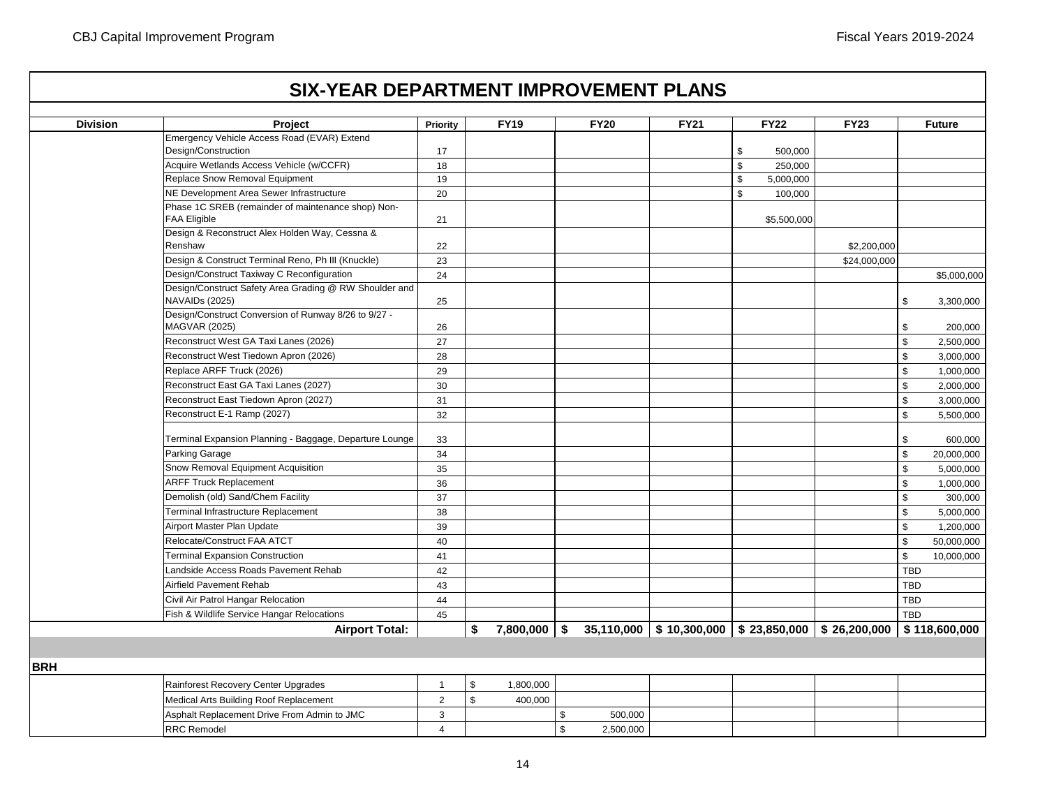# SIX-YEAR DEPARTMENT IMPROVEMENT PLANS

| Division | Project | Priority | FY19 | FY20 | FY21 | FY22 | FY23 | Future |
|---|---|---|---|---|---|---|---|---|
| | Emergency Vehicle Access Road (EVAR) Extend Design/Construction | 17 | | | | $ 500,000 | | |
| | Acquire Wetlands Access Vehicle (w/CCFR) | 18 | | | | $ 250,000 | | |
| | Replace Snow Removal Equipment | 19 | | | | $ 5,000,000 | | |
| | NE Development Area Sewer Infrastructure | 20 | | | | $ 100,000 | | |
| | Phase 1C SREB (remainder of maintenance shop) Non-FAA Eligible | 21 | | | | $5,500,000 | | |
| | Design & Reconstruct Alex Holden Way, Cessna & Renshaw | 22 | | | | | $2,200,000 | |
| | Design & Construct Terminal Reno, Ph III (Knuckle) | 23 | | | | | $24,000,000 | |
| | Design/Construct Taxiway C Reconfiguration | 24 | | | | | | $5,000,000 |
| | Design/Construct Safety Area Grading @ RW Shoulder and NAVAIDs (2025) | 25 | | | | | | $ 3,300,000 |
| | Design/Construct Conversion of Runway 8/26 to 9/27 - MAGVAR (2025) | 26 | | | | | | $ 200,000 |
| | Reconstruct West GA Taxi Lanes (2026) | 27 | | | | | | $ 2,500,000 |
| | Reconstruct West Tiedown Apron (2026) | 28 | | | | | | $ 3,000,000 |
| | Replace ARFF Truck (2026) | 29 | | | | | | $ 1,000,000 |
| | Reconstruct East GA Taxi Lanes (2027) | 30 | | | | | | $ 2,000,000 |
| | Reconstruct East Tiedown Apron (2027) | 31 | | | | | | $ 3,000,000 |
| | Reconstruct E-1 Ramp (2027) | 32 | | | | | | $ 5,500,000 |
| | Terminal Expansion Planning - Baggage, Departure Lounge | 33 | | | | | | $ 600,000 |
| | Parking Garage | 34 | | | | | | $ 20,000,000 |
| | Snow Removal Equipment Acquisition | 35 | | | | | | $ 5,000,000 |
| | ARFF Truck Replacement | 36 | | | | | | $ 1,000,000 |
| | Demolish (old) Sand/Chem Facility | 37 | | | | | | $ 300,000 |
| | Terminal Infrastructure Replacement | 38 | | | | | | $ 5,000,000 |
| | Airport Master Plan Update | 39 | | | | | | $ 1,200,000 |
| | Relocate/Construct FAA ATCT | 40 | | | | | | $ 50,000,000 |
| | Terminal Expansion Construction | 41 | | | | | | $ 10,000,000 |
| | Landside Access Roads Pavement Rehab | 42 | | | | | | TBD |
| | Airfield Pavement Rehab | 43 | | | | | | TBD |
| | Civil Air Patrol Hangar Relocation | 44 | | | | | | TBD |
| | Fish & Wildlife Service Hangar Relocations | 45 | | | | | | TBD |
| | **Airport Total:** | | **$ 7,800,000** | **$ 35,110,000** | **$ 10,300,000** | **$ 23,850,000** | **$ 26,200,000** | **$ 118,600,000** |
| **BRH** | | | | | | | | |
| | Rainforest Recovery Center Upgrades | 1 | $ 1,800,000 | | | | | |
| | Medical Arts Building Roof Replacement | 2 | $ 400,000 | | | | | |
| | Asphalt Replacement Drive From Admin to JMC | 3 | | $ 500,000 | | | | |
| | RRC Remodel | 4 | | $ 2,500,000 | | | | |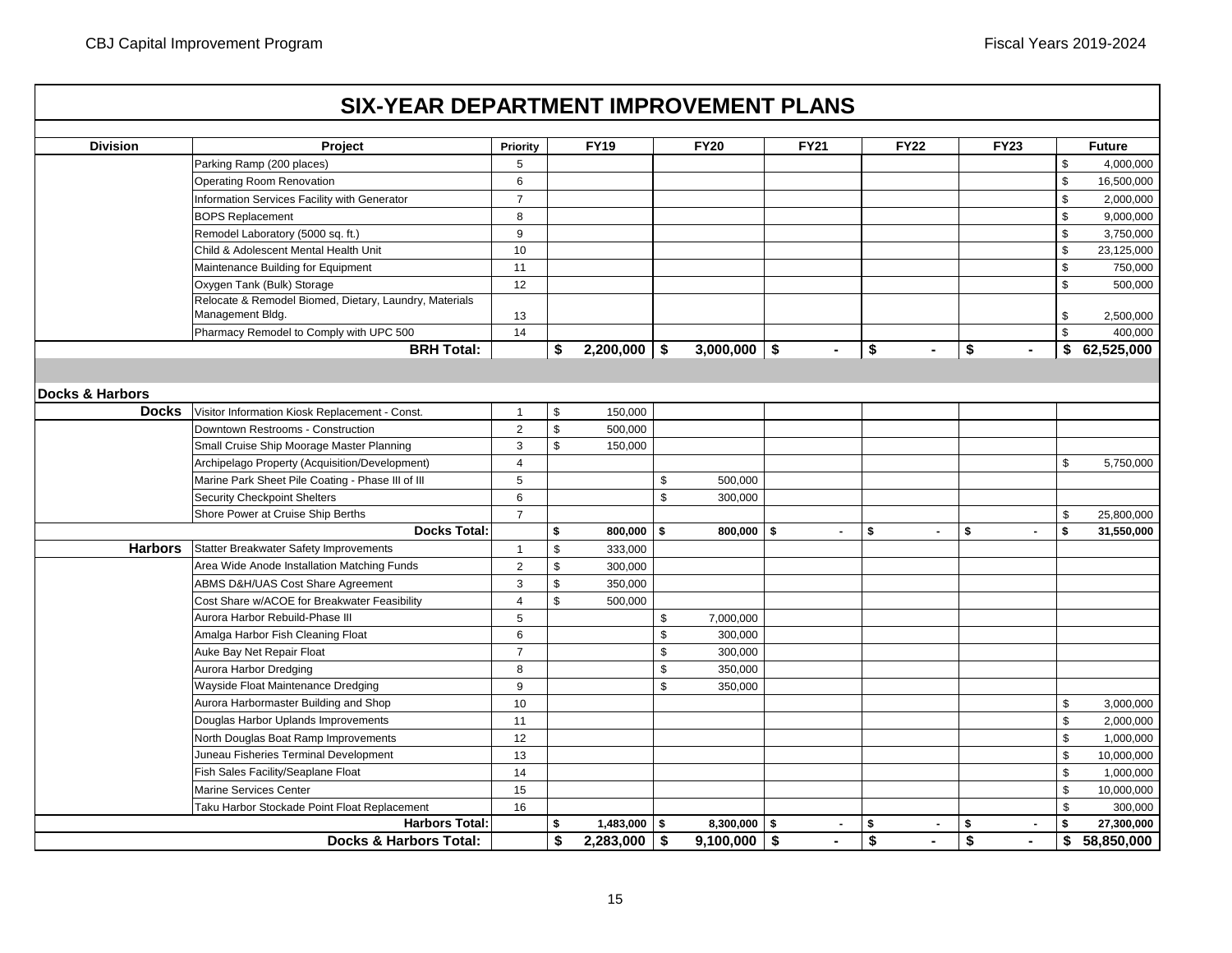# SIX-YEAR DEPARTMENT IMPROVEMENT PLANS

| Division | Project | Priority | FY19 | FY20 | FY21 | FY22 | FY23 | Future |
|---|---|---|---|---|---|---|---|---|
| | Parking Ramp (200 places) | 5 | | | | | | $ 4,000,000 |
| | Operating Room Renovation | 6 | | | | | | $ 16,500,000 |
| | Information Services Facility with Generator | 7 | | | | | | $ 2,000,000 |
| | BOPS Replacement | 8 | | | | | | $ 9,000,000 |
| | Remodel Laboratory (5000 sq. ft.) | 9 | | | | | | $ 3,750,000 |
| | Child & Adolescent Mental Health Unit | 10 | | | | | | $ 23,125,000 |
| | Maintenance Building for Equipment | 11 | | | | | | $ 750,000 |
| | Oxygen Tank (Bulk) Storage | 12 | | | | | | $ 500,000 |
| | Relocate & Remodel Biomed, Dietary, Laundry, Materials Management Bldg. | 13 | | | | | | $ 2,500,000 |
| | Pharmacy Remodel to Comply with UPC 500 | 14 | | | | | | $ 400,000 |
| | **BRH Total:** | | **$ 2,200,000** | **$ 3,000,000** | **$ -** | **$ -** | **$ -** | **$ 62,525,000** |
| **Docks & Harbors** | | | | | | | | |
| **Docks** | Visitor Information Kiosk Replacement - Const. | 1 | $ 150,000 | | | | | |
| | Downtown Restrooms - Construction | 2 | $ 500,000 | | | | | |
| | Small Cruise Ship Moorage Master Planning | 3 | $ 150,000 | | | | | |
| | Archipelago Property (Acquisition/Development) | 4 | | | | | | $ 5,750,000 |
| | Marine Park Sheet Pile Coating - Phase III of III | 5 | | $ 500,000 | | | | |
| | Security Checkpoint Shelters | 6 | | $ 300,000 | | | | |
| | Shore Power at Cruise Ship Berths | 7 | | | | | | $ 25,800,000 |
| | **Docks Total:** | | **$ 800,000** | **$ 800,000** | **$ -** | **$ -** | **$ -** | **$ 31,550,000** |
| **Harbors** | Statter Breakwater Safety Improvements | 1 | $ 333,000 | | | | | |
| | Area Wide Anode Installation Matching Funds | 2 | $ 300,000 | | | | | |
| | ABMS D&H/UAS Cost Share Agreement | 3 | $ 350,000 | | | | | |
| | Cost Share w/ACOE for Breakwater Feasibility | 4 | $ 500,000 | | | | | |
| | Aurora Harbor Rebuild-Phase III | 5 | | $ 7,000,000 | | | | |
| | Amalga Harbor Fish Cleaning Float | 6 | | $ 300,000 | | | | |
| | Auke Bay Net Repair Float | 7 | | $ 300,000 | | | | |
| | Aurora Harbor Dredging | 8 | | $ 350,000 | | | | |
| | Wayside Float Maintenance Dredging | 9 | | $ 350,000 | | | | |
| | Aurora Harbormaster Building and Shop | 10 | | | | | | $ 3,000,000 |
| | Douglas Harbor Uplands Improvements | 11 | | | | | | $ 2,000,000 |
| | North Douglas Boat Ramp Improvements | 12 | | | | | | $ 1,000,000 |
| | Juneau Fisheries Terminal Development | 13 | | | | | | $ 10,000,000 |
| | Fish Sales Facility/Seaplane Float | 14 | | | | | | $ 1,000,000 |
| | Marine Services Center | 15 | | | | | | $ 10,000,000 |
| | Taku Harbor Stockade Point Float Replacement | 16 | | | | | | $ 300,000 |
| | **Harbors Total:** | | **$ 1,483,000** | **$ 8,300,000** | **$ -** | **$ -** | **$ -** | **$ 27,300,000** |
| | **Docks & Harbors Total:** | | **$ 2,283,000** | **$ 9,100,000** | **$ -** | **$ -** | **$ -** | **$ 58,850,000** |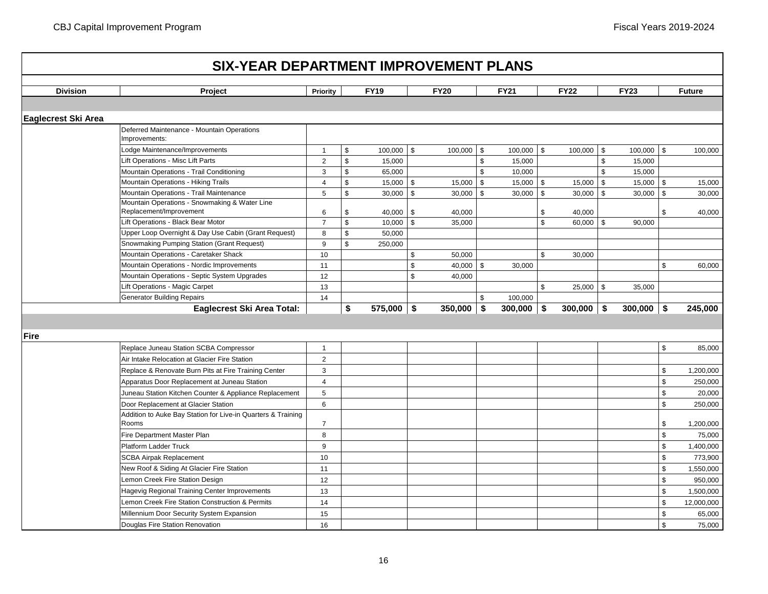# SIX-YEAR DEPARTMENT IMPROVEMENT PLANS

| Division | Project | Priority | FY19 | FY20 | FY21 | FY22 | FY23 | Future |
|---|---|---|---|---|---|---|---|---|
| **Eaglecrest Ski Area** | | | | | | | | |
| | Deferred Maintenance - Mountain Operations Improvements: | | | | | | | |
| | Lodge Maintenance/Improvements | 1 | $ 100,000 | $ 100,000 | $ 100,000 | $ 100,000 | $ 100,000 | $ 100,000 |
| | Lift Operations - Misc Lift Parts | 2 | $ 15,000 | | $ 15,000 | | $ 15,000 | |
| | Mountain Operations - Trail Conditioning | 3 | $ 65,000 | | $ 10,000 | | $ 15,000 | |
| | Mountain Operations - Hiking Trails | 4 | $ 15,000 | $ 15,000 | $ 15,000 | $ 15,000 | $ 15,000 | $ 15,000 |
| | Mountain Operations - Trail Maintenance | 5 | $ 30,000 | $ 30,000 | $ 30,000 | $ 30,000 | $ 30,000 | $ 30,000 |
| | Mountain Operations - Snowmaking & Water Line Replacement/Improvement | 6 | $ 40,000 | $ 40,000 | | $ 40,000 | | $ 40,000 |
| | Lift Operations - Black Bear Motor | 7 | $ 10,000 | $ 35,000 | | $ 60,000 | $ 90,000 | |
| | Upper Loop Overnight & Day Use Cabin (Grant Request) | 8 | $ 50,000 | | | | | |
| | Snowmaking Pumping Station (Grant Request) | 9 | $ 250,000 | | | | | |
| | Mountain Operations - Caretaker Shack | 10 | | $ 50,000 | | $ 30,000 | | |
| | Mountain Operations - Nordic Improvements | 11 | | $ 40,000 | $ 30,000 | | | $ 60,000 |
| | Mountain Operations - Septic System Upgrades | 12 | | $ 40,000 | | | | |
| | Lift Operations - Magic Carpet | 13 | | | | $ 25,000 | $ 35,000 | |
| | Generator Building Repairs | 14 | | | $ 100,000 | | | |
| | **Eaglecrest Ski Area Total:** | | **$ 575,000** | **$ 350,000** | **$ 300,000** | **$ 300,000** | **$ 300,000** | **$ 245,000** |
| **Fire** | | | | | | | | |
| | Replace Juneau Station SCBA Compressor | 1 | | | | | | $ 85,000 |
| | Air Intake Relocation at Glacier Fire Station | 2 | | | | | | |
| | Replace & Renovate Burn Pits at Fire Training Center | 3 | | | | | | $ 1,200,000 |
| | Apparatus Door Replacement at Juneau Station | 4 | | | | | | $ 250,000 |
| | Juneau Station Kitchen Counter & Appliance Replacement | 5 | | | | | | $ 20,000 |
| | Door Replacement at Glacier Station | 6 | | | | | | $ 250,000 |
| | Addition to Auke Bay Station for Live-in Quarters & Training Rooms | 7 | | | | | | $ 1,200,000 |
| | Fire Department Master Plan | 8 | | | | | | $ 75,000 |
| | Platform Ladder Truck | 9 | | | | | | $ 1,400,000 |
| | SCBA Airpak Replacement | 10 | | | | | | $ 773,900 |
| | New Roof & Siding At Glacier Fire Station | 11 | | | | | | $ 1,550,000 |
| | Lemon Creek Fire Station Design | 12 | | | | | | $ 950,000 |
| | Hagevig Regional Training Center Improvements | 13 | | | | | | $ 1,500,000 |
| | Lemon Creek Fire Station Construction & Permits | 14 | | | | | | $ 12,000,000 |
| | Millennium Door Security System Expansion | 15 | | | | | | $ 65,000 |
| | Douglas Fire Station Renovation | 16 | | | | | | $ 75,000 |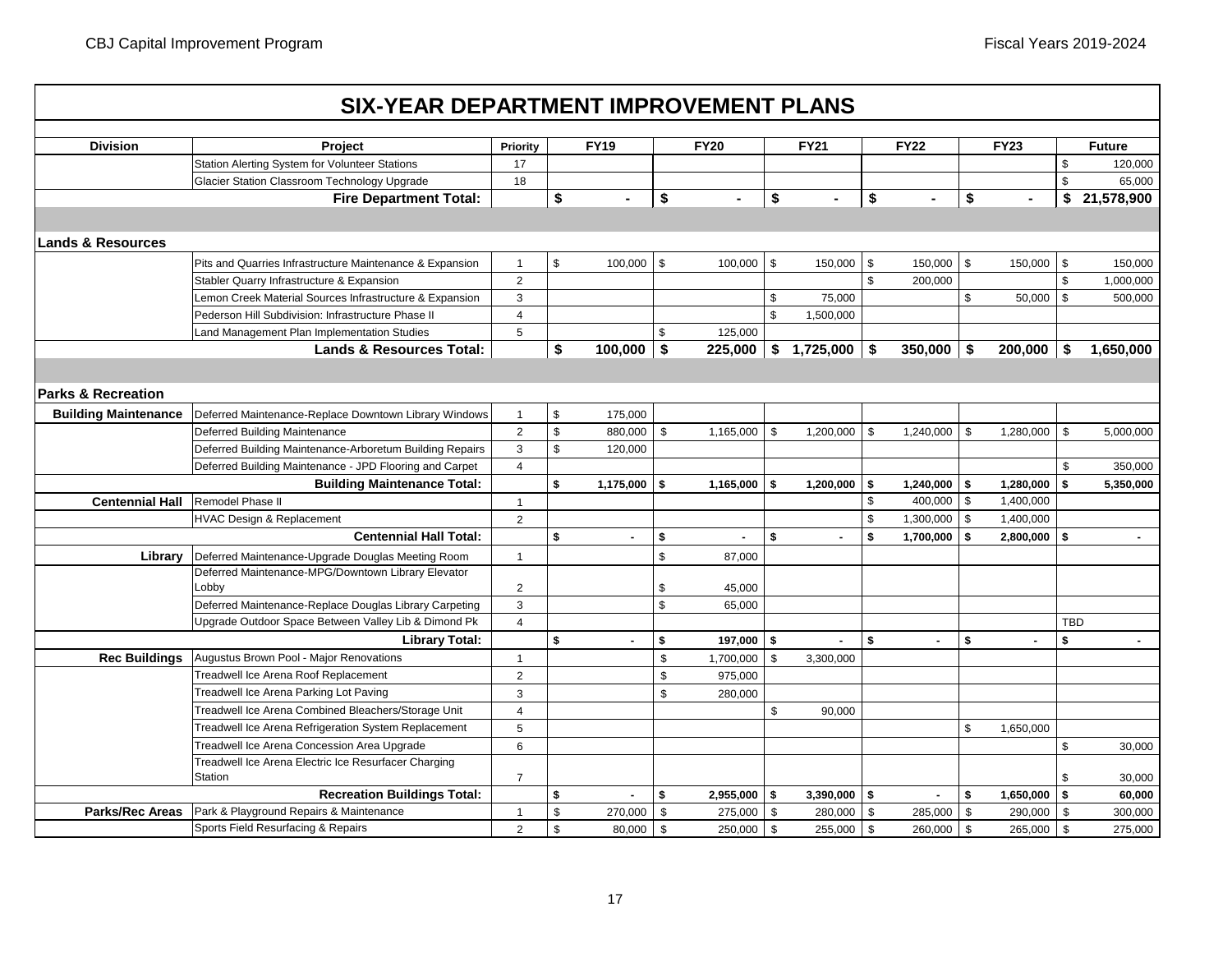# SIX-YEAR DEPARTMENT IMPROVEMENT PLANS

| Division | Project | Priority | FY19 | FY20 | FY21 | FY22 | FY23 | Future |
|---|---|---|---|---|---|---|---|---|
| | Station Alerting System for Volunteer Stations | 17 | | | | | | $ 120,000 |
| | Glacier Station Classroom Technology Upgrade | 18 | | | | | | $ 65,000 |
| | **Fire Department Total:** | | **$ -** | **$ -** | **$ -** | **$ -** | **$ -** | **$ 21,578,900** |
| **Lands & Resources** | | | | | | | | |
| | Pits and Quarries Infrastructure Maintenance & Expansion | 1 | $ 100,000 | $ 100,000 | $ 150,000 | $ 150,000 | $ 150,000 | $ 150,000 |
| | Stabler Quarry Infrastructure & Expansion | 2 | | | | $ 200,000 | | $ 1,000,000 |
| | Lemon Creek Material Sources Infrastructure & Expansion | 3 | | | $ 75,000 | | $ 50,000 | $ 500,000 |
| | Pederson Hill Subdivision: Infrastructure Phase II | 4 | | | $ 1,500,000 | | | |
| | Land Management Plan Implementation Studies | 5 | | $ 125,000 | | | | |
| | **Lands & Resources Total:** | | **$ 100,000** | **$ 225,000** | **$ 1,725,000** | **$ 350,000** | **$ 200,000** | **$ 1,650,000** |
| **Parks & Recreation** | | | | | | | | |
| **Building Maintenance** | Deferred Maintenance-Replace Downtown Library Windows | 1 | $ 175,000 | | | | | |
| | Deferred Building Maintenance | 2 | $ 880,000 | $ 1,165,000 | $ 1,200,000 | $ 1,240,000 | $ 1,280,000 | $ 5,000,000 |
| | Deferred Building Maintenance-Arboretum Building Repairs | 3 | $ 120,000 | | | | | |
| | Deferred Building Maintenance - JPD Flooring and Carpet | 4 | | | | | | $ 350,000 |
| | **Building Maintenance Total:** | | **$ 1,175,000** | **$ 1,165,000** | **$ 1,200,000** | **$ 1,240,000** | **$ 1,280,000** | **$ 5,350,000** |
| **Centennial Hall** | Remodel Phase II | 1 | | | | $ 400,000 | $ 1,400,000 | |
| | HVAC Design & Replacement | 2 | | | | $ 1,300,000 | $ 1,400,000 | |
| | **Centennial Hall Total:** | | **$ -** | **$ -** | **$ -** | **$ 1,700,000** | **$ 2,800,000** | **$ -** |
| **Library** | Deferred Maintenance-Upgrade Douglas Meeting Room | 1 | | $ 87,000 | | | | |
| | Deferred Maintenance-MPG/Downtown Library Elevator Lobby | 2 | | $ 45,000 | | | | |
| | Deferred Maintenance-Replace Douglas Library Carpeting | 3 | | $ 65,000 | | | | |
| | Upgrade Outdoor Space Between Valley Lib & Dimond Pk | 4 | | | | | | TBD |
| | **Library Total:** | | **$ -** | **$ 197,000** | **$ -** | **$ -** | **$ -** | **$ -** |
| **Rec Buildings** | Augustus Brown Pool - Major Renovations | 1 | | $ 1,700,000 | $ 3,300,000 | | | |
| | Treadwell Ice Arena Roof Replacement | 2 | | $ 975,000 | | | | |
| | Treadwell Ice Arena Parking Lot Paving | 3 | | $ 280,000 | | | | |
| | Treadwell Ice Arena Combined Bleachers/Storage Unit | 4 | | | $ 90,000 | | | |
| | Treadwell Ice Arena Refrigeration System Replacement | 5 | | | | | $ 1,650,000 | |
| | Treadwell Ice Arena Concession Area Upgrade | 6 | | | | | | $ 30,000 |
| | Treadwell Ice Arena Electric Ice Resurfacer Charging Station | 7 | | | | | | $ 30,000 |
| | **Recreation Buildings Total:** | | **$ -** | **$ 2,955,000** | **$ 3,390,000** | **$ -** | **$ 1,650,000** | **$ 60,000** |
| **Parks/Rec Areas** | Park & Playground Repairs & Maintenance | 1 | $ 270,000 | $ 275,000 | $ 280,000 | $ 285,000 | $ 290,000 | $ 300,000 |
| | Sports Field Resurfacing & Repairs | 2 | $ 80,000 | $ 250,000 | $ 255,000 | $ 260,000 | $ 265,000 | $ 275,000 |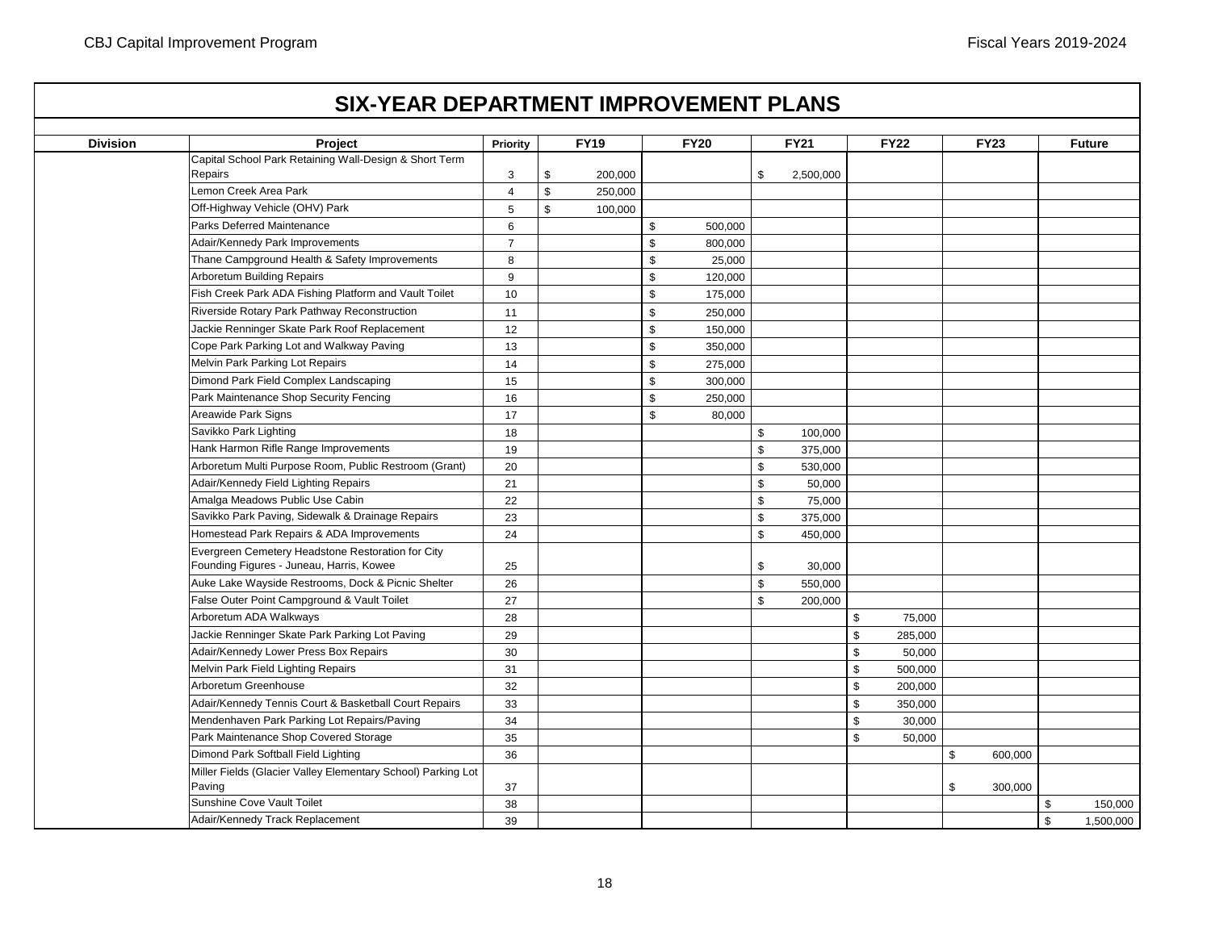## SIX-YEAR DEPARTMENT IMPROVEMENT PLANS

| Division | Project | Priority | FY19 | FY20 | FY21 | FY22 | FY23 | Future |
|---|---|---|---|---|---|---|---|---|
| | Capital School Park Retaining Wall-Design & Short Term Repairs | 3 | $ 200,000 | | $ 2,500,000 | | | |
| | Lemon Creek Area Park | 4 | $ 250,000 | | | | | |
| | Off-Highway Vehicle (OHV) Park | 5 | $ 100,000 | | | | | |
| | Parks Deferred Maintenance | 6 | | $ 500,000 | | | | |
| | Adair/Kennedy Park Improvements | 7 | | $ 800,000 | | | | |
| | Thane Campground Health & Safety Improvements | 8 | | $ 25,000 | | | | |
| | Arboretum Building Repairs | 9 | | $ 120,000 | | | | |
| | Fish Creek Park ADA Fishing Platform and Vault Toilet | 10 | | $ 175,000 | | | | |
| | Riverside Rotary Park Pathway Reconstruction | 11 | | $ 250,000 | | | | |
| | Jackie Renninger Skate Park Roof Replacement | 12 | | $ 150,000 | | | | |
| | Cope Park Parking Lot and Walkway Paving | 13 | | $ 350,000 | | | | |
| | Melvin Park Parking Lot Repairs | 14 | | $ 275,000 | | | | |
| | Dimond Park Field Complex Landscaping | 15 | | $ 300,000 | | | | |
| | Park Maintenance Shop Security Fencing | 16 | | $ 250,000 | | | | |
| | Areawide Park Signs | 17 | | $ 80,000 | | | | |
| | Savikko Park Lighting | 18 | | | $ 100,000 | | | |
| | Hank Harmon Rifle Range Improvements | 19 | | | $ 375,000 | | | |
| | Arboretum Multi Purpose Room, Public Restroom (Grant) | 20 | | | $ 530,000 | | | |
| | Adair/Kennedy Field Lighting Repairs | 21 | | | $ 50,000 | | | |
| | Amalga Meadows Public Use Cabin | 22 | | | $ 75,000 | | | |
| | Savikko Park Paving, Sidewalk & Drainage Repairs | 23 | | | $ 375,000 | | | |
| | Homestead Park Repairs & ADA Improvements | 24 | | | $ 450,000 | | | |
| | Evergreen Cemetery Headstone Restoration for City Founding Figures - Juneau, Harris, Kowee | 25 | | | $ 30,000 | | | |
| | Auke Lake Wayside Restrooms, Dock & Picnic Shelter | 26 | | | $ 550,000 | | | |
| | False Outer Point Campground & Vault Toilet | 27 | | | $ 200,000 | | | |
| | Arboretum ADA Walkways | 28 | | | | $ 75,000 | | |
| | Jackie Renninger Skate Park Parking Lot Paving | 29 | | | | $ 285,000 | | |
| | Adair/Kennedy Lower Press Box Repairs | 30 | | | | $ 50,000 | | |
| | Melvin Park Field Lighting Repairs | 31 | | | | $ 500,000 | | |
| | Arboretum Greenhouse | 32 | | | | $ 200,000 | | |
| | Adair/Kennedy Tennis Court & Basketball Court Repairs | 33 | | | | $ 350,000 | | |
| | Mendenhaven Park Parking Lot Repairs/Paving | 34 | | | | $ 30,000 | | |
| | Park Maintenance Shop Covered Storage | 35 | | | | $ 50,000 | | |
| | Dimond Park Softball Field Lighting | 36 | | | | | $ 600,000 | |
| | Miller Fields (Glacier Valley Elementary School) Parking Lot Paving | 37 | | | | | $ 300,000 | |
| | Sunshine Cove Vault Toilet | 38 | | | | | | $ 150,000 |
| | Adair/Kennedy Track Replacement | 39 | | | | | | $ 1,500,000 |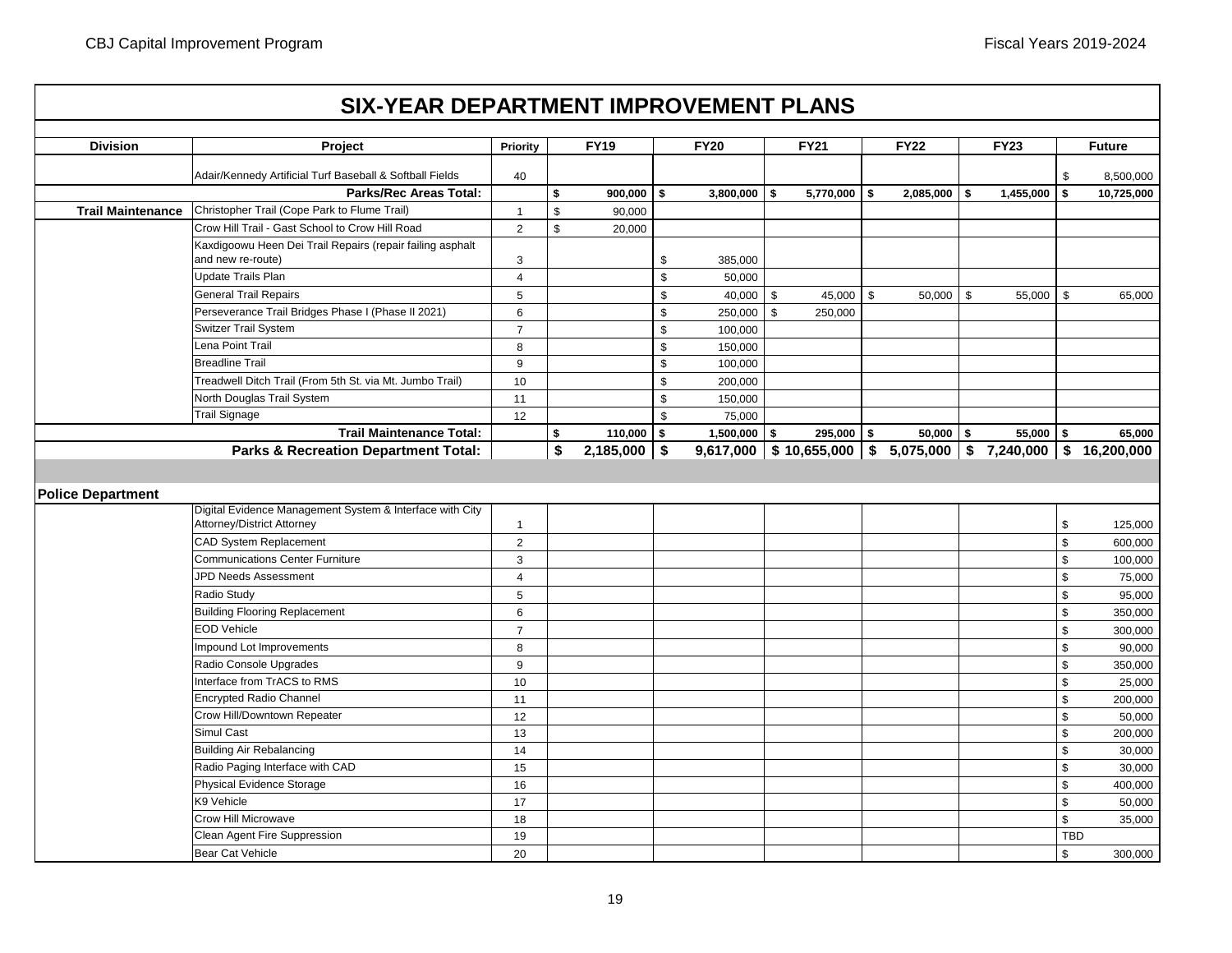# SIX-YEAR DEPARTMENT IMPROVEMENT PLANS

| Division | Project | Priority | FY19 | FY20 | FY21 | FY22 | FY23 | Future |
|---|---|---|---|---|---|---|---|---|
| | Adair/Kennedy Artificial Turf Baseball & Softball Fields | 40 | | | | | | $ 8,500,000 |
| | **Parks/Rec Areas Total:** | | **$ 900,000** | **$ 3,800,000** | **$ 5,770,000** | **$ 2,085,000** | **$ 1,455,000** | **$ 10,725,000** |
| **Trail Maintenance** | Christopher Trail (Cope Park to Flume Trail) | 1 | $ 90,000 | | | | | |
| | Crow Hill Trail - Gast School to Crow Hill Road | 2 | $ 20,000 | | | | | |
| | Kaxdigoowu Heen Dei Trail Repairs (repair failing asphalt and new re-route) | 3 | | $ 385,000 | | | | |
| | Update Trails Plan | 4 | | $ 50,000 | | | | |
| | General Trail Repairs | 5 | | $ 40,000 | $ 45,000 | $ 50,000 | $ 55,000 | $ 65,000 |
| | Perseverance Trail Bridges Phase I (Phase II 2021) | 6 | | $ 250,000 | $ 250,000 | | | |
| | Switzer Trail System | 7 | | $ 100,000 | | | | |
| | Lena Point Trail | 8 | | $ 150,000 | | | | |
| | Breadline Trail | 9 | | $ 100,000 | | | | |
| | Treadwell Ditch Trail (From 5th St. via Mt. Jumbo Trail) | 10 | | $ 200,000 | | | | |
| | North Douglas Trail System | 11 | | $ 150,000 | | | | |
| | Trail Signage | 12 | | $ 75,000 | | | | |
| | **Trail Maintenance Total:** | | **$ 110,000** | **$ 1,500,000** | **$ 295,000** | **$ 50,000** | **$ 55,000** | **$ 65,000** |
| | **Parks & Recreation Department Total:** | | **$ 2,185,000** | **$ 9,617,000** | **$ 10,655,000** | **$ 5,075,000** | **$ 7,240,000** | **$ 16,200,000** |
| **Police Department** | | | | | | | | |
| | Digital Evidence Management System & Interface with City Attorney/District Attorney | 1 | | | | | | $ 125,000 |
| | CAD System Replacement | 2 | | | | | | $ 600,000 |
| | Communications Center Furniture | 3 | | | | | | $ 100,000 |
| | JPD Needs Assessment | 4 | | | | | | $ 75,000 |
| | Radio Study | 5 | | | | | | $ 95,000 |
| | Building Flooring Replacement | 6 | | | | | | $ 350,000 |
| | EOD Vehicle | 7 | | | | | | $ 300,000 |
| | Impound Lot Improvements | 8 | | | | | | $ 90,000 |
| | Radio Console Upgrades | 9 | | | | | | $ 350,000 |
| | Interface from TrACS to RMS | 10 | | | | | | $ 25,000 |
| | Encrypted Radio Channel | 11 | | | | | | $ 200,000 |
| | Crow Hill/Downtown Repeater | 12 | | | | | | $ 50,000 |
| | Simul Cast | 13 | | | | | | $ 200,000 |
| | Building Air Rebalancing | 14 | | | | | | $ 30,000 |
| | Radio Paging Interface with CAD | 15 | | | | | | $ 30,000 |
| | Physical Evidence Storage | 16 | | | | | | $ 400,000 |
| | K9 Vehicle | 17 | | | | | | $ 50,000 |
| | Crow Hill Microwave | 18 | | | | | | $ 35,000 |
| | Clean Agent Fire Suppression | 19 | | | | | | TBD |
| | Bear Cat Vehicle | 20 | | | | | | $ 300,000 |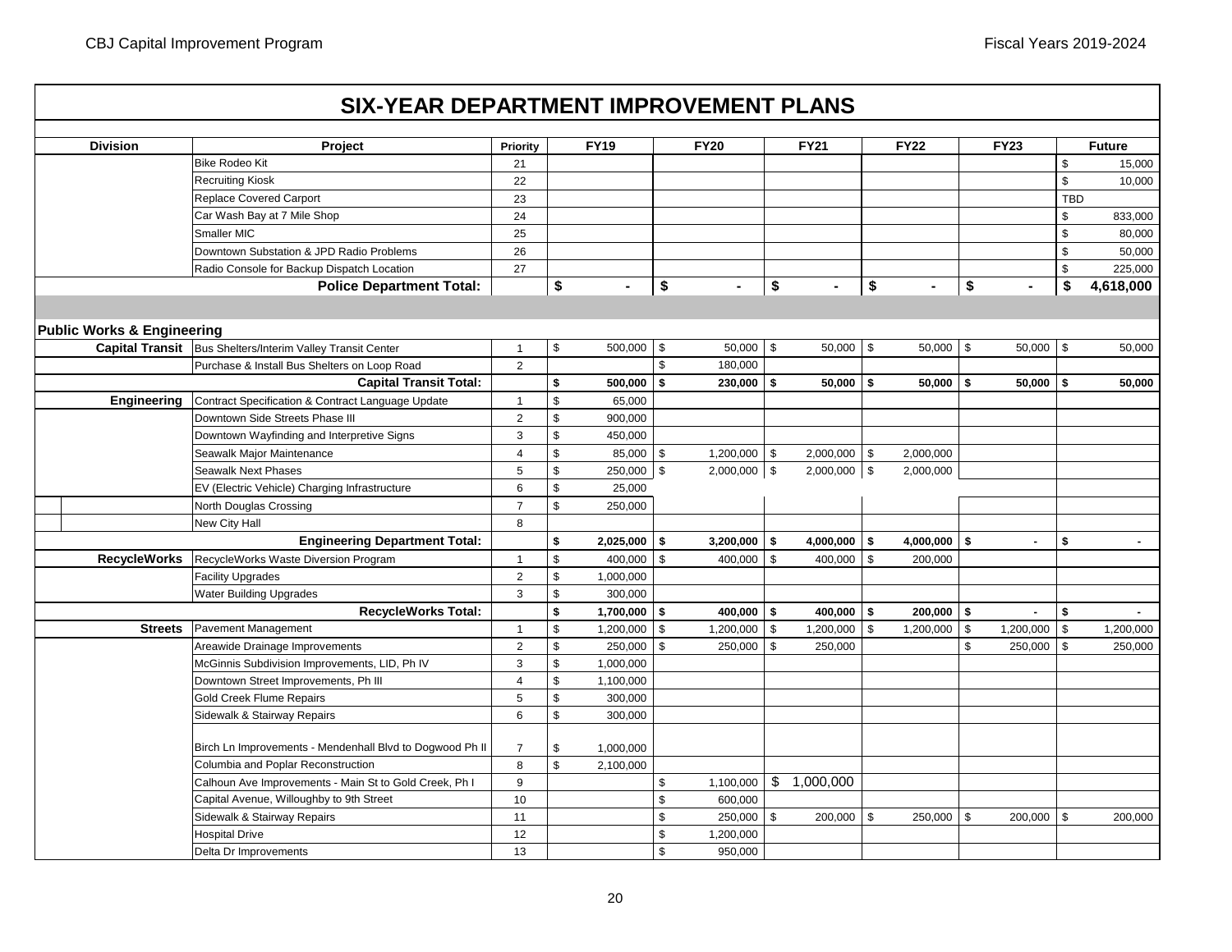# SIX-YEAR DEPARTMENT IMPROVEMENT PLANS

| Division | Project | Priority | FY19 | FY20 | FY21 | FY22 | FY23 | Future |
|---|---|---|---|---|---|---|---|---|
| | Bike Rodeo Kit | 21 | | | | | | $ 15,000 |
| | Recruiting Kiosk | 22 | | | | | | $ 10,000 |
| | Replace Covered Carport | 23 | | | | | | TBD |
| | Car Wash Bay at 7 Mile Shop | 24 | | | | | | $ 833,000 |
| | Smaller MIC | 25 | | | | | | $ 80,000 |
| | Downtown Substation & JPD Radio Problems | 26 | | | | | | $ 50,000 |
| | Radio Console for Backup Dispatch Location | 27 | | | | | | $ 225,000 |
| | **Police Department Total:** | | **$ -** | **$ -** | **$ -** | **$ -** | **$ -** | **$ 4,618,000** |
| **Public Works & Engineering** | | | | | | | | |
| **Capital Transit** | Bus Shelters/Interim Valley Transit Center | 1 | $ 500,000 | $ 50,000 | $ 50,000 | $ 50,000 | $ 50,000 | $ 50,000 |
| | Purchase & Install Bus Shelters on Loop Road | 2 | | $ 180,000 | | | | |
| | **Capital Transit Total:** | | **$ 500,000** | **$ 230,000** | **$ 50,000** | **$ 50,000** | **$ 50,000** | **$ 50,000** |
| **Engineering** | Contract Specification & Contract Language Update | 1 | $ 65,000 | | | | | |
| | Downtown Side Streets Phase III | 2 | $ 900,000 | | | | | |
| | Downtown Wayfinding and Interpretive Signs | 3 | $ 450,000 | | | | | |
| | Seawalk Major Maintenance | 4 | $ 85,000 | $ 1,200,000 | $ 2,000,000 | $ 2,000,000 | | |
| | Seawalk Next Phases | 5 | $ 250,000 | $ 2,000,000 | $ 2,000,000 | $ 2,000,000 | | |
| | EV (Electric Vehicle) Charging Infrastructure | 6 | $ 25,000 | | | | | |
| | North Douglas Crossing | 7 | $ 250,000 | | | | | |
| | New City Hall | 8 | | | | | | |
| | **Engineering Department Total:** | | **$ 2,025,000** | **$ 3,200,000** | **$ 4,000,000** | **$ 4,000,000** | **$ -** | **$ -** |
| **RecycleWorks** | RecycleWorks Waste Diversion Program | 1 | $ 400,000 | $ 400,000 | $ 400,000 | $ 200,000 | | |
| | Facility Upgrades | 2 | $ 1,000,000 | | | | | |
| | Water Building Upgrades | 3 | $ 300,000 | | | | | |
| | **RecycleWorks Total:** | | **$ 1,700,000** | **$ 400,000** | **$ 400,000** | **$ 200,000** | **$ -** | **$ -** |
| **Streets** | Pavement Management | 1 | $ 1,200,000 | $ 1,200,000 | $ 1,200,000 | $ 1,200,000 | $ 1,200,000 | $ 1,200,000 |
| | Areawide Drainage Improvements | 2 | $ 250,000 | $ 250,000 | $ 250,000 | | $ 250,000 | $ 250,000 |
| | McGinnis Subdivision Improvements, LID, Ph IV | 3 | $ 1,000,000 | | | | | |
| | Downtown Street Improvements, Ph III | 4 | $ 1,100,000 | | | | | |
| | Gold Creek Flume Repairs | 5 | $ 300,000 | | | | | |
| | Sidewalk & Stairway Repairs | 6 | $ 300,000 | | | | | |
| | Birch Ln Improvements - Mendenhall Blvd to Dogwood Ph II | 7 | $ 1,000,000 | | | | | |
| | Columbia and Poplar Reconstruction | 8 | $ 2,100,000 | | | | | |
| | Calhoun Ave Improvements - Main St to Gold Creek, Ph I | 9 | | $ 1,100,000 | $ 1,000,000 | | | |
| | Capital Avenue, Willoughby to 9th Street | 10 | | $ 600,000 | | | | |
| | Sidewalk & Stairway Repairs | 11 | | $ 250,000 | $ 200,000 | $ 250,000 | $ 200,000 | $ 200,000 |
| | Hospital Drive | 12 | | $ 1,200,000 | | | | |
| | Delta Dr Improvements | 13 | | $ 950,000 | | | | |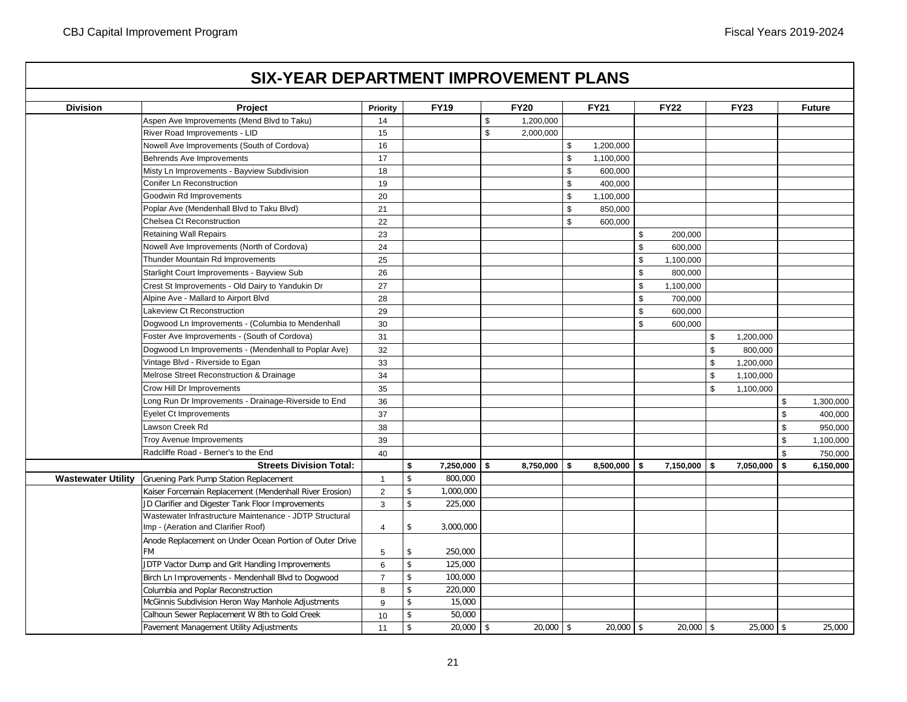# SIX-YEAR DEPARTMENT IMPROVEMENT PLANS

| Division | Project | Priority | FY19 | FY20 | FY21 | FY22 | FY23 | Future |
|---|---|---|---|---|---|---|---|---|
| | Aspen Ave Improvements (Mend Blvd to Taku) | 14 | | $ 1,200,000 | | | | |
| | River Road Improvements - LID | 15 | | $ 2,000,000 | | | | |
| | Nowell Ave Improvements (South of Cordova) | 16 | | | $ 1,200,000 | | | |
| | Behrends Ave Improvements | 17 | | | $ 1,100,000 | | | |
| | Misty Ln Improvements - Bayview Subdivision | 18 | | | $ 600,000 | | | |
| | Conifer Ln Reconstruction | 19 | | | $ 400,000 | | | |
| | Goodwin Rd Improvements | 20 | | | $ 1,100,000 | | | |
| | Poplar Ave (Mendenhall Blvd to Taku Blvd) | 21 | | | $ 850,000 | | | |
| | Chelsea Ct Reconstruction | 22 | | | $ 600,000 | | | |
| | Retaining Wall Repairs | 23 | | | | $ 200,000 | | |
| | Nowell Ave Improvements (North of Cordova) | 24 | | | | $ 600,000 | | |
| | Thunder Mountain Rd Improvements | 25 | | | | $ 1,100,000 | | |
| | Starlight Court Improvements - Bayview Sub | 26 | | | | $ 800,000 | | |
| | Crest St Improvements - Old Dairy to Yandukin Dr | 27 | | | | $ 1,100,000 | | |
| | Alpine Ave - Mallard to Airport Blvd | 28 | | | | $ 700,000 | | |
| | Lakeview Ct Reconstruction | 29 | | | | $ 600,000 | | |
| | Dogwood Ln Improvements - (Columbia to Mendenhall | 30 | | | | $ 600,000 | | |
| | Foster Ave Improvements - (South of Cordova) | 31 | | | | | $ 1,200,000 | |
| | Dogwood Ln Improvements - (Mendenhall to Poplar Ave) | 32 | | | | | $ 800,000 | |
| | Vintage Blvd - Riverside to Egan | 33 | | | | | $ 1,200,000 | |
| | Melrose Street Reconstruction & Drainage | 34 | | | | | $ 1,100,000 | |
| | Crow Hill Dr Improvements | 35 | | | | | $ 1,100,000 | |
| | Long Run Dr Improvements - Drainage-Riverside to End | 36 | | | | | | $ 1,300,000 |
| | Eyelet Ct Improvements | 37 | | | | | | $ 400,000 |
| | Lawson Creek Rd | 38 | | | | | | $ 950,000 |
| | Troy Avenue Improvements | 39 | | | | | | $ 1,100,000 |
| | Radcliffe Road - Berner's to the End | 40 | | | | | | $ 750,000 |
| | **Streets Division Total:** | | **$ 7,250,000** | **$ 8,750,000** | **$ 8,500,000** | **$ 7,150,000** | **$ 7,050,000** | **$ 6,150,000** |
| **Wastewater Utility** | Gruening Park Pump Station Replacement | 1 | $ 800,000 | | | | | |
| | Kaiser Forcemain Replacement (Mendenhall River Erosion) | 2 | $ 1,000,000 | | | | | |
| | JD Clarifier and Digester Tank Floor Improvements | 3 | $ 225,000 | | | | | |
| | Wastewater Infrastructure Maintenance - JDTP Structural Imp - (Aeration and Clarifier Roof) | 4 | $ 3,000,000 | | | | | |
| | Anode Replacement on Under Ocean Portion of Outer Drive FM | 5 | $ 250,000 | | | | | |
| | JDTP Vactor Dump and Grit Handling Improvements | 6 | $ 125,000 | | | | | |
| | Birch Ln Improvements - Mendenhall Blvd to Dogwood | 7 | $ 100,000 | | | | | |
| | Columbia and Poplar Reconstruction | 8 | $ 220,000 | | | | | |
| | McGinnis Subdivision Heron Way Manhole Adjustments | 9 | $ 15,000 | | | | | |
| | Calhoun Sewer Replacement W 8th to Gold Creek | 10 | $ 50,000 | | | | | |
| | Pavement Management Utility Adjustments | 11 | $ 20,000 | $ 20,000 | $ 20,000 | $ 20,000 | $ 25,000 | $ 25,000 |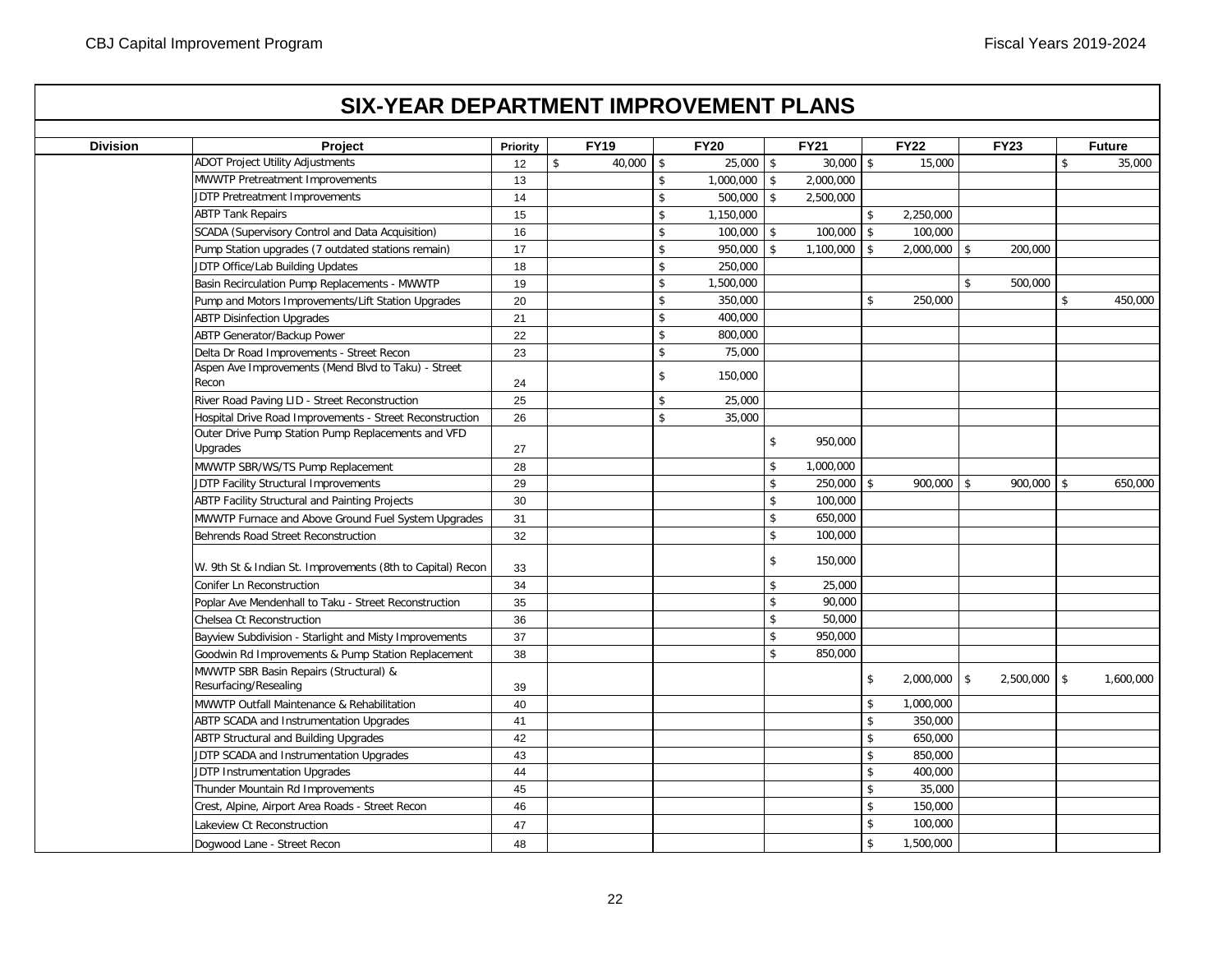# SIX-YEAR DEPARTMENT IMPROVEMENT PLANS

| Division | Project | Priority | FY19 | FY20 | FY21 | FY22 | FY23 | Future |
|---|---|---|---|---|---|---|---|---|
| | ADOT Project Utility Adjustments | 12 | $ 40,000 | $ 25,000 | $ 30,000 | $ 15,000 | | $ 35,000 |
| | MWWTP Pretreatment Improvements | 13 | | $ 1,000,000 | $ 2,000,000 | | | |
| | JDTP Pretreatment Improvements | 14 | | $ 500,000 | $ 2,500,000 | | | |
| | ABTP Tank Repairs | 15 | | $ 1,150,000 | | $ 2,250,000 | | |
| | SCADA (Supervisory Control and Data Acquisition) | 16 | | $ 100,000 | $ 100,000 | $ 100,000 | | |
| | Pump Station upgrades (7 outdated stations remain) | 17 | | $ 950,000 | $ 1,100,000 | $ 2,000,000 | $ 200,000 | |
| | JDTP Office/Lab Building Updates | 18 | | $ 250,000 | | | | |
| | Basin Recirculation Pump Replacements - MWWTP | 19 | | $ 1,500,000 | | | $ 500,000 | |
| | Pump and Motors Improvements/Lift Station Upgrades | 20 | | $ 350,000 | | $ 250,000 | | $ 450,000 |
| | ABTP Disinfection Upgrades | 21 | | $ 400,000 | | | | |
| | ABTP Generator/Backup Power | 22 | | $ 800,000 | | | | |
| | Delta Dr Road Improvements - Street Recon | 23 | | $ 75,000 | | | | |
| | Aspen Ave Improvements (Mend Blvd to Taku) - Street Recon | 24 | | $ 150,000 | | | | |
| | River Road Paving LID - Street Reconstruction | 25 | | $ 25,000 | | | | |
| | Hospital Drive Road Improvements - Street Reconstruction | 26 | | $ 35,000 | | | | |
| | Outer Drive Pump Station Pump Replacements and VFD Upgrades | 27 | | | $ 950,000 | | | |
| | MWWTP SBR/WS/TS Pump Replacement | 28 | | | $ 1,000,000 | | | |
| | JDTP Facility Structural Improvements | 29 | | | $ 250,000 | $ 900,000 | $ 900,000 | $ 650,000 |
| | ABTP Facility Structural and Painting Projects | 30 | | | $ 100,000 | | | |
| | MWWTP Furnace and Above Ground Fuel System Upgrades | 31 | | | $ 650,000 | | | |
| | Behrends Road Street Reconstruction | 32 | | | $ 100,000 | | | |
| | W. 9th St & Indian St. Improvements (8th to Capital) Recon | 33 | | | $ 150,000 | | | |
| | Conifer Ln Reconstruction | 34 | | | $ 25,000 | | | |
| | Poplar Ave Mendenhall to Taku - Street Reconstruction | 35 | | | $ 90,000 | | | |
| | Chelsea Ct Reconstruction | 36 | | | $ 50,000 | | | |
| | Bayview Subdivision - Starlight and Misty Improvements | 37 | | | $ 950,000 | | | |
| | Goodwin Rd Improvements & Pump Station Replacement | 38 | | | $ 850,000 | | | |
| | MWWTP SBR Basin Repairs (Structural) & Resurfacing/Resealing | 39 | | | | $ 2,000,000 | $ 2,500,000 | $ 1,600,000 |
| | MWWTP Outfall Maintenance & Rehabilitation | 40 | | | | $ 1,000,000 | | |
| | ABTP SCADA and Instrumentation Upgrades | 41 | | | | $ 350,000 | | |
| | ABTP Structural and Building Upgrades | 42 | | | | $ 650,000 | | |
| | JDTP SCADA and Instrumentation Upgrades | 43 | | | | $ 850,000 | | |
| | JDTP Instrumentation Upgrades | 44 | | | | $ 400,000 | | |
| | Thunder Mountain Rd Improvements | 45 | | | | $ 35,000 | | |
| | Crest, Alpine, Airport Area Roads - Street Recon | 46 | | | | $ 150,000 | | |
| | Lakeview Ct Reconstruction | 47 | | | | $ 100,000 | | |
| | Dogwood Lane - Street Recon | 48 | | | | $ 1,500,000 | | |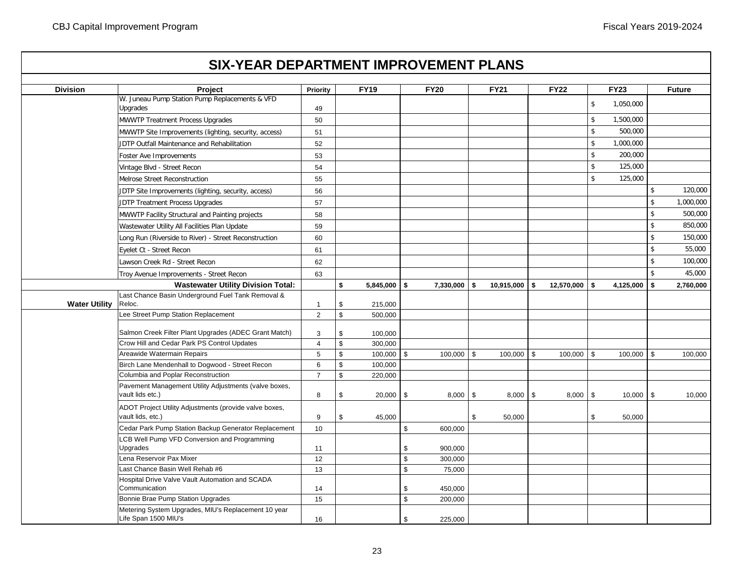## SIX-YEAR DEPARTMENT IMPROVEMENT PLANS

| Division | Project | Priority | FY19 | FY20 | FY21 | FY22 | FY23 | Future |
|---|---|---|---|---|---|---|---|---|
| | W. Juneau Pump Station Pump Replacements & VFD Upgrades | 49 | | | | | $ 1,050,000 | |
| | MWWTP Treatment Process Upgrades | 50 | | | | | $ 1,500,000 | |
| | MWWTP Site Improvements (lighting, security, access) | 51 | | | | | $ 500,000 | |
| | JDTP Outfall Maintenance and Rehabilitation | 52 | | | | | $ 1,000,000 | |
| | Foster Ave Improvements | 53 | | | | | $ 200,000 | |
| | Vintage Blvd - Street Recon | 54 | | | | | $ 125,000 | |
| | Melrose Street Reconstruction | 55 | | | | | $ 125,000 | |
| | JDTP Site Improvements (lighting, security, access) | 56 | | | | | | $ 120,000 |
| | JDTP Treatment Process Upgrades | 57 | | | | | | $ 1,000,000 |
| | MWWTP Facility Structural and Painting projects | 58 | | | | | | $ 500,000 |
| | Wastewater Utility All Facilities Plan Update | 59 | | | | | | $ 850,000 |
| | Long Run (Riverside to River) - Street Reconstruction | 60 | | | | | | $ 150,000 |
| | Eyelet Ct - Street Recon | 61 | | | | | | $ 55,000 |
| | Lawson Creek Rd - Street Recon | 62 | | | | | | $ 100,000 |
| | Troy Avenue Improvements - Street Recon | 63 | | | | | | $ 45,000 |
| **Wastewater Utility Division Total:** | | | **$ 5,845,000** | **$ 7,330,000** | **$ 10,915,000** | **$ 12,570,000** | **$ 4,125,000** | **$ 2,760,000** |
| **Water Utility** | Last Chance Basin Underground Fuel Tank Removal & Reloc. | 1 | $ 215,000 | | | | | |
| | Lee Street Pump Station Replacement | 2 | $ 500,000 | | | | | |
| | Salmon Creek Filter Plant Upgrades (ADEC Grant Match) | 3 | $ 100,000 | | | | | |
| | Crow Hill and Cedar Park PS Control Updates | 4 | $ 300,000 | | | | | |
| | Areawide Watermain Repairs | 5 | $ 100,000 | $ 100,000 | $ 100,000 | $ 100,000 | $ 100,000 | $ 100,000 |
| | Birch Lane Mendenhall to Dogwood - Street Recon | 6 | $ 100,000 | | | | | |
| | Columbia and Poplar Reconstruction | 7 | $ 220,000 | | | | | |
| | Pavement Management Utility Adjustments (valve boxes, vault lids etc.) | 8 | $ 20,000 | $ 8,000 | $ 8,000 | $ 8,000 | $ 10,000 | $ 10,000 |
| | ADOT Project Utility Adjustments (provide valve boxes, vault lids, etc.) | 9 | $ 45,000 | | $ 50,000 | | $ 50,000 | |
| | Cedar Park Pump Station Backup Generator Replacement | 10 | | $ 600,000 | | | | |
| | LCB Well Pump VFD Conversion and Programming Upgrades | 11 | | $ 900,000 | | | | |
| | Lena Reservoir Pax Mixer | 12 | | $ 300,000 | | | | |
| | Last Chance Basin Well Rehab #6 | 13 | | $ 75,000 | | | | |
| | Hospital Drive Valve Vault Automation and SCADA Communication | 14 | | $ 450,000 | | | | |
| | Bonnie Brae Pump Station Upgrades | 15 | | $ 200,000 | | | | |
| | Metering System Upgrades, MIU's Replacement 10 year Life Span 1500 MIU's | 16 | | $ 225,000 | | | | |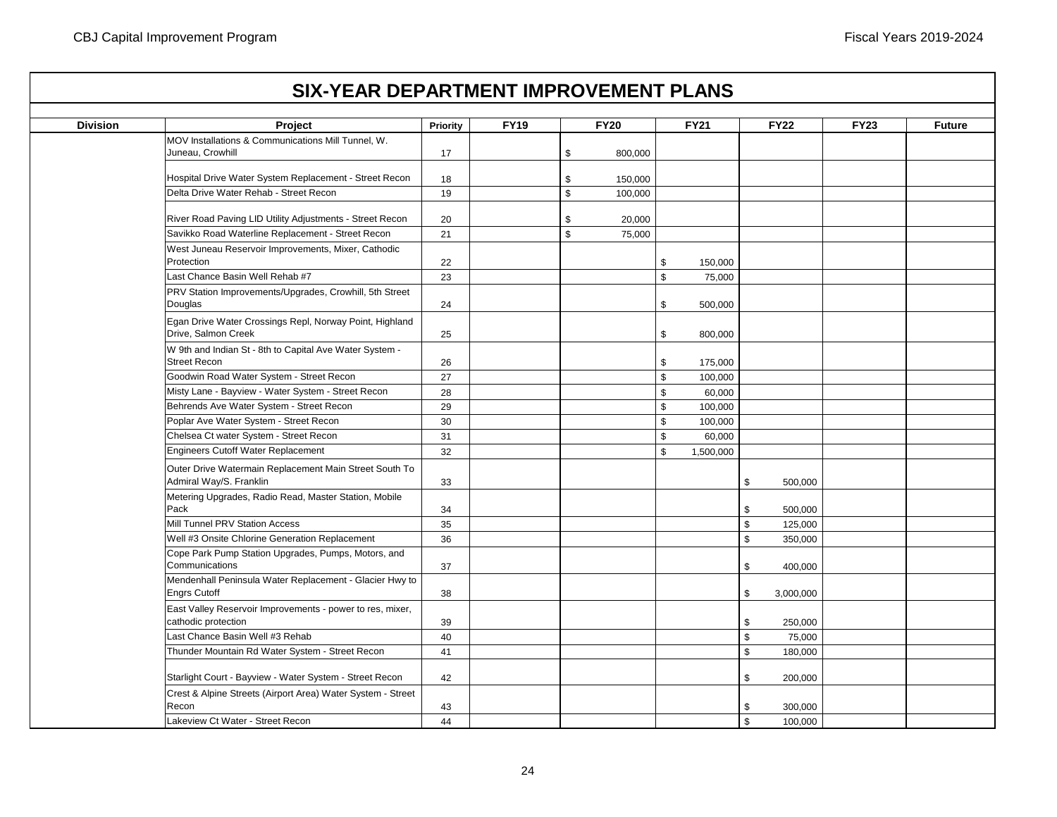## SIX-YEAR DEPARTMENT IMPROVEMENT PLANS

| Division | Project | Priority | FY19 | FY20 | FY21 | FY22 | FY23 | Future |
|---|---|---|---|---|---|---|---|---|
| | MOV Installations & Communications Mill Tunnel, W. Juneau, Crowhill | 17 | | $ 800,000 | | | | |
| | Hospital Drive Water System Replacement - Street Recon | 18 | | $ 150,000 | | | | |
| | Delta Drive Water Rehab - Street Recon | 19 | | $ 100,000 | | | | |
| | River Road Paving LID Utility Adjustments - Street Recon | 20 | | $ 20,000 | | | | |
| | Savikko Road Waterline Replacement - Street Recon | 21 | | $ 75,000 | | | | |
| | West Juneau Reservoir Improvements, Mixer, Cathodic Protection | 22 | | | $ 150,000 | | | |
| | Last Chance Basin Well Rehab #7 | 23 | | | $ 75,000 | | | |
| | PRV Station Improvements/Upgrades, Crowhill, 5th Street Douglas | 24 | | | $ 500,000 | | | |
| | Egan Drive Water Crossings Repl, Norway Point, Highland Drive, Salmon Creek | 25 | | | $ 800,000 | | | |
| | W 9th and Indian St - 8th to Capital Ave Water System - Street Recon | 26 | | | $ 175,000 | | | |
| | Goodwin Road Water System - Street Recon | 27 | | | $ 100,000 | | | |
| | Misty Lane - Bayview - Water System - Street Recon | 28 | | | $ 60,000 | | | |
| | Behrends Ave Water System - Street Recon | 29 | | | $ 100,000 | | | |
| | Poplar Ave Water System - Street Recon | 30 | | | $ 100,000 | | | |
| | Chelsea Ct water System - Street Recon | 31 | | | $ 60,000 | | | |
| | Engineers Cutoff Water Replacement | 32 | | | $ 1,500,000 | | | |
| | Outer Drive Watermain Replacement Main Street South To Admiral Way/S. Franklin | 33 | | | | $ 500,000 | | |
| | Metering Upgrades, Radio Read, Master Station, Mobile Pack | 34 | | | | $ 500,000 | | |
| | Mill Tunnel PRV Station Access | 35 | | | | $ 125,000 | | |
| | Well #3 Onsite Chlorine Generation Replacement | 36 | | | | $ 350,000 | | |
| | Cope Park Pump Station Upgrades, Pumps, Motors, and Communications | 37 | | | | $ 400,000 | | |
| | Mendenhall Peninsula Water Replacement - Glacier Hwy to Engrs Cutoff | 38 | | | | $ 3,000,000 | | |
| | East Valley Reservoir Improvements - power to res, mixer, cathodic protection | 39 | | | | $ 250,000 | | |
| | Last Chance Basin Well #3 Rehab | 40 | | | | $ 75,000 | | |
| | Thunder Mountain Rd Water System - Street Recon | 41 | | | | $ 180,000 | | |
| | Starlight Court - Bayview - Water System - Street Recon | 42 | | | | $ 200,000 | | |
| | Crest & Alpine Streets (Airport Area) Water System - Street Recon | 43 | | | | $ 300,000 | | |
| | Lakeview Ct Water - Street Recon | 44 | | | | $ 100,000 | | |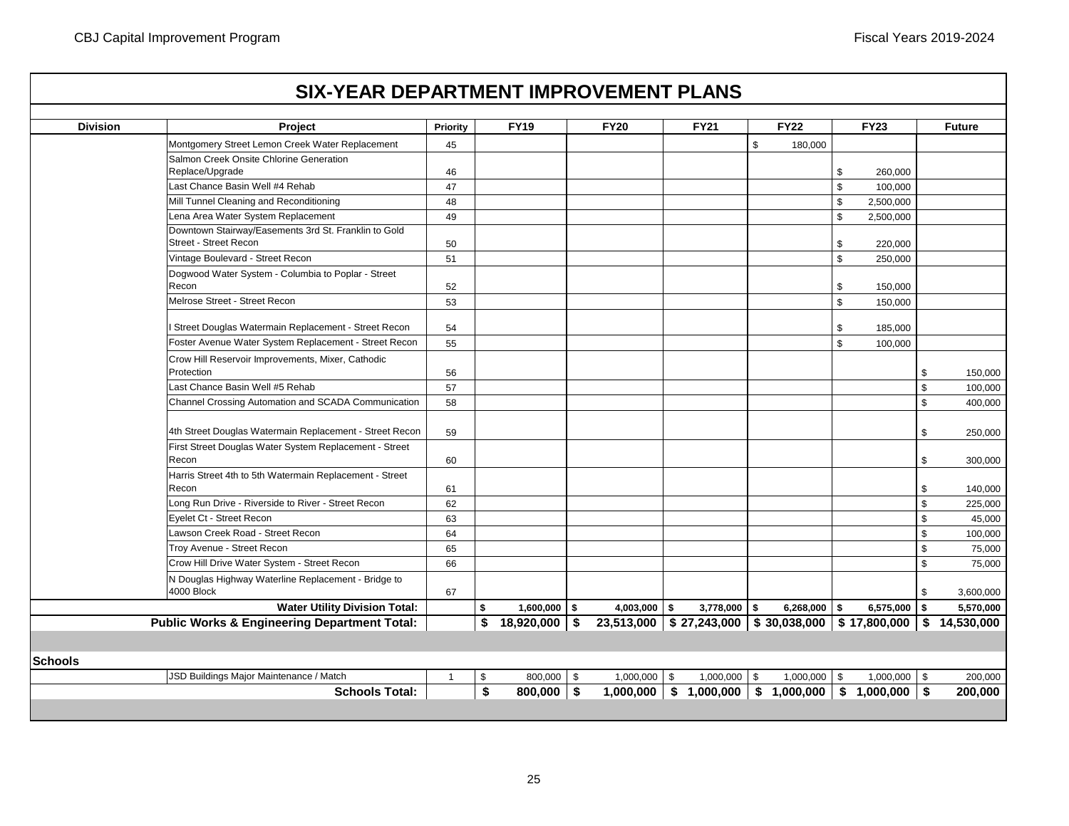## SIX-YEAR DEPARTMENT IMPROVEMENT PLANS

| Division | Project | Priority | FY19 | FY20 | FY21 | FY22 | FY23 | Future |
|---|---|---|---|---|---|---|---|---|
| | Montgomery Street Lemon Creek Water Replacement | 45 | | | | $ 180,000 | | |
| | Salmon Creek Onsite Chlorine Generation Replace/Upgrade | 46 | | | | | $ 260,000 | |
| | Last Chance Basin Well #4 Rehab | 47 | | | | | $ 100,000 | |
| | Mill Tunnel Cleaning and Reconditioning | 48 | | | | | $ 2,500,000 | |
| | Lena Area Water System Replacement | 49 | | | | | $ 2,500,000 | |
| | Downtown Stairway/Easements 3rd St. Franklin to Gold Street - Street Recon | 50 | | | | | $ 220,000 | |
| | Vintage Boulevard - Street Recon | 51 | | | | | $ 250,000 | |
| | Dogwood Water System - Columbia to Poplar - Street Recon | 52 | | | | | $ 150,000 | |
| | Melrose Street - Street Recon | 53 | | | | | $ 150,000 | |
| | I Street Douglas Watermain Replacement - Street Recon | 54 | | | | | $ 185,000 | |
| | Foster Avenue Water System Replacement - Street Recon | 55 | | | | | $ 100,000 | |
| | Crow Hill Reservoir Improvements, Mixer, Cathodic Protection | 56 | | | | | | $ 150,000 |
| | Last Chance Basin Well #5 Rehab | 57 | | | | | | $ 100,000 |
| | Channel Crossing Automation and SCADA Communication | 58 | | | | | | $ 400,000 |
| | 4th Street Douglas Watermain Replacement - Street Recon | 59 | | | | | | $ 250,000 |
| | First Street Douglas Water System Replacement - Street Recon | 60 | | | | | | $ 300,000 |
| | Harris Street 4th to 5th Watermain Replacement - Street Recon | 61 | | | | | | $ 140,000 |
| | Long Run Drive - Riverside to River - Street Recon | 62 | | | | | | $ 225,000 |
| | Eyelet Ct - Street Recon | 63 | | | | | | $ 45,000 |
| | Lawson Creek Road - Street Recon | 64 | | | | | | $ 100,000 |
| | Troy Avenue - Street Recon | 65 | | | | | | $ 75,000 |
| | Crow Hill Drive Water System - Street Recon | 66 | | | | | | $ 75,000 |
| | N Douglas Highway Waterline Replacement - Bridge to 4000 Block | 67 | | | | | | $ 3,600,000 |
| | **Water Utility Division Total:** | | **$ 1,600,000** | **$ 4,003,000** | **$ 3,778,000** | **$ 6,268,000** | **$ 6,575,000** | **$ 5,570,000** |
| | **Public Works & Engineering Department Total:** | | **$ 18,920,000** | **$ 23,513,000** | **$ 27,243,000** | **$ 30,038,000** | **$ 17,800,000** | **$ 14,530,000** |
| **Schools** | | | | | | | | |
| | JSD Buildings Major Maintenance / Match | 1 | $ 800,000 | $ 1,000,000 | $ 1,000,000 | $ 1,000,000 | $ 1,000,000 | $ 200,000 |
| | **Schools Total:** | | **$ 800,000** | **$ 1,000,000** | **$ 1,000,000** | **$ 1,000,000** | **$ 1,000,000** | **$ 200,000** |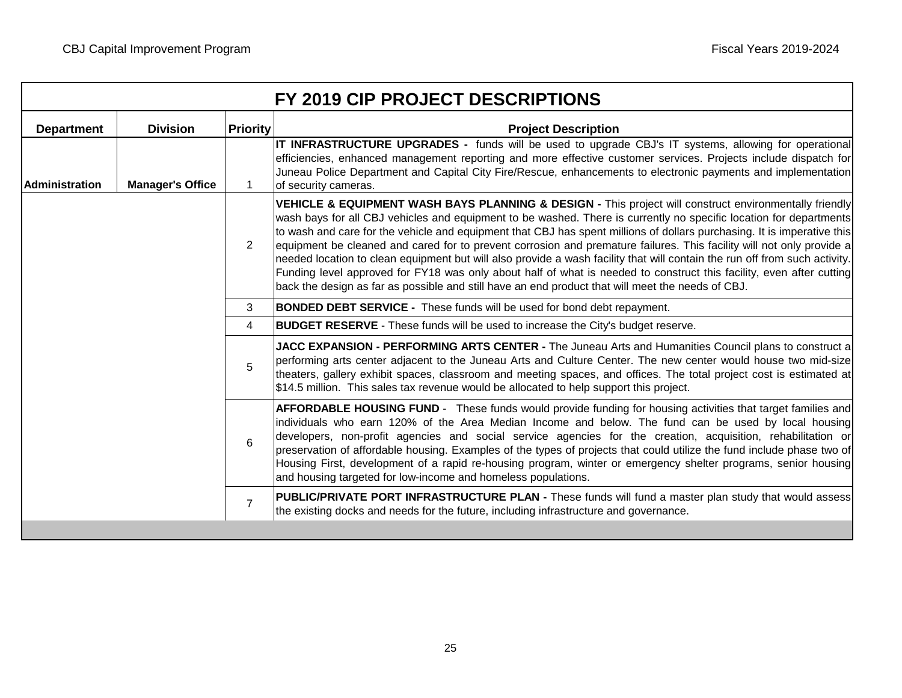## FY 2019 CIP PROJECT DESCRIPTIONS

| Department | Division | Priority | Project Description |
|---|---|---|---|
| Administration | Manager's Office | 1 | **IT INFRASTRUCTURE UPGRADES -** funds will be used to upgrade CBJ's IT systems, allowing for operational efficiencies, enhanced management reporting and more effective customer services. Projects include dispatch for Juneau Police Department and Capital City Fire/Rescue, enhancements to electronic payments and implementation of security cameras. |
| | | 2 | **VEHICLE & EQUIPMENT WASH BAYS PLANNING & DESIGN -** This project will construct environmentally friendly wash bays for all CBJ vehicles and equipment to be washed. There is currently no specific location for departments to wash and care for the vehicle and equipment that CBJ has spent millions of dollars purchasing. It is imperative this equipment be cleaned and cared for to prevent corrosion and premature failures. This facility will not only provide a needed location to clean equipment but will also provide a wash facility that will contain the run off from such activity. Funding level approved for FY18 was only about half of what is needed to construct this facility, even after cutting back the design as far as possible and still have an end product that will meet the needs of CBJ. |
| | | 3 | **BONDED DEBT SERVICE -** These funds will be used for bond debt repayment. |
| | | 4 | **BUDGET RESERVE** - These funds will be used to increase the City's budget reserve. |
| | | 5 | **JACC EXPANSION - PERFORMING ARTS CENTER -** The Juneau Arts and Humanities Council plans to construct a performing arts center adjacent to the Juneau Arts and Culture Center. The new center would house two mid-size theaters, gallery exhibit spaces, classroom and meeting spaces, and offices. The total project cost is estimated at $14.5 million. This sales tax revenue would be allocated to help support this project. |
| | | 6 | **AFFORDABLE HOUSING FUND** - These funds would provide funding for housing activities that target families and individuals who earn 120% of the Area Median Income and below. The fund can be used by local housing developers, non-profit agencies and social service agencies for the creation, acquisition, rehabilitation or preservation of affordable housing. Examples of the types of projects that could utilize the fund include phase two of Housing First, development of a rapid re-housing program, winter or emergency shelter programs, senior housing and housing targeted for low-income and homeless populations. |
| | | 7 | **PUBLIC/PRIVATE PORT INFRASTRUCTURE PLAN -** These funds will fund a master plan study that would assess the existing docks and needs for the future, including infrastructure and governance. |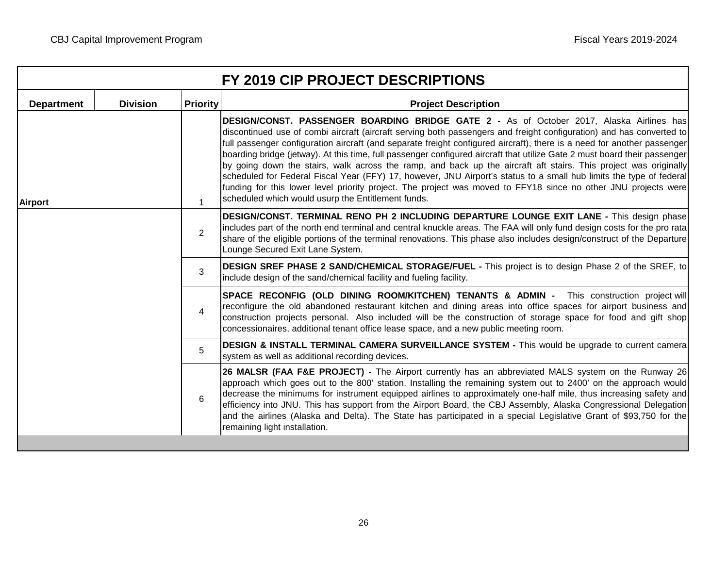# FY 2019 CIP PROJECT DESCRIPTIONS

| Department | Division | Priority | Project Description |
|---|---|---|---|
| Airport | | 1 | **DESIGN/CONST. PASSENGER BOARDING BRIDGE GATE 2 -** As of October 2017, Alaska Airlines has discontinued use of combi aircraft (aircraft serving both passengers and freight configuration) and has converted to full passenger configuration aircraft (and separate freight configured aircraft), there is a need for another passenger boarding bridge (jetway). At this time, full passenger configured aircraft that utilize Gate 2 must board their passenger by going down the stairs, walk across the ramp, and back up the aircraft aft stairs. This project was originally scheduled for Federal Fiscal Year (FFY) 17, however, JNU Airport's status to a small hub limits the type of federal funding for this lower level priority project. The project was moved to FFY18 since no other JNU projects were scheduled which would usurp the Entitlement funds. |
| | | 2 | **DESIGN/CONST. TERMINAL RENO PH 2 INCLUDING DEPARTURE LOUNGE EXIT LANE -** This design phase includes part of the north end terminal and central knuckle areas. The FAA will only fund design costs for the pro rata share of the eligible portions of the terminal renovations. This phase also includes design/construct of the Departure Lounge Secured Exit Lane System. |
| | | 3 | **DESIGN SREF PHASE 2 SAND/CHEMICAL STORAGE/FUEL -** This project is to design Phase 2 of the SREF, to include design of the sand/chemical facility and fueling facility. |
| | | 4 | **SPACE RECONFIG (OLD DINING ROOM/KITCHEN) TENANTS & ADMIN -** This construction project will reconfigure the old abandoned restaurant kitchen and dining areas into office spaces for airport business and construction projects personal. Also included will be the construction of storage space for food and gift shop concessionaires, additional tenant office lease space, and a new public meeting room. |
| | | 5 | **DESIGN & INSTALL TERMINAL CAMERA SURVEILLANCE SYSTEM -** This would be upgrade to current camera system as well as additional recording devices. |
| | | 6 | **26 MALSR (FAA F&E PROJECT) -** The Airport currently has an abbreviated MALS system on the Runway 26 approach which goes out to the 800' station. Installing the remaining system out to 2400' on the approach would decrease the minimums for instrument equipped airlines to approximately one-half mile, thus increasing safety and efficiency into JNU. This has support from the Airport Board, the CBJ Assembly, Alaska Congressional Delegation and the airlines (Alaska and Delta). The State has participated in a special Legislative Grant of $93,750 for the remaining light installation. |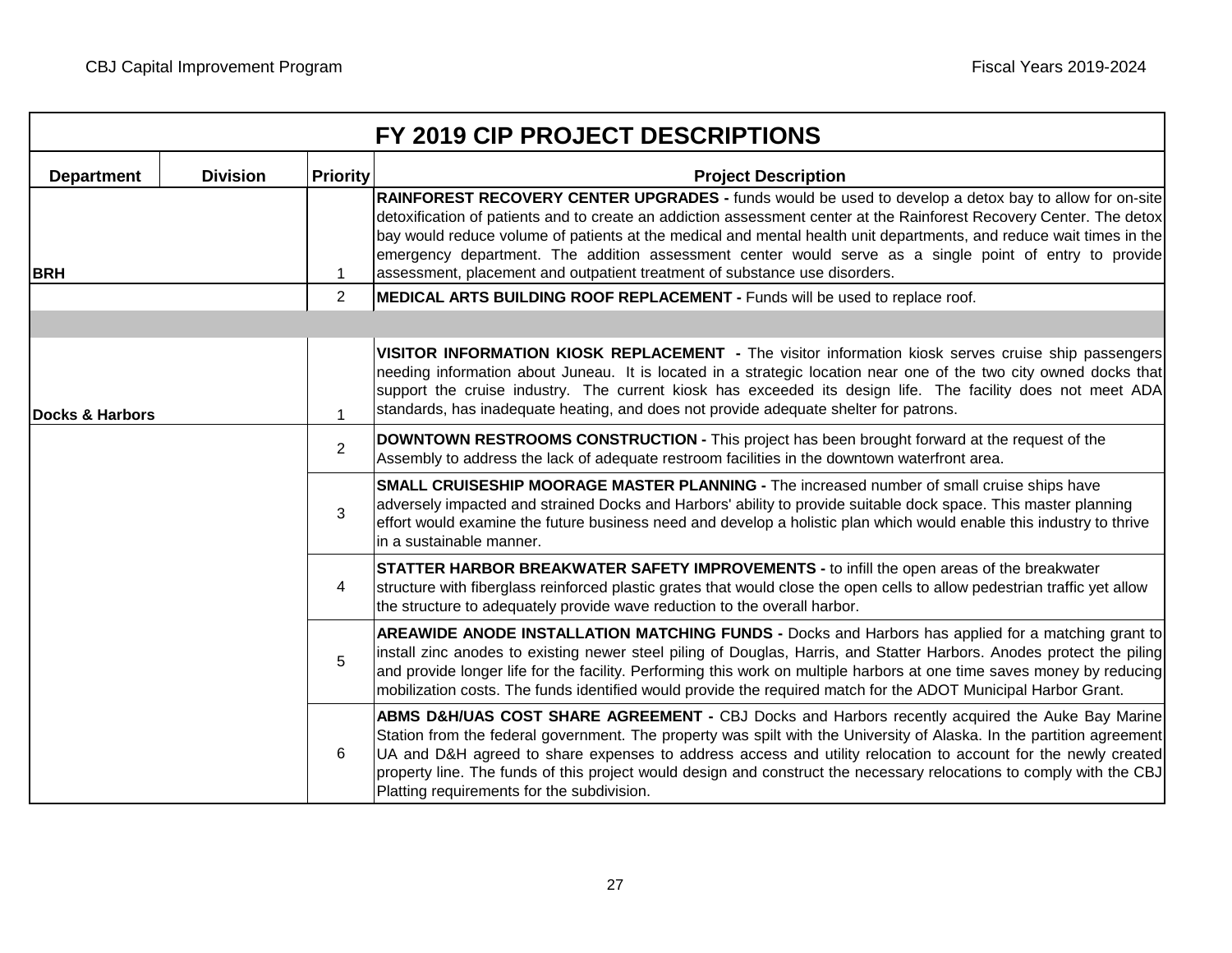# FY 2019 CIP PROJECT DESCRIPTIONS

| Department | Division | Priority | Project Description |
|---|---|---|---|
| BRH | | 1 | **RAINFOREST RECOVERY CENTER UPGRADES -** funds would be used to develop a detox bay to allow for on-site detoxification of patients and to create an addiction assessment center at the Rainforest Recovery Center. The detox bay would reduce volume of patients at the medical and mental health unit departments, and reduce wait times in the emergency department. The addition assessment center would serve as a single point of entry to provide assessment, placement and outpatient treatment of substance use disorders. |
| | | 2 | **MEDICAL ARTS BUILDING ROOF REPLACEMENT -** Funds will be used to replace roof. |
| | | | |
| Docks & Harbors | | 1 | **VISITOR INFORMATION KIOSK REPLACEMENT -** The visitor information kiosk serves cruise ship passengers needing information about Juneau. It is located in a strategic location near one of the two city owned docks that support the cruise industry. The current kiosk has exceeded its design life. The facility does not meet ADA standards, has inadequate heating, and does not provide adequate shelter for patrons. |
| | | 2 | **DOWNTOWN RESTROOMS CONSTRUCTION -** This project has been brought forward at the request of the Assembly to address the lack of adequate restroom facilities in the downtown waterfront area. |
| | | 3 | **SMALL CRUISESHIP MOORAGE MASTER PLANNING -** The increased number of small cruise ships have adversely impacted and strained Docks and Harbors' ability to provide suitable dock space. This master planning effort would examine the future business need and develop a holistic plan which would enable this industry to thrive in a sustainable manner. |
| | | 4 | **STATTER HARBOR BREAKWATER SAFETY IMPROVEMENTS -** to infill the open areas of the breakwater structure with fiberglass reinforced plastic grates that would close the open cells to allow pedestrian traffic yet allow the structure to adequately provide wave reduction to the overall harbor. |
| | | 5 | **AREAWIDE ANODE INSTALLATION MATCHING FUNDS -** Docks and Harbors has applied for a matching grant to install zinc anodes to existing newer steel piling of Douglas, Harris, and Statter Harbors. Anodes protect the piling and provide longer life for the facility. Performing this work on multiple harbors at one time saves money by reducing mobilization costs. The funds identified would provide the required match for the ADOT Municipal Harbor Grant. |
| | | 6 | **ABMS D&H/UAS COST SHARE AGREEMENT -** CBJ Docks and Harbors recently acquired the Auke Bay Marine Station from the federal government. The property was spilt with the University of Alaska. In the partition agreement UA and D&H agreed to share expenses to address access and utility relocation to account for the newly created property line. The funds of this project would design and construct the necessary relocations to comply with the CBJ Platting requirements for the subdivision. |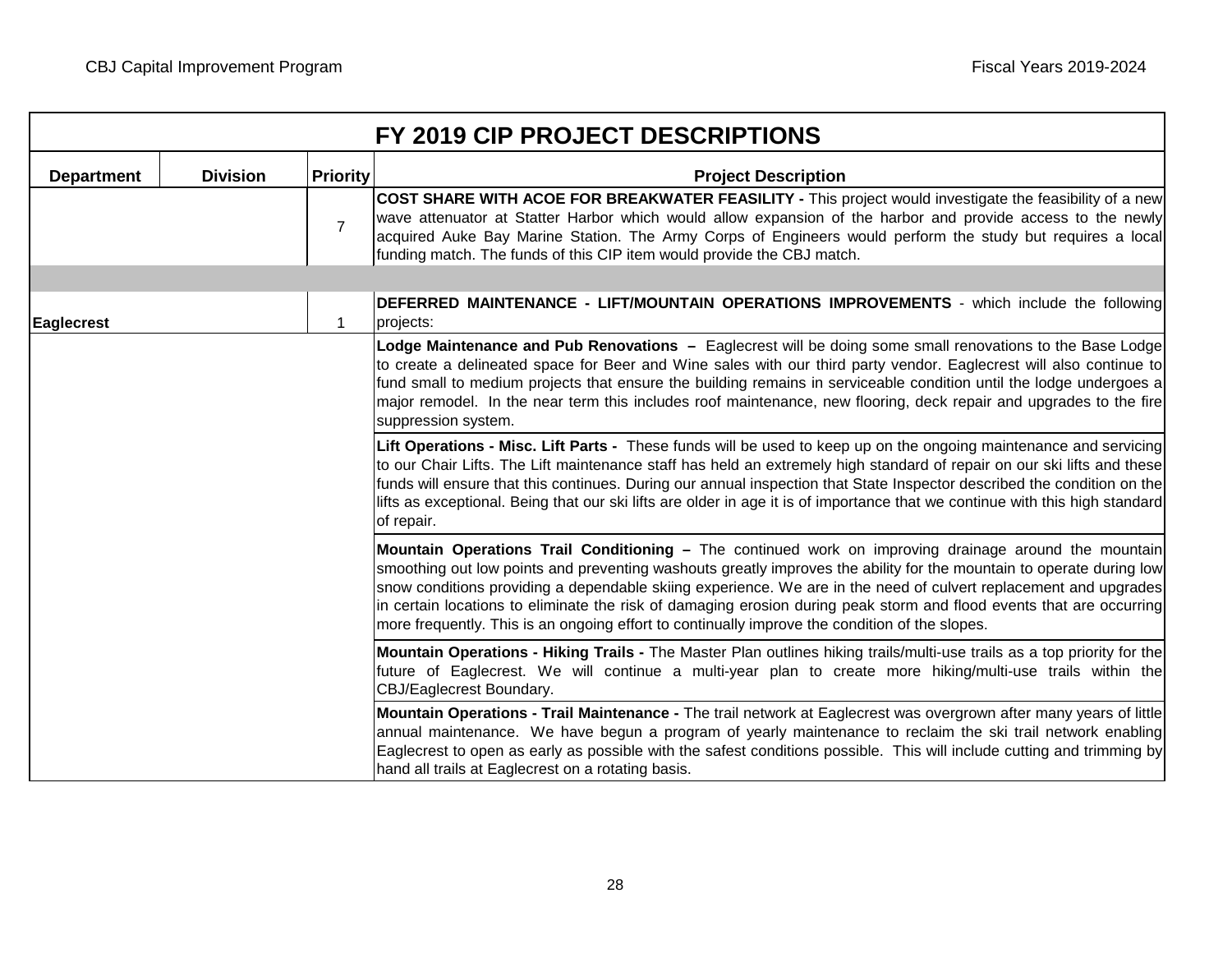| FY 2019 CIP PROJECT DESCRIPTIONS | | | |
|---|---|---|---|
| **Department** | **Division** | **Priority** | **Project Description** |
| | | 7 | **COST SHARE WITH ACOE FOR BREAKWATER FEASILITY -** This project would investigate the feasibility of a new wave attenuator at Statter Harbor which would allow expansion of the harbor and provide access to the newly acquired Auke Bay Marine Station. The Army Corps of Engineers would perform the study but requires a local funding match. The funds of this CIP item would provide the CBJ match. |
| | | | |
| **Eaglecrest** | | 1 | **DEFERRED MAINTENANCE - LIFT/MOUNTAIN OPERATIONS IMPROVEMENTS** - which include the following projects: |
| | | | **Lodge Maintenance and Pub Renovations –** Eaglecrest will be doing some small renovations to the Base Lodge to create a delineated space for Beer and Wine sales with our third party vendor. Eaglecrest will also continue to fund small to medium projects that ensure the building remains in serviceable condition until the lodge undergoes a major remodel. In the near term this includes roof maintenance, new flooring, deck repair and upgrades to the fire suppression system. |
| | | | **Lift Operations - Misc. Lift Parts -** These funds will be used to keep up on the ongoing maintenance and servicing to our Chair Lifts. The Lift maintenance staff has held an extremely high standard of repair on our ski lifts and these funds will ensure that this continues. During our annual inspection that State Inspector described the condition on the lifts as exceptional. Being that our ski lifts are older in age it is of importance that we continue with this high standard of repair. |
| | | | **Mountain Operations Trail Conditioning –** The continued work on improving drainage around the mountain smoothing out low points and preventing washouts greatly improves the ability for the mountain to operate during low snow conditions providing a dependable skiing experience. We are in the need of culvert replacement and upgrades in certain locations to eliminate the risk of damaging erosion during peak storm and flood events that are occurring more frequently. This is an ongoing effort to continually improve the condition of the slopes. |
| | | | **Mountain Operations - Hiking Trails -** The Master Plan outlines hiking trails/multi-use trails as a top priority for the future of Eaglecrest. We will continue a multi-year plan to create more hiking/multi-use trails within the CBJ/Eaglecrest Boundary. |
| | | | **Mountain Operations - Trail Maintenance -** The trail network at Eaglecrest was overgrown after many years of little annual maintenance. We have begun a program of yearly maintenance to reclaim the ski trail network enabling Eaglecrest to open as early as possible with the safest conditions possible. This will include cutting and trimming by hand all trails at Eaglecrest on a rotating basis. |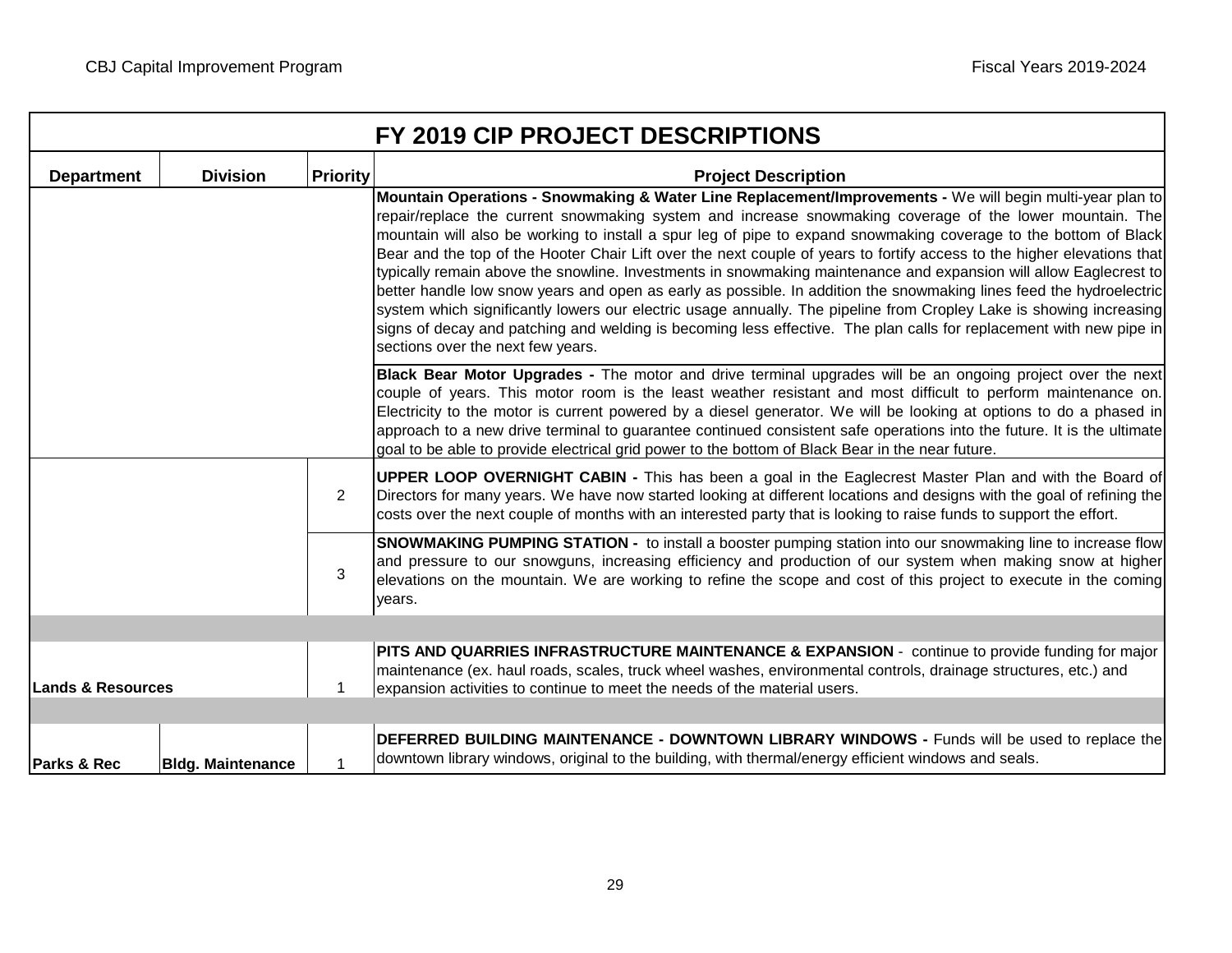## FY 2019 CIP PROJECT DESCRIPTIONS

| Department | Division | Priority | Project Description |
|---|---|---|---|
| | | | **Mountain Operations - Snowmaking & Water Line Replacement/Improvements -** We will begin multi-year plan to repair/replace the current snowmaking system and increase snowmaking coverage of the lower mountain. The mountain will also be working to install a spur leg of pipe to expand snowmaking coverage to the bottom of Black Bear and the top of the Hooter Chair Lift over the next couple of years to fortify access to the higher elevations that typically remain above the snowline. Investments in snowmaking maintenance and expansion will allow Eaglecrest to better handle low snow years and open as early as possible. In addition the snowmaking lines feed the hydroelectric system which significantly lowers our electric usage annually. The pipeline from Cropley Lake is showing increasing signs of decay and patching and welding is becoming less effective. The plan calls for replacement with new pipe in sections over the next few years. |
| | | | **Black Bear Motor Upgrades -** The motor and drive terminal upgrades will be an ongoing project over the next couple of years. This motor room is the least weather resistant and most difficult to perform maintenance on. Electricity to the motor is current powered by a diesel generator. We will be looking at options to do a phased in approach to a new drive terminal to guarantee continued consistent safe operations into the future. It is the ultimate goal to be able to provide electrical grid power to the bottom of Black Bear in the near future. |
| | | 2 | **UPPER LOOP OVERNIGHT CABIN -** This has been a goal in the Eaglecrest Master Plan and with the Board of Directors for many years. We have now started looking at different locations and designs with the goal of refining the costs over the next couple of months with an interested party that is looking to raise funds to support the effort. |
| | | 3 | **SNOWMAKING PUMPING STATION -** to install a booster pumping station into our snowmaking line to increase flow and pressure to our snowguns, increasing efficiency and production of our system when making snow at higher elevations on the mountain. We are working to refine the scope and cost of this project to execute in the coming years. |
| | | | |
| **Lands & Resources** | | 1 | **PITS AND QUARRIES INFRASTRUCTURE MAINTENANCE & EXPANSION** - continue to provide funding for major maintenance (ex. haul roads, scales, truck wheel washes, environmental controls, drainage structures, etc.) and expansion activities to continue to meet the needs of the material users. |
| | | | |
| **Parks & Rec** | **Bldg. Maintenance** | 1 | **DEFERRED BUILDING MAINTENANCE - DOWNTOWN LIBRARY WINDOWS -** Funds will be used to replace the downtown library windows, original to the building, with thermal/energy efficient windows and seals. |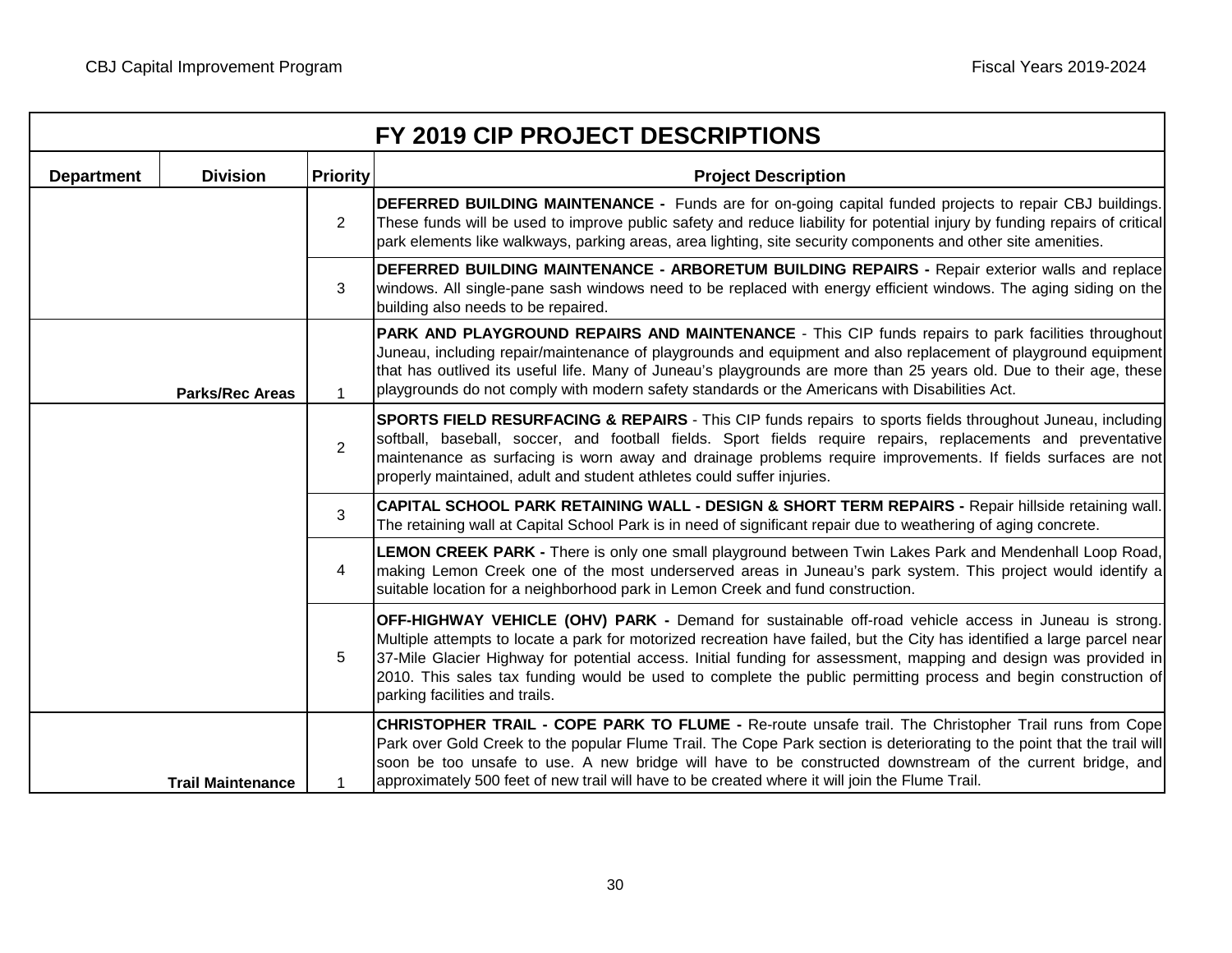| FY 2019 CIP PROJECT DESCRIPTIONS | | | |
|---|---|---|---|
| **Department** | **Division** | **Priority** | **Project Description** |
| | | 2 | **DEFERRED BUILDING MAINTENANCE -** Funds are for on-going capital funded projects to repair CBJ buildings. These funds will be used to improve public safety and reduce liability for potential injury by funding repairs of critical park elements like walkways, parking areas, area lighting, site security components and other site amenities. |
| | | 3 | **DEFERRED BUILDING MAINTENANCE - ARBORETUM BUILDING REPAIRS -** Repair exterior walls and replace windows. All single-pane sash windows need to be replaced with energy efficient windows. The aging siding on the building also needs to be repaired. |
| | **Parks/Rec Areas** | 1 | **PARK AND PLAYGROUND REPAIRS AND MAINTENANCE** - This CIP funds repairs to park facilities throughout Juneau, including repair/maintenance of playgrounds and equipment and also replacement of playground equipment that has outlived its useful life. Many of Juneau's playgrounds are more than 25 years old. Due to their age, these playgrounds do not comply with modern safety standards or the Americans with Disabilities Act. |
| | | 2 | **SPORTS FIELD RESURFACING & REPAIRS** - This CIP funds repairs to sports fields throughout Juneau, including softball, baseball, soccer, and football fields. Sport fields require repairs, replacements and preventative maintenance as surfacing is worn away and drainage problems require improvements. If fields surfaces are not properly maintained, adult and student athletes could suffer injuries. |
| | | 3 | **CAPITAL SCHOOL PARK RETAINING WALL - DESIGN & SHORT TERM REPAIRS -** Repair hillside retaining wall. The retaining wall at Capital School Park is in need of significant repair due to weathering of aging concrete. |
| | | 4 | **LEMON CREEK PARK -** There is only one small playground between Twin Lakes Park and Mendenhall Loop Road, making Lemon Creek one of the most underserved areas in Juneau's park system. This project would identify a suitable location for a neighborhood park in Lemon Creek and fund construction. |
| | | 5 | **OFF-HIGHWAY VEHICLE (OHV) PARK -** Demand for sustainable off-road vehicle access in Juneau is strong. Multiple attempts to locate a park for motorized recreation have failed, but the City has identified a large parcel near 37-Mile Glacier Highway for potential access. Initial funding for assessment, mapping and design was provided in 2010. This sales tax funding would be used to complete the public permitting process and begin construction of parking facilities and trails. |
| | **Trail Maintenance** | 1 | **CHRISTOPHER TRAIL - COPE PARK TO FLUME -** Re-route unsafe trail. The Christopher Trail runs from Cope Park over Gold Creek to the popular Flume Trail. The Cope Park section is deteriorating to the point that the trail will soon be too unsafe to use. A new bridge will have to be constructed downstream of the current bridge, and approximately 500 feet of new trail will have to be created where it will join the Flume Trail. |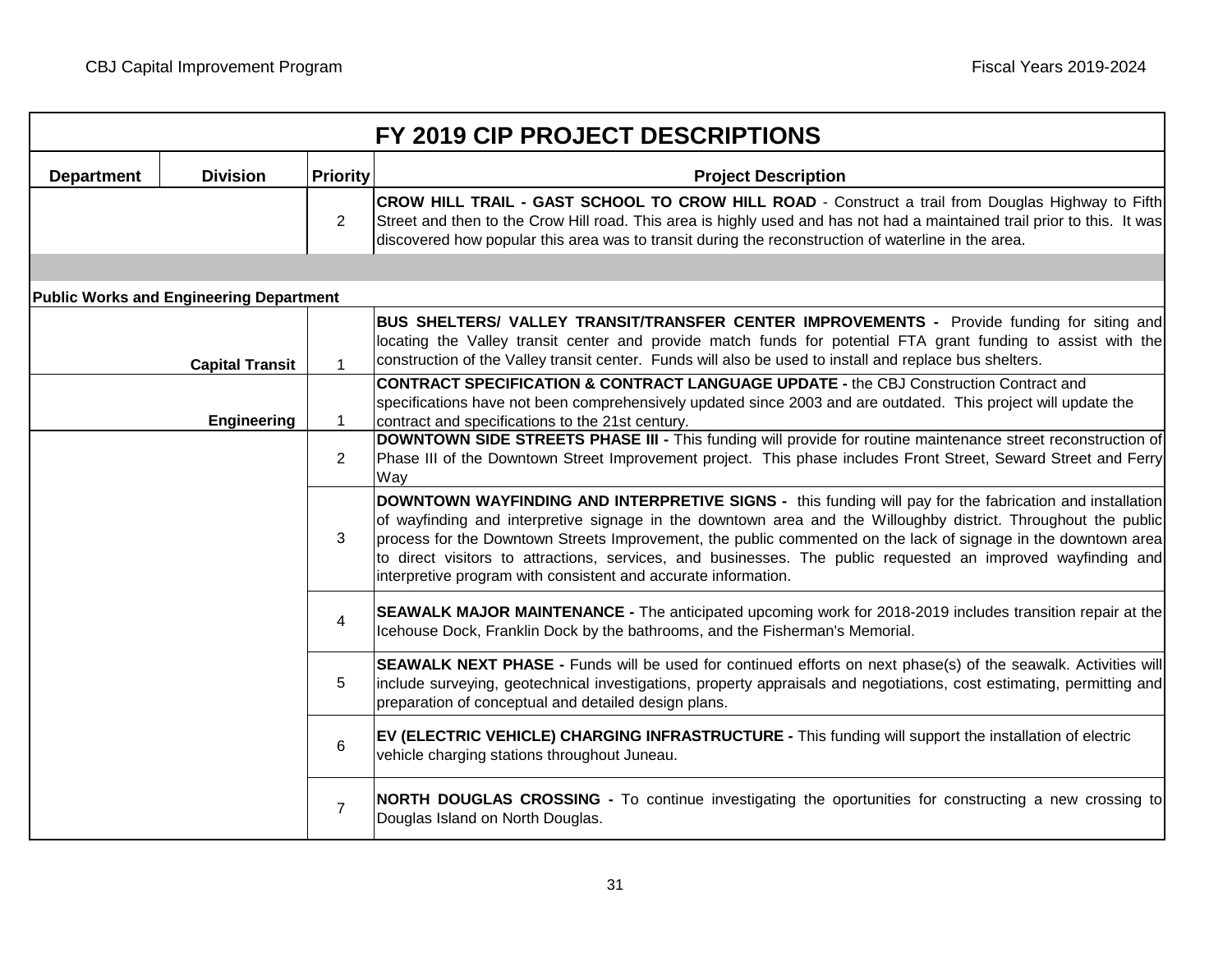| FY 2019 CIP PROJECT DESCRIPTIONS | | | |
|---|---|---|---|
| **Department** | **Division** | **Priority** | **Project Description** |
| | | 2 | **CROW HILL TRAIL - GAST SCHOOL TO CROW HILL ROAD** - Construct a trail from Douglas Highway to Fifth Street and then to the Crow Hill road. This area is highly used and has not had a maintained trail prior to this. It was discovered how popular this area was to transit during the reconstruction of waterline in the area. |
| | | | |
| **Public Works and Engineering Department** | | | |
| | **Capital Transit** | 1 | **BUS SHELTERS/ VALLEY TRANSIT/TRANSFER CENTER IMPROVEMENTS -** Provide funding for siting and locating the Valley transit center and provide match funds for potential FTA grant funding to assist with the construction of the Valley transit center. Funds will also be used to install and replace bus shelters. |
| | **Engineering** | 1 | **CONTRACT SPECIFICATION & CONTRACT LANGUAGE UPDATE -** the CBJ Construction Contract and specifications have not been comprehensively updated since 2003 and are outdated. This project will update the contract and specifications to the 21st century. |
| | | 2 | **DOWNTOWN SIDE STREETS PHASE III -** This funding will provide for routine maintenance street reconstruction of Phase III of the Downtown Street Improvement project. This phase includes Front Street, Seward Street and Ferry Way |
| | | 3 | **DOWNTOWN WAYFINDING AND INTERPRETIVE SIGNS -** this funding will pay for the fabrication and installation of wayfinding and interpretive signage in the downtown area and the Willoughby district. Throughout the public process for the Downtown Streets Improvement, the public commented on the lack of signage in the downtown area to direct visitors to attractions, services, and businesses. The public requested an improved wayfinding and interpretive program with consistent and accurate information. |
| | | 4 | **SEAWALK MAJOR MAINTENANCE -** The anticipated upcoming work for 2018-2019 includes transition repair at the Icehouse Dock, Franklin Dock by the bathrooms, and the Fisherman's Memorial. |
| | | 5 | **SEAWALK NEXT PHASE -** Funds will be used for continued efforts on next phase(s) of the seawalk. Activities will include surveying, geotechnical investigations, property appraisals and negotiations, cost estimating, permitting and preparation of conceptual and detailed design plans. |
| | | 6 | **EV (ELECTRIC VEHICLE) CHARGING INFRASTRUCTURE -** This funding will support the installation of electric vehicle charging stations throughout Juneau. |
| | | 7 | **NORTH DOUGLAS CROSSING -** To continue investigating the oportunities for constructing a new crossing to Douglas Island on North Douglas. |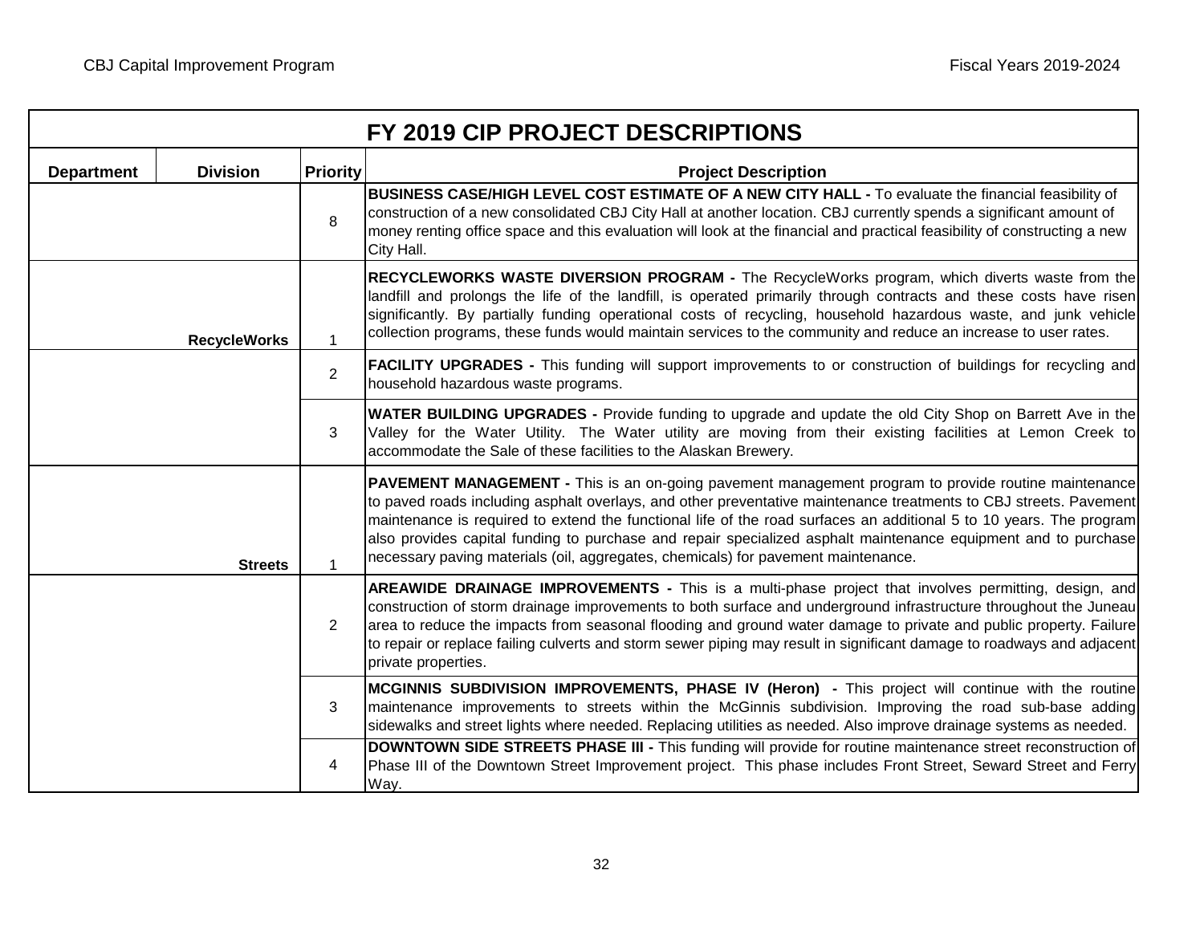## FY 2019 CIP PROJECT DESCRIPTIONS

| Department | Division | Priority | Project Description |
|---|---|---|---|
| | | 8 | **BUSINESS CASE/HIGH LEVEL COST ESTIMATE OF A NEW CITY HALL -** To evaluate the financial feasibility of construction of a new consolidated CBJ City Hall at another location. CBJ currently spends a significant amount of money renting office space and this evaluation will look at the financial and practical feasibility of constructing a new City Hall. |
| | **RecycleWorks** | 1 | **RECYCLEWORKS WASTE DIVERSION PROGRAM -** The RecycleWorks program, which diverts waste from the landfill and prolongs the life of the landfill, is operated primarily through contracts and these costs have risen significantly. By partially funding operational costs of recycling, household hazardous waste, and junk vehicle collection programs, these funds would maintain services to the community and reduce an increase to user rates. |
| | | 2 | **FACILITY UPGRADES -** This funding will support improvements to or construction of buildings for recycling and household hazardous waste programs. |
| | | 3 | **WATER BUILDING UPGRADES -** Provide funding to upgrade and update the old City Shop on Barrett Ave in the Valley for the Water Utility. The Water utility are moving from their existing facilities at Lemon Creek to accommodate the Sale of these facilities to the Alaskan Brewery. |
| | **Streets** | 1 | **PAVEMENT MANAGEMENT -** This is an on-going pavement management program to provide routine maintenance to paved roads including asphalt overlays, and other preventative maintenance treatments to CBJ streets. Pavement maintenance is required to extend the functional life of the road surfaces an additional 5 to 10 years. The program also provides capital funding to purchase and repair specialized asphalt maintenance equipment and to purchase necessary paving materials (oil, aggregates, chemicals) for pavement maintenance. |
| | | 2 | **AREAWIDE DRAINAGE IMPROVEMENTS -** This is a multi-phase project that involves permitting, design, and construction of storm drainage improvements to both surface and underground infrastructure throughout the Juneau area to reduce the impacts from seasonal flooding and ground water damage to private and public property. Failure to repair or replace failing culverts and storm sewer piping may result in significant damage to roadways and adjacent private properties. |
| | | 3 | **MCGINNIS SUBDIVISION IMPROVEMENTS, PHASE IV (Heron) -** This project will continue with the routine maintenance improvements to streets within the McGinnis subdivision. Improving the road sub-base adding sidewalks and street lights where needed. Replacing utilities as needed. Also improve drainage systems as needed. |
| | | 4 | **DOWNTOWN SIDE STREETS PHASE III -** This funding will provide for routine maintenance street reconstruction of Phase III of the Downtown Street Improvement project. This phase includes Front Street, Seward Street and Ferry Way. |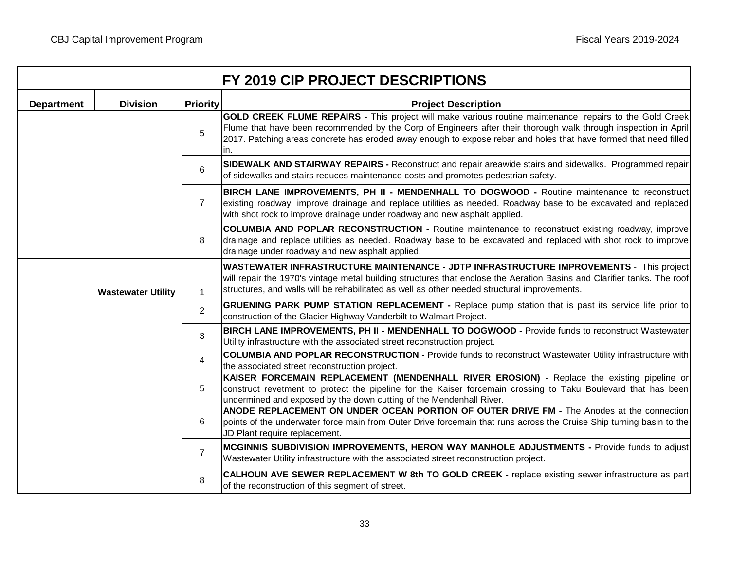## FY 2019 CIP PROJECT DESCRIPTIONS

| Department | Division | Priority | Project Description |
|---|---|---|---|
| | | 5 | **GOLD CREEK FLUME REPAIRS -** This project will make various routine maintenance repairs to the Gold Creek Flume that have been recommended by the Corp of Engineers after their thorough walk through inspection in April 2017. Patching areas concrete has eroded away enough to expose rebar and holes that have formed that need filled in. |
| | | 6 | **SIDEWALK AND STAIRWAY REPAIRS -** Reconstruct and repair areawide stairs and sidewalks. Programmed repair of sidewalks and stairs reduces maintenance costs and promotes pedestrian safety. |
| | | 7 | **BIRCH LANE IMPROVEMENTS, PH II - MENDENHALL TO DOGWOOD -** Routine maintenance to reconstruct existing roadway, improve drainage and replace utilities as needed. Roadway base to be excavated and replaced with shot rock to improve drainage under roadway and new asphalt applied. |
| | | 8 | **COLUMBIA AND POPLAR RECONSTRUCTION -** Routine maintenance to reconstruct existing roadway, improve drainage and replace utilities as needed. Roadway base to be excavated and replaced with shot rock to improve drainage under roadway and new asphalt applied. |
| | **Wastewater Utility** | 1 | **WASTEWATER INFRASTRUCTURE MAINTENANCE - JDTP INFRASTRUCTURE IMPROVEMENTS** - This project will repair the 1970's vintage metal building structures that enclose the Aeration Basins and Clarifier tanks. The roof structures, and walls will be rehabilitated as well as other needed structural improvements. |
| | | 2 | **GRUENING PARK PUMP STATION REPLACEMENT -** Replace pump station that is past its service life prior to construction of the Glacier Highway Vanderbilt to Walmart Project. |
| | | 3 | **BIRCH LANE IMPROVEMENTS, PH II - MENDENHALL TO DOGWOOD -** Provide funds to reconstruct Wastewater Utility infrastructure with the associated street reconstruction project. |
| | | 4 | **COLUMBIA AND POPLAR RECONSTRUCTION -** Provide funds to reconstruct Wastewater Utility infrastructure with the associated street reconstruction project. |
| | | 5 | **KAISER FORCEMAIN REPLACEMENT (MENDENHALL RIVER EROSION) -** Replace the existing pipeline or construct revetment to protect the pipeline for the Kaiser forcemain crossing to Taku Boulevard that has been undermined and exposed by the down cutting of the Mendenhall River. |
| | | 6 | **ANODE REPLACEMENT ON UNDER OCEAN PORTION OF OUTER DRIVE FM -** The Anodes at the connection points of the underwater force main from Outer Drive forcemain that runs across the Cruise Ship turning basin to the JD Plant require replacement. |
| | | 7 | **MCGINNIS SUBDIVISION IMPROVEMENTS, HERON WAY MANHOLE ADJUSTMENTS -** Provide funds to adjust Wastewater Utility infrastructure with the associated street reconstruction project. |
| | | 8 | **CALHOUN AVE SEWER REPLACEMENT W 8th TO GOLD CREEK -** replace existing sewer infrastructure as part of the reconstruction of this segment of street. |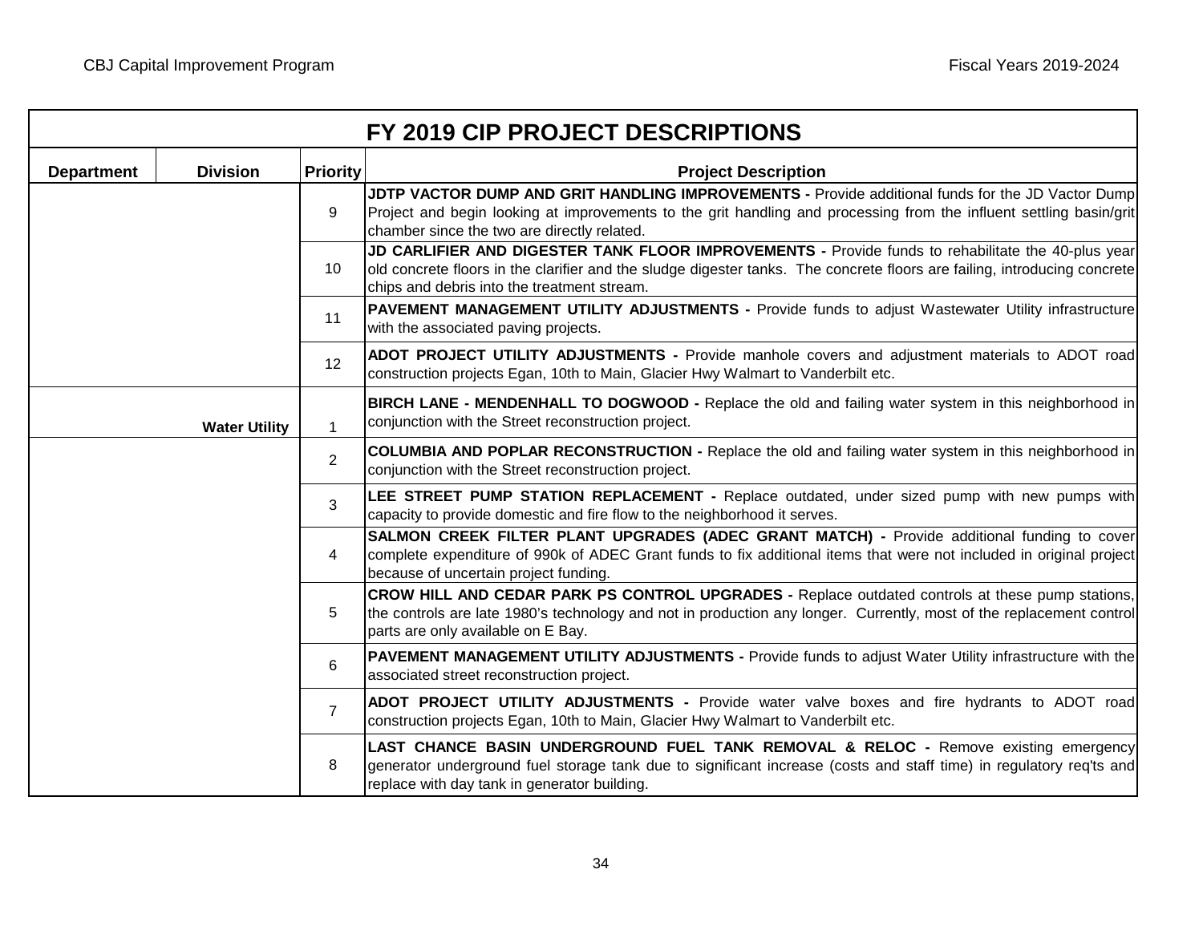## FY 2019 CIP PROJECT DESCRIPTIONS

| Department | Division | Priority | Project Description |
|---|---|---|---|
| | | 9 | **JDTP VACTOR DUMP AND GRIT HANDLING IMPROVEMENTS -** Provide additional funds for the JD Vactor Dump Project and begin looking at improvements to the grit handling and processing from the influent settling basin/grit chamber since the two are directly related. |
| | | 10 | **JD CARLIFIER AND DIGESTER TANK FLOOR IMPROVEMENTS -** Provide funds to rehabilitate the 40-plus year old concrete floors in the clarifier and the sludge digester tanks. The concrete floors are failing, introducing concrete chips and debris into the treatment stream. |
| | | 11 | **PAVEMENT MANAGEMENT UTILITY ADJUSTMENTS -** Provide funds to adjust Wastewater Utility infrastructure with the associated paving projects. |
| | | 12 | **ADOT PROJECT UTILITY ADJUSTMENTS -** Provide manhole covers and adjustment materials to ADOT road construction projects Egan, 10th to Main, Glacier Hwy Walmart to Vanderbilt etc. |
| | **Water Utility** | 1 | **BIRCH LANE - MENDENHALL TO DOGWOOD -** Replace the old and failing water system in this neighborhood in conjunction with the Street reconstruction project. |
| | | 2 | **COLUMBIA AND POPLAR RECONSTRUCTION -** Replace the old and failing water system in this neighborhood in conjunction with the Street reconstruction project. |
| | | 3 | **LEE STREET PUMP STATION REPLACEMENT -** Replace outdated, under sized pump with new pumps with capacity to provide domestic and fire flow to the neighborhood it serves. |
| | | 4 | **SALMON CREEK FILTER PLANT UPGRADES (ADEC GRANT MATCH) -** Provide additional funding to cover complete expenditure of 990k of ADEC Grant funds to fix additional items that were not included in original project because of uncertain project funding. |
| | | 5 | **CROW HILL AND CEDAR PARK PS CONTROL UPGRADES -** Replace outdated controls at these pump stations, the controls are late 1980's technology and not in production any longer. Currently, most of the replacement control parts are only available on E Bay. |
| | | 6 | **PAVEMENT MANAGEMENT UTILITY ADJUSTMENTS -** Provide funds to adjust Water Utility infrastructure with the associated street reconstruction project. |
| | | 7 | **ADOT PROJECT UTILITY ADJUSTMENTS -** Provide water valve boxes and fire hydrants to ADOT road construction projects Egan, 10th to Main, Glacier Hwy Walmart to Vanderbilt etc. |
| | | 8 | **LAST CHANCE BASIN UNDERGROUND FUEL TANK REMOVAL & RELOC -** Remove existing emergency generator underground fuel storage tank due to significant increase (costs and staff time) in regulatory req'ts and replace with day tank in generator building. |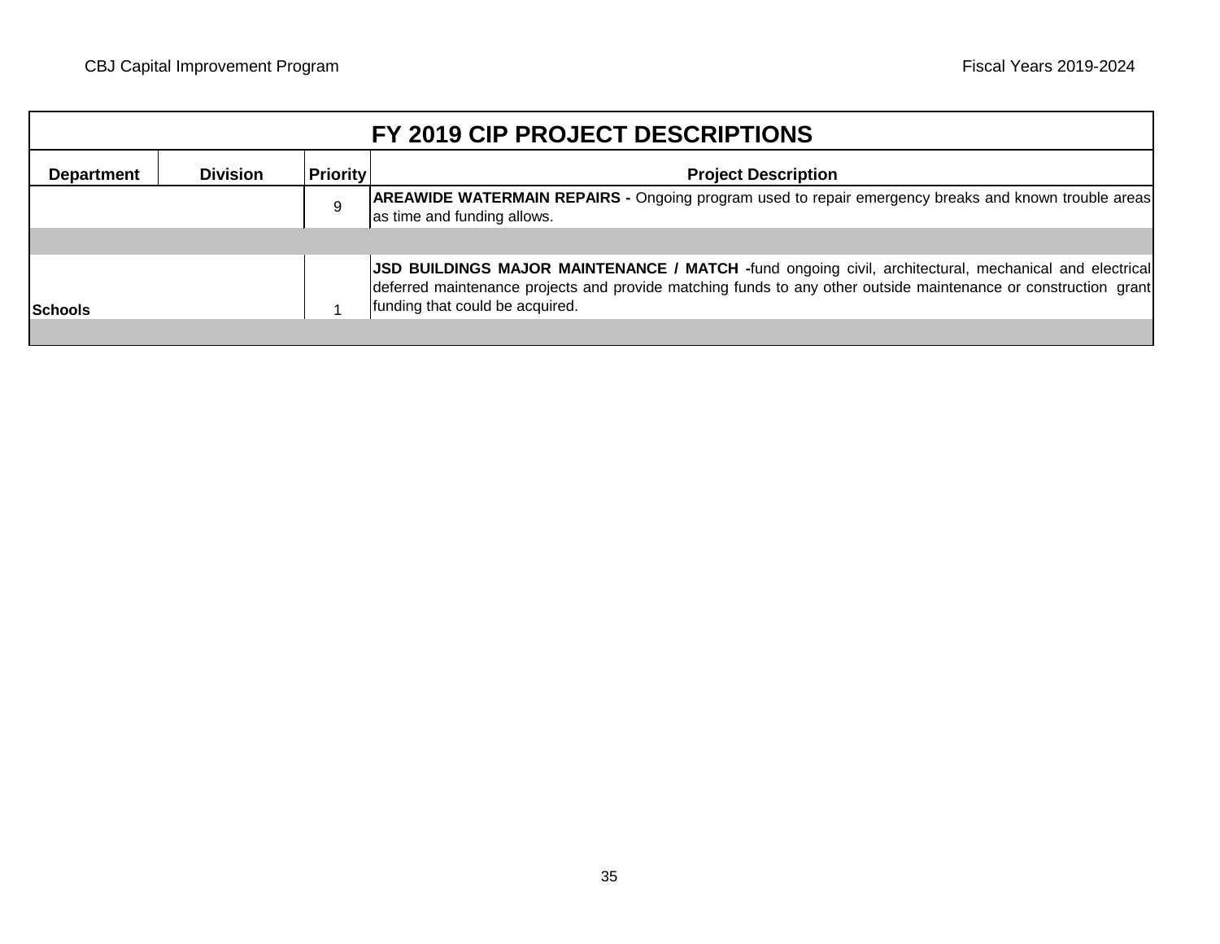| FY 2019 CIP PROJECT DESCRIPTIONS | | | |
|---|---|---|---|
| **Department** | **Division** | **Priority** | **Project Description** |
| | | 9 | **AREAWIDE WATERMAIN REPAIRS -** Ongoing program used to repair emergency breaks and known trouble areas as time and funding allows. |
| | | | |
| **Schools** | | 1 | **JSD BUILDINGS MAJOR MAINTENANCE / MATCH -**fund ongoing civil, architectural, mechanical and electrical deferred maintenance projects and provide matching funds to any other outside maintenance or construction grant funding that could be acquired. |
| | | | |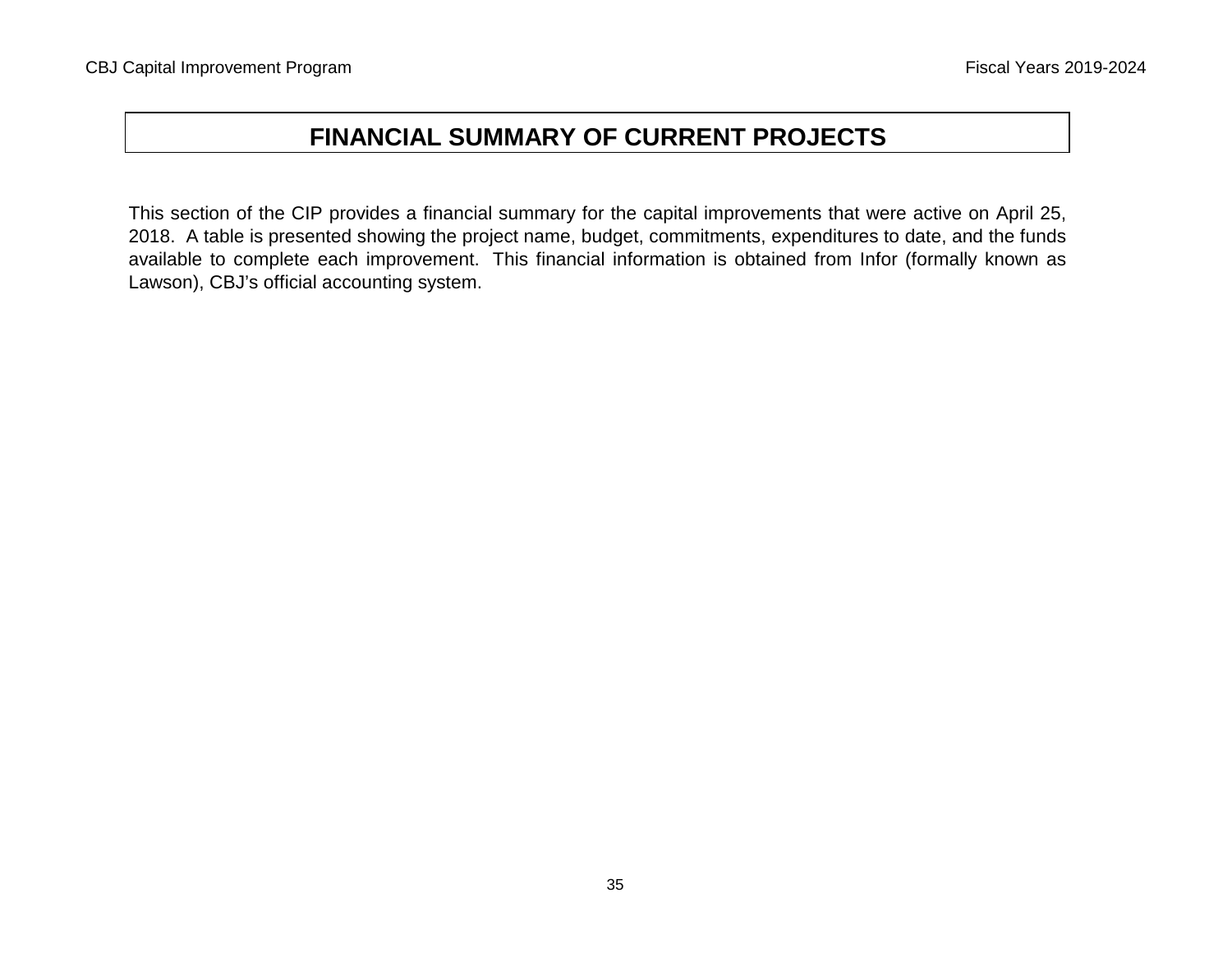# FINANCIAL SUMMARY OF CURRENT PROJECTS

This section of the CIP provides a financial summary for the capital improvements that were active on April 25, 2018. A table is presented showing the project name, budget, commitments, expenditures to date, and the funds available to complete each improvement. This financial information is obtained from Infor (formally known as Lawson), CBJ's official accounting system.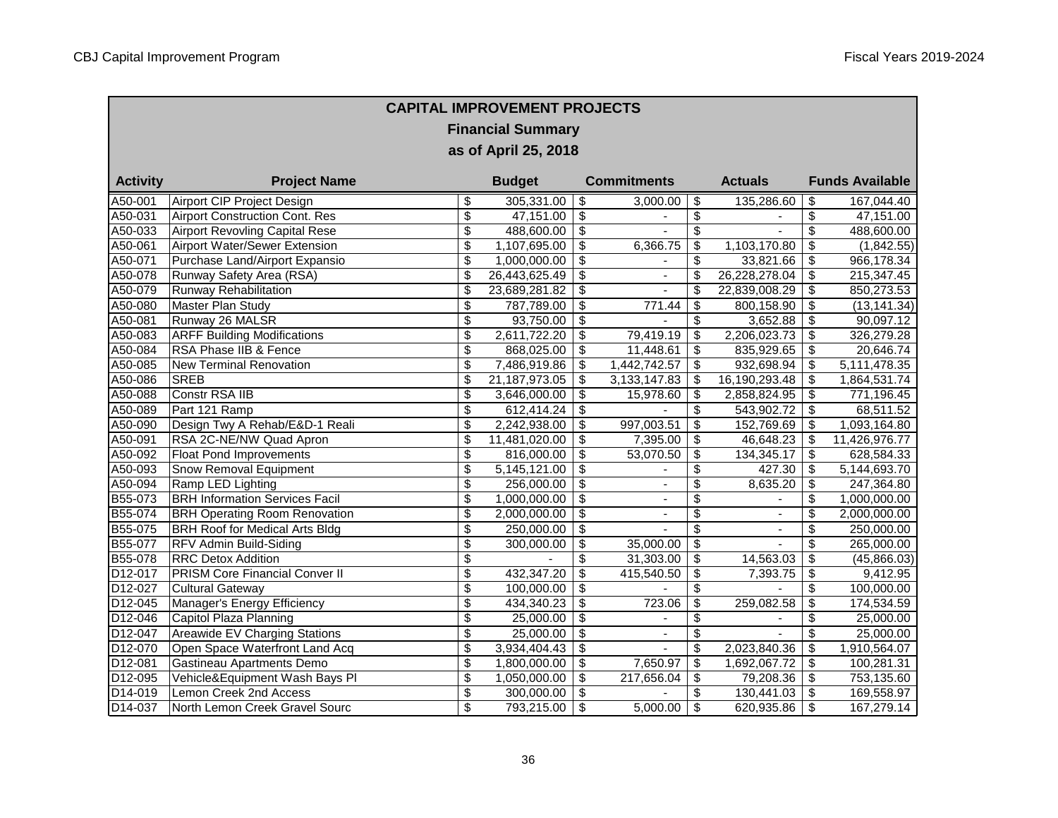| CAPITAL IMPROVEMENT PROJECTS | | | | | |
|---|---|---|---|---|---|
| Financial Summary | | | | | |
| as of April 25, 2018 | | | | | |
| **Activity** | **Project Name** | **Budget** | **Commitments** | **Actuals** | **Funds Available** |
| A50-001 | Airport CIP Project Design | $ 305,331.00 | $ 3,000.00 | $ 135,286.60 | $ 167,044.40 |
| A50-031 | Airport Construction Cont. Res | $ 47,151.00 | $ - | $ - | $ 47,151.00 |
| A50-033 | Airport Revovling Capital Rese | $ 488,600.00 | $ - | $ - | $ 488,600.00 |
| A50-061 | Airport Water/Sewer Extension | $ 1,107,695.00 | $ 6,366.75 | $ 1,103,170.80 | $ (1,842.55) |
| A50-071 | Purchase Land/Airport Expansio | $ 1,000,000.00 | $ - | $ 33,821.66 | $ 966,178.34 |
| A50-078 | Runway Safety Area (RSA) | $ 26,443,625.49 | $ - | $ 26,228,278.04 | $ 215,347.45 |
| A50-079 | Runway Rehabilitation | $ 23,689,281.82 | $ - | $ 22,839,008.29 | $ 850,273.53 |
| A50-080 | Master Plan Study | $ 787,789.00 | $ 771.44 | $ 800,158.90 | $ (13,141.34) |
| A50-081 | Runway 26 MALSR | $ 93,750.00 | $ - | $ 3,652.88 | $ 90,097.12 |
| A50-083 | ARFF Building Modifications | $ 2,611,722.20 | $ 79,419.19 | $ 2,206,023.73 | $ 326,279.28 |
| A50-084 | RSA Phase IIB & Fence | $ 868,025.00 | $ 11,448.61 | $ 835,929.65 | $ 20,646.74 |
| A50-085 | New Terminal Renovation | $ 7,486,919.86 | $ 1,442,742.57 | $ 932,698.94 | $ 5,111,478.35 |
| A50-086 | SREB | $ 21,187,973.05 | $ 3,133,147.83 | $ 16,190,293.48 | $ 1,864,531.74 |
| A50-088 | Constr RSA IIB | $ 3,646,000.00 | $ 15,978.60 | $ 2,858,824.95 | $ 771,196.45 |
| A50-089 | Part 121 Ramp | $ 612,414.24 | $ - | $ 543,902.72 | $ 68,511.52 |
| A50-090 | Design Twy A Rehab/E&D-1 Reali | $ 2,242,938.00 | $ 997,003.51 | $ 152,769.69 | $ 1,093,164.80 |
| A50-091 | RSA 2C-NE/NW Quad Apron | $ 11,481,020.00 | $ 7,395.00 | $ 46,648.23 | $ 11,426,976.77 |
| A50-092 | Float Pond Improvements | $ 816,000.00 | $ 53,070.50 | $ 134,345.17 | $ 628,584.33 |
| A50-093 | Snow Removal Equipment | $ 5,145,121.00 | $ - | $ 427.30 | $ 5,144,693.70 |
| A50-094 | Ramp LED Lighting | $ 256,000.00 | $ - | $ 8,635.20 | $ 247,364.80 |
| B55-073 | BRH Information Services Facil | $ 1,000,000.00 | $ - | $ - | $ 1,000,000.00 |
| B55-074 | BRH Operating Room Renovation | $ 2,000,000.00 | $ - | $ - | $ 2,000,000.00 |
| B55-075 | BRH Roof for Medical Arts Bldg | $ 250,000.00 | $ - | $ - | $ 250,000.00 |
| B55-077 | RFV Admin Build-Siding | $ 300,000.00 | $ 35,000.00 | $ - | $ 265,000.00 |
| B55-078 | RRC Detox Addition | $ - | $ 31,303.00 | $ 14,563.03 | $ (45,866.03) |
| D12-017 | PRISM Core Financial Conver II | $ 432,347.20 | $ 415,540.50 | $ 7,393.75 | $ 9,412.95 |
| D12-027 | Cultural Gateway | $ 100,000.00 | $ - | $ - | $ 100,000.00 |
| D12-045 | Manager's Energy Efficiency | $ 434,340.23 | $ 723.06 | $ 259,082.58 | $ 174,534.59 |
| D12-046 | Capitol Plaza Planning | $ 25,000.00 | $ - | $ - | $ 25,000.00 |
| D12-047 | Areawide EV Charging Stations | $ 25,000.00 | $ - | $ - | $ 25,000.00 |
| D12-070 | Open Space Waterfront Land Acq | $ 3,934,404.43 | $ - | $ 2,023,840.36 | $ 1,910,564.07 |
| D12-081 | Gastineau Apartments Demo | $ 1,800,000.00 | $ 7,650.97 | $ 1,692,067.72 | $ 100,281.31 |
| D12-095 | Vehicle&Equipment Wash Bays Pl | $ 1,050,000.00 | $ 217,656.04 | $ 79,208.36 | $ 753,135.60 |
| D14-019 | Lemon Creek 2nd Access | $ 300,000.00 | $ - | $ 130,441.03 | $ 169,558.97 |
| D14-037 | North Lemon Creek Gravel Sourc | $ 793,215.00 | $ 5,000.00 | $ 620,935.86 | $ 167,279.14 |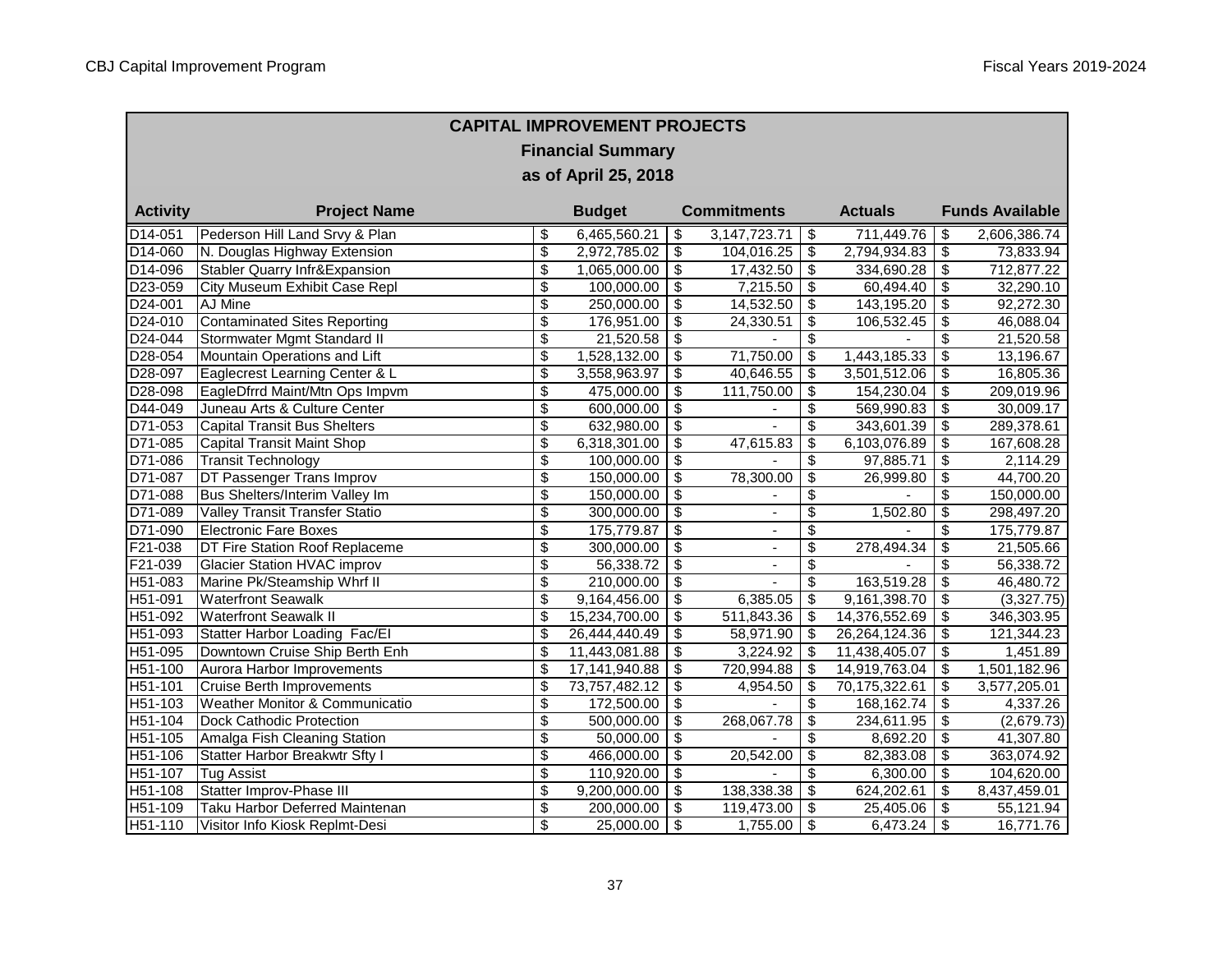# CAPITAL IMPROVEMENT PROJECTS

## Financial Summary

### as of April 25, 2018

| Activity | Project Name | Budget | Commitments | Actuals | Funds Available |
|---|---|---|---|---|---|
| D14-051 | Pederson Hill Land Srvy & Plan | $ 6,465,560.21 | $ 3,147,723.71 | $ 711,449.76 | $ 2,606,386.74 |
| D14-060 | N. Douglas Highway Extension | $ 2,972,785.02 | $ 104,016.25 | $ 2,794,934.83 | $ 73,833.94 |
| D14-096 | Stabler Quarry Infr&Expansion | $ 1,065,000.00 | $ 17,432.50 | $ 334,690.28 | $ 712,877.22 |
| D23-059 | City Museum Exhibit Case Repl | $ 100,000.00 | $ 7,215.50 | $ 60,494.40 | $ 32,290.10 |
| D24-001 | AJ Mine | $ 250,000.00 | $ 14,532.50 | $ 143,195.20 | $ 92,272.30 |
| D24-010 | Contaminated Sites Reporting | $ 176,951.00 | $ 24,330.51 | $ 106,532.45 | $ 46,088.04 |
| D24-044 | Stormwater Mgmt Standard II | $ 21,520.58 | $ - | $ - | $ 21,520.58 |
| D28-054 | Mountain Operations and Lift | $ 1,528,132.00 | $ 71,750.00 | $ 1,443,185.33 | $ 13,196.67 |
| D28-097 | Eaglecrest Learning Center & L | $ 3,558,963.97 | $ 40,646.55 | $ 3,501,512.06 | $ 16,805.36 |
| D28-098 | EagleDfrrd Maint/Mtn Ops Impvm | $ 475,000.00 | $ 111,750.00 | $ 154,230.04 | $ 209,019.96 |
| D44-049 | Juneau Arts & Culture Center | $ 600,000.00 | $ - | $ 569,990.83 | $ 30,009.17 |
| D71-053 | Capital Transit Bus Shelters | $ 632,980.00 | $ - | $ 343,601.39 | $ 289,378.61 |
| D71-085 | Capital Transit Maint Shop | $ 6,318,301.00 | $ 47,615.83 | $ 6,103,076.89 | $ 167,608.28 |
| D71-086 | Transit Technology | $ 100,000.00 | $ - | $ 97,885.71 | $ 2,114.29 |
| D71-087 | DT Passenger Trans Improv | $ 150,000.00 | $ 78,300.00 | $ 26,999.80 | $ 44,700.20 |
| D71-088 | Bus Shelters/Interim Valley Im | $ 150,000.00 | $ - | $ - | $ 150,000.00 |
| D71-089 | Valley Transit Transfer Statio | $ 300,000.00 | $ - | $ 1,502.80 | $ 298,497.20 |
| D71-090 | Electronic Fare Boxes | $ 175,779.87 | $ - | $ - | $ 175,779.87 |
| F21-038 | DT Fire Station Roof Replaceme | $ 300,000.00 | $ - | $ 278,494.34 | $ 21,505.66 |
| F21-039 | Glacier Station HVAC improv | $ 56,338.72 | $ - | $ - | $ 56,338.72 |
| H51-083 | Marine Pk/Steamship Whrf II | $ 210,000.00 | $ - | $ 163,519.28 | $ 46,480.72 |
| H51-091 | Waterfront Seawalk | $ 9,164,456.00 | $ 6,385.05 | $ 9,161,398.70 | $ (3,327.75) |
| H51-092 | Waterfront Seawalk II | $ 15,234,700.00 | $ 511,843.36 | $ 14,376,552.69 | $ 346,303.95 |
| H51-093 | Statter Harbor Loading Fac/El | $ 26,444,440.49 | $ 58,971.90 | $ 26,264,124.36 | $ 121,344.23 |
| H51-095 | Downtown Cruise Ship Berth Enh | $ 11,443,081.88 | $ 3,224.92 | $ 11,438,405.07 | $ 1,451.89 |
| H51-100 | Aurora Harbor Improvements | $ 17,141,940.88 | $ 720,994.88 | $ 14,919,763.04 | $ 1,501,182.96 |
| H51-101 | Cruise Berth Improvements | $ 73,757,482.12 | $ 4,954.50 | $ 70,175,322.61 | $ 3,577,205.01 |
| H51-103 | Weather Monitor & Communicatio | $ 172,500.00 | $ - | $ 168,162.74 | $ 4,337.26 |
| H51-104 | Dock Cathodic Protection | $ 500,000.00 | $ 268,067.78 | $ 234,611.95 | $ (2,679.73) |
| H51-105 | Amalga Fish Cleaning Station | $ 50,000.00 | $ - | $ 8,692.20 | $ 41,307.80 |
| H51-106 | Statter Harbor Breakwtr Sfty I | $ 466,000.00 | $ 20,542.00 | $ 82,383.08 | $ 363,074.92 |
| H51-107 | Tug Assist | $ 110,920.00 | $ - | $ 6,300.00 | $ 104,620.00 |
| H51-108 | Statter Improv-Phase III | $ 9,200,000.00 | $ 138,338.38 | $ 624,202.61 | $ 8,437,459.01 |
| H51-109 | Taku Harbor Deferred Maintenan | $ 200,000.00 | $ 119,473.00 | $ 25,405.06 | $ 55,121.94 |
| H51-110 | Visitor Info Kiosk Replmt-Desi | $ 25,000.00 | $ 1,755.00 | $ 6,473.24 | $ 16,771.76 |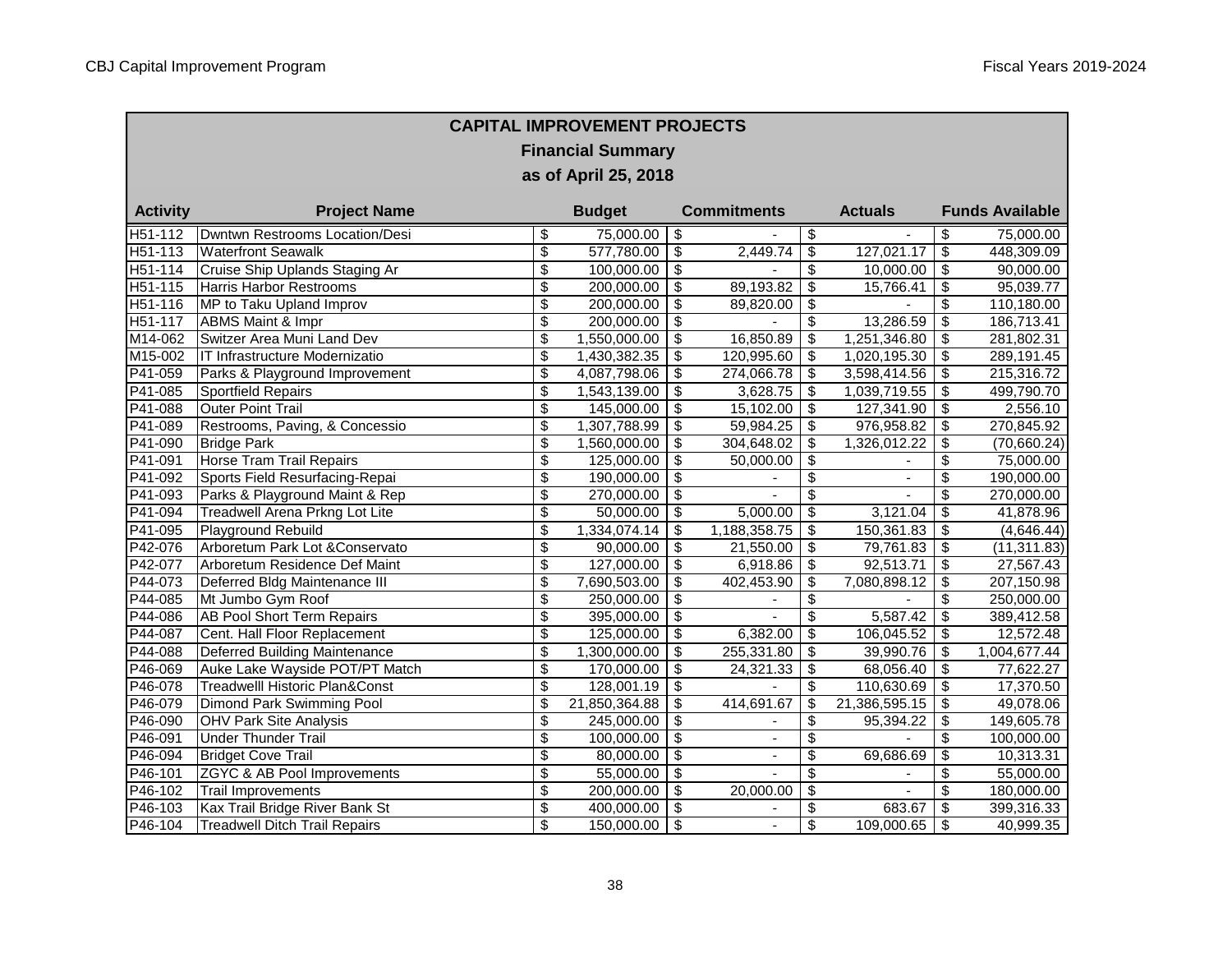## CAPITAL IMPROVEMENT PROJECTS

### Financial Summary

### as of April 25, 2018

| Activity | Project Name | Budget | Commitments | Actuals | Funds Available |
|---|---|---|---|---|---|
| H51-112 | Dwntwn Restrooms Location/Desi | $ 75,000.00 | $ - | $ - | $ 75,000.00 |
| H51-113 | Waterfront Seawalk | $ 577,780.00 | $ 2,449.74 | $ 127,021.17 | $ 448,309.09 |
| H51-114 | Cruise Ship Uplands Staging Ar | $ 100,000.00 | $ - | $ 10,000.00 | $ 90,000.00 |
| H51-115 | Harris Harbor Restrooms | $ 200,000.00 | $ 89,193.82 | $ 15,766.41 | $ 95,039.77 |
| H51-116 | MP to Taku Upland Improv | $ 200,000.00 | $ 89,820.00 | $ - | $ 110,180.00 |
| H51-117 | ABMS Maint & Impr | $ 200,000.00 | $ - | $ 13,286.59 | $ 186,713.41 |
| M14-062 | Switzer Area Muni Land Dev | $ 1,550,000.00 | $ 16,850.89 | $ 1,251,346.80 | $ 281,802.31 |
| M15-002 | IT Infrastructure Modernizatio | $ 1,430,382.35 | $ 120,995.60 | $ 1,020,195.30 | $ 289,191.45 |
| P41-059 | Parks & Playground Improvement | $ 4,087,798.06 | $ 274,066.78 | $ 3,598,414.56 | $ 215,316.72 |
| P41-085 | Sportfield Repairs | $ 1,543,139.00 | $ 3,628.75 | $ 1,039,719.55 | $ 499,790.70 |
| P41-088 | Outer Point Trail | $ 145,000.00 | $ 15,102.00 | $ 127,341.90 | $ 2,556.10 |
| P41-089 | Restrooms, Paving, & Concessio | $ 1,307,788.99 | $ 59,984.25 | $ 976,958.82 | $ 270,845.92 |
| P41-090 | Bridge Park | $ 1,560,000.00 | $ 304,648.02 | $ 1,326,012.22 | $ (70,660.24) |
| P41-091 | Horse Tram Trail Repairs | $ 125,000.00 | $ 50,000.00 | $ - | $ 75,000.00 |
| P41-092 | Sports Field Resurfacing-Repai | $ 190,000.00 | $ - | $ - | $ 190,000.00 |
| P41-093 | Parks & Playground Maint & Rep | $ 270,000.00 | $ - | $ - | $ 270,000.00 |
| P41-094 | Treadwell Arena Prkng Lot Lite | $ 50,000.00 | $ 5,000.00 | $ 3,121.04 | $ 41,878.96 |
| P41-095 | Playground Rebuild | $ 1,334,074.14 | $ 1,188,358.75 | $ 150,361.83 | $ (4,646.44) |
| P42-076 | Arboretum Park Lot &Conservato | $ 90,000.00 | $ 21,550.00 | $ 79,761.83 | $ (11,311.83) |
| P42-077 | Arboretum Residence Def Maint | $ 127,000.00 | $ 6,918.86 | $ 92,513.71 | $ 27,567.43 |
| P44-073 | Deferred Bldg Maintenance III | $ 7,690,503.00 | $ 402,453.90 | $ 7,080,898.12 | $ 207,150.98 |
| P44-085 | Mt Jumbo Gym Roof | $ 250,000.00 | $ - | $ - | $ 250,000.00 |
| P44-086 | AB Pool Short Term Repairs | $ 395,000.00 | $ - | $ 5,587.42 | $ 389,412.58 |
| P44-087 | Cent. Hall Floor Replacement | $ 125,000.00 | $ 6,382.00 | $ 106,045.52 | $ 12,572.48 |
| P44-088 | Deferred Building Maintenance | $ 1,300,000.00 | $ 255,331.80 | $ 39,990.76 | $ 1,004,677.44 |
| P46-069 | Auke Lake Wayside POT/PT Match | $ 170,000.00 | $ 24,321.33 | $ 68,056.40 | $ 77,622.27 |
| P46-078 | Treadwelll Historic Plan&Const | $ 128,001.19 | $ - | $ 110,630.69 | $ 17,370.50 |
| P46-079 | Dimond Park Swimming Pool | $ 21,850,364.88 | $ 414,691.67 | $ 21,386,595.15 | $ 49,078.06 |
| P46-090 | OHV Park Site Analysis | $ 245,000.00 | $ - | $ 95,394.22 | $ 149,605.78 |
| P46-091 | Under Thunder Trail | $ 100,000.00 | $ - | $ - | $ 100,000.00 |
| P46-094 | Bridget Cove Trail | $ 80,000.00 | $ - | $ 69,686.69 | $ 10,313.31 |
| P46-101 | ZGYC & AB Pool Improvements | $ 55,000.00 | $ - | $ - | $ 55,000.00 |
| P46-102 | Trail Improvements | $ 200,000.00 | $ 20,000.00 | $ - | $ 180,000.00 |
| P46-103 | Kax Trail Bridge River Bank St | $ 400,000.00 | $ - | $ 683.67 | $ 399,316.33 |
| P46-104 | Treadwell Ditch Trail Repairs | $ 150,000.00 | $ - | $ 109,000.65 | $ 40,999.35 |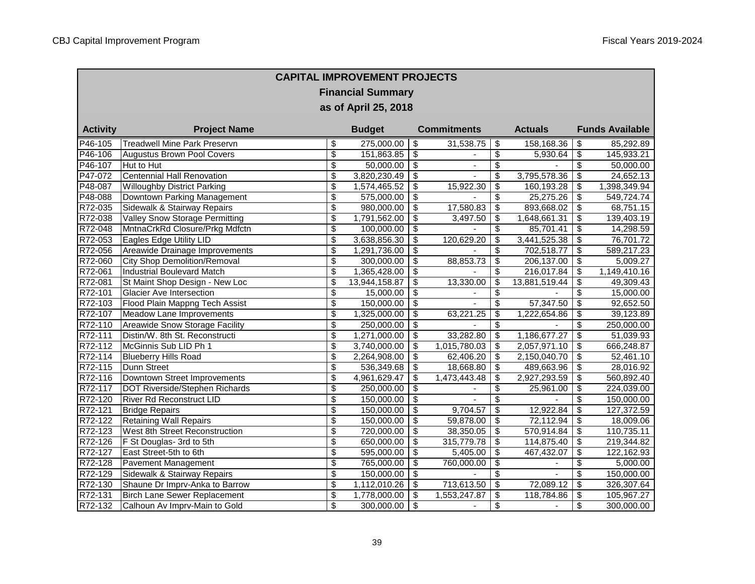## CAPITAL IMPROVEMENT PROJECTS

### Financial Summary

### as of April 25, 2018

| Activity | Project Name | Budget | Commitments | Actuals | Funds Available |
|---|---|---|---|---|---|
| P46-105 | Treadwell Mine Park Preservn | $ 275,000.00 | $ 31,538.75 | $ 158,168.36 | $ 85,292.89 |
| P46-106 | Augustus Brown Pool Covers | $ 151,863.85 | $ - | $ 5,930.64 | $ 145,933.21 |
| P46-107 | Hut to Hut | $ 50,000.00 | $ - | $ - | $ 50,000.00 |
| P47-072 | Centennial Hall Renovation | $ 3,820,230.49 | $ - | $ 3,795,578.36 | $ 24,652.13 |
| P48-087 | Willoughby District Parking | $ 1,574,465.52 | $ 15,922.30 | $ 160,193.28 | $ 1,398,349.94 |
| P48-088 | Downtown Parking Management | $ 575,000.00 | $ - | $ 25,275.26 | $ 549,724.74 |
| R72-035 | Sidewalk & Stairway Repairs | $ 980,000.00 | $ 17,580.83 | $ 893,668.02 | $ 68,751.15 |
| R72-038 | Valley Snow Storage Permitting | $ 1,791,562.00 | $ 3,497.50 | $ 1,648,661.31 | $ 139,403.19 |
| R72-048 | MntnaCrkRd Closure/Prkg Mdfctn | $ 100,000.00 | $ - | $ 85,701.41 | $ 14,298.59 |
| R72-053 | Eagles Edge Utility LID | $ 3,638,856.30 | $ 120,629.20 | $ 3,441,525.38 | $ 76,701.72 |
| R72-056 | Areawide Drainage Improvements | $ 1,291,736.00 | $ - | $ 702,518.77 | $ 589,217.23 |
| R72-060 | City Shop Demolition/Removal | $ 300,000.00 | $ 88,853.73 | $ 206,137.00 | $ 5,009.27 |
| R72-061 | Industrial Boulevard Match | $ 1,365,428.00 | $ - | $ 216,017.84 | $ 1,149,410.16 |
| R72-081 | St Maint Shop Design - New Loc | $ 13,944,158.87 | $ 13,330.00 | $ 13,881,519.44 | $ 49,309.43 |
| R72-101 | Glacier Ave Intersection | $ 15,000.00 | $ - | $ - | $ 15,000.00 |
| R72-103 | Flood Plain Mappng Tech Assist | $ 150,000.00 | $ - | $ 57,347.50 | $ 92,652.50 |
| R72-107 | Meadow Lane Improvements | $ 1,325,000.00 | $ 63,221.25 | $ 1,222,654.86 | $ 39,123.89 |
| R72-110 | Areawide Snow Storage Facility | $ 250,000.00 | $ - | $ - | $ 250,000.00 |
| R72-111 | Distin/W. 8th St. Reconstructi | $ 1,271,000.00 | $ 33,282.80 | $ 1,186,677.27 | $ 51,039.93 |
| R72-112 | McGinnis Sub LID Ph 1 | $ 3,740,000.00 | $ 1,015,780.03 | $ 2,057,971.10 | $ 666,248.87 |
| R72-114 | Blueberry Hills Road | $ 2,264,908.00 | $ 62,406.20 | $ 2,150,040.70 | $ 52,461.10 |
| R72-115 | Dunn Street | $ 536,349.68 | $ 18,668.80 | $ 489,663.96 | $ 28,016.92 |
| R72-116 | Downtown Street Improvements | $ 4,961,629.47 | $ 1,473,443.48 | $ 2,927,293.59 | $ 560,892.40 |
| R72-117 | DOT Riverside/Stephen Richards | $ 250,000.00 | $ - | $ 25,961.00 | $ 224,039.00 |
| R72-120 | River Rd Reconstruct LID | $ 150,000.00 | $ - | $ - | $ 150,000.00 |
| R72-121 | Bridge Repairs | $ 150,000.00 | $ 9,704.57 | $ 12,922.84 | $ 127,372.59 |
| R72-122 | Retaining Wall Repairs | $ 150,000.00 | $ 59,878.00 | $ 72,112.94 | $ 18,009.06 |
| R72-123 | West 8th Street Reconstruction | $ 720,000.00 | $ 38,350.05 | $ 570,914.84 | $ 110,735.11 |
| R72-126 | F St Douglas- 3rd to 5th | $ 650,000.00 | $ 315,779.78 | $ 114,875.40 | $ 219,344.82 |
| R72-127 | East Street-5th to 6th | $ 595,000.00 | $ 5,405.00 | $ 467,432.07 | $ 122,162.93 |
| R72-128 | Pavement Management | $ 765,000.00 | $ 760,000.00 | $ - | $ 5,000.00 |
| R72-129 | Sidewalk & Stairway Repairs | $ 150,000.00 | $ - | $ - | $ 150,000.00 |
| R72-130 | Shaune Dr Imprv-Anka to Barrow | $ 1,112,010.26 | $ 713,613.50 | $ 72,089.12 | $ 326,307.64 |
| R72-131 | Birch Lane Sewer Replacement | $ 1,778,000.00 | $ 1,553,247.87 | $ 118,784.86 | $ 105,967.27 |
| R72-132 | Calhoun Av Imprv-Main to Gold | $ 300,000.00 | $ - | $ - | $ 300,000.00 |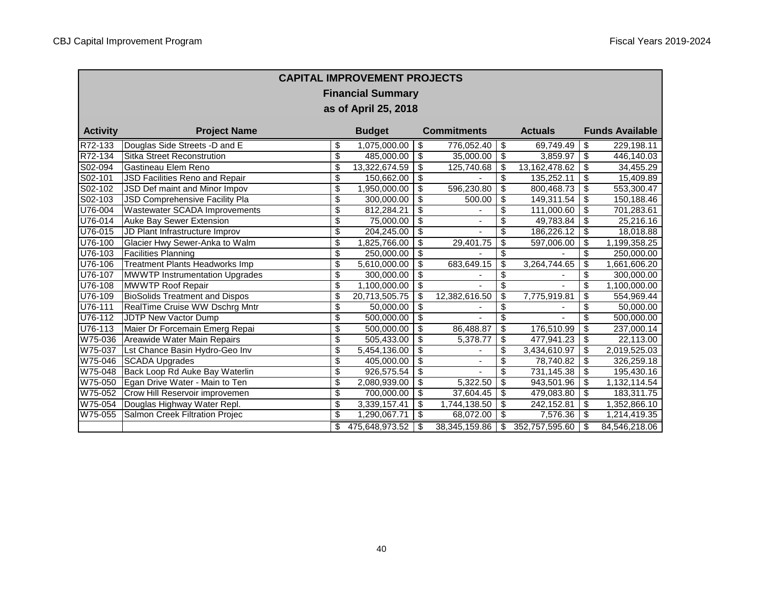| CAPITAL IMPROVEMENT PROJECTS<br>Financial Summary<br>as of April 25, 2018 | | | | | |
|---|---|---|---|---|---|
| **Activity** | **Project Name** | **Budget** | **Commitments** | **Actuals** | **Funds Available** |
| R72-133 | Douglas Side Streets -D and E | $ 1,075,000.00 | $ 776,052.40 | $ 69,749.49 | $ 229,198.11 |
| R72-134 | Sitka Street Reconstrution | $ 485,000.00 | $ 35,000.00 | $ 3,859.97 | $ 446,140.03 |
| S02-094 | Gastineau Elem Reno | $ 13,322,674.59 | $ 125,740.68 | $ 13,162,478.62 | $ 34,455.29 |
| S02-101 | JSD Facilities Reno and Repair | $ 150,662.00 | $ - | $ 135,252.11 | $ 15,409.89 |
| S02-102 | JSD Def maint and Minor Impov | $ 1,950,000.00 | $ 596,230.80 | $ 800,468.73 | $ 553,300.47 |
| S02-103 | JSD Comprehensive Facility Pla | $ 300,000.00 | $ 500.00 | $ 149,311.54 | $ 150,188.46 |
| U76-004 | Wastewater SCADA Improvements | $ 812,284.21 | $ - | $ 111,000.60 | $ 701,283.61 |
| U76-014 | Auke Bay Sewer Extension | $ 75,000.00 | $ - | $ 49,783.84 | $ 25,216.16 |
| U76-015 | JD Plant Infrastructure Improv | $ 204,245.00 | $ - | $ 186,226.12 | $ 18,018.88 |
| U76-100 | Glacier Hwy Sewer-Anka to Walm | $ 1,825,766.00 | $ 29,401.75 | $ 597,006.00 | $ 1,199,358.25 |
| U76-103 | Facilities Planning | $ 250,000.00 | $ - | $ - | $ 250,000.00 |
| U76-106 | Treatment Plants Headworks Imp | $ 5,610,000.00 | $ 683,649.15 | $ 3,264,744.65 | $ 1,661,606.20 |
| U76-107 | MWWTP Instrumentation Upgrades | $ 300,000.00 | $ - | $ - | $ 300,000.00 |
| U76-108 | MWWTP Roof Repair | $ 1,100,000.00 | $ - | $ - | $ 1,100,000.00 |
| U76-109 | BioSolids Treatment and Dispos | $ 20,713,505.75 | $ 12,382,616.50 | $ 7,775,919.81 | $ 554,969.44 |
| U76-111 | RealTime Cruise WW Dschrg Mntr | $ 50,000.00 | $ - | $ - | $ 50,000.00 |
| U76-112 | JDTP New Vactor Dump | $ 500,000.00 | $ - | $ - | $ 500,000.00 |
| U76-113 | Maier Dr Forcemain Emerg Repai | $ 500,000.00 | $ 86,488.87 | $ 176,510.99 | $ 237,000.14 |
| W75-036 | Areawide Water Main Repairs | $ 505,433.00 | $ 5,378.77 | $ 477,941.23 | $ 22,113.00 |
| W75-037 | Lst Chance Basin Hydro-Geo Inv | $ 5,454,136.00 | $ - | $ 3,434,610.97 | $ 2,019,525.03 |
| W75-046 | SCADA Upgrades | $ 405,000.00 | $ - | $ 78,740.82 | $ 326,259.18 |
| W75-048 | Back Loop Rd Auke Bay Waterlin | $ 926,575.54 | $ - | $ 731,145.38 | $ 195,430.16 |
| W75-050 | Egan Drive Water - Main to Ten | $ 2,080,939.00 | $ 5,322.50 | $ 943,501.96 | $ 1,132,114.54 |
| W75-052 | Crow Hill Reservoir improvemen | $ 700,000.00 | $ 37,604.45 | $ 479,083.80 | $ 183,311.75 |
| W75-054 | Douglas Highway Water Repl. | $ 3,339,157.41 | $ 1,744,138.50 | $ 242,152.81 | $ 1,352,866.10 |
| W75-055 | Salmon Creek Filtration Projec | $ 1,290,067.71 | $ 68,072.00 | $ 7,576.36 | $ 1,214,419.35 |
| | | $ 475,648,973.52 | $ 38,345,159.86 | $ 352,757,595.60 | $ 84,546,218.06 |